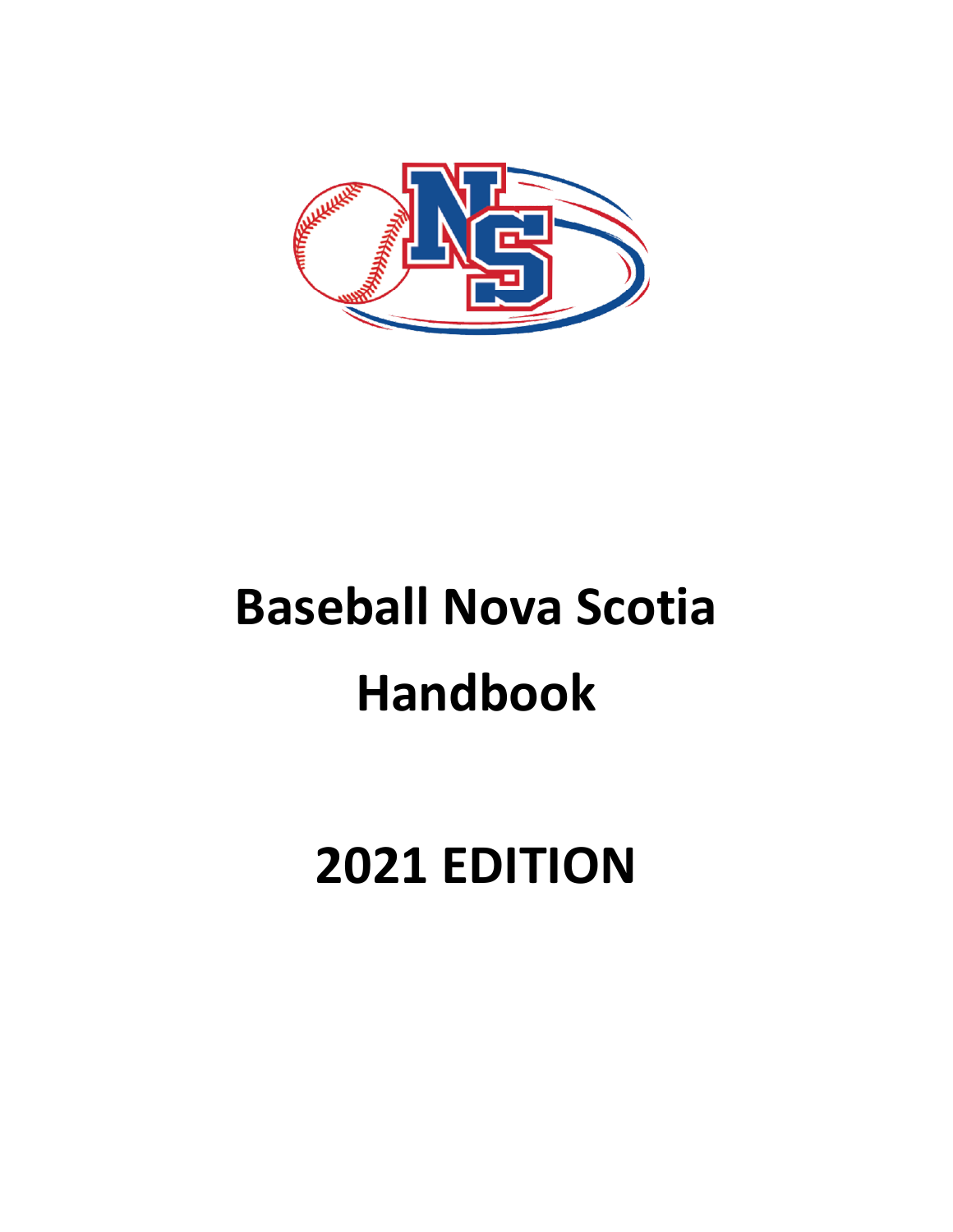# Baseball Nova Scotia Handbook

# 2021 EDITION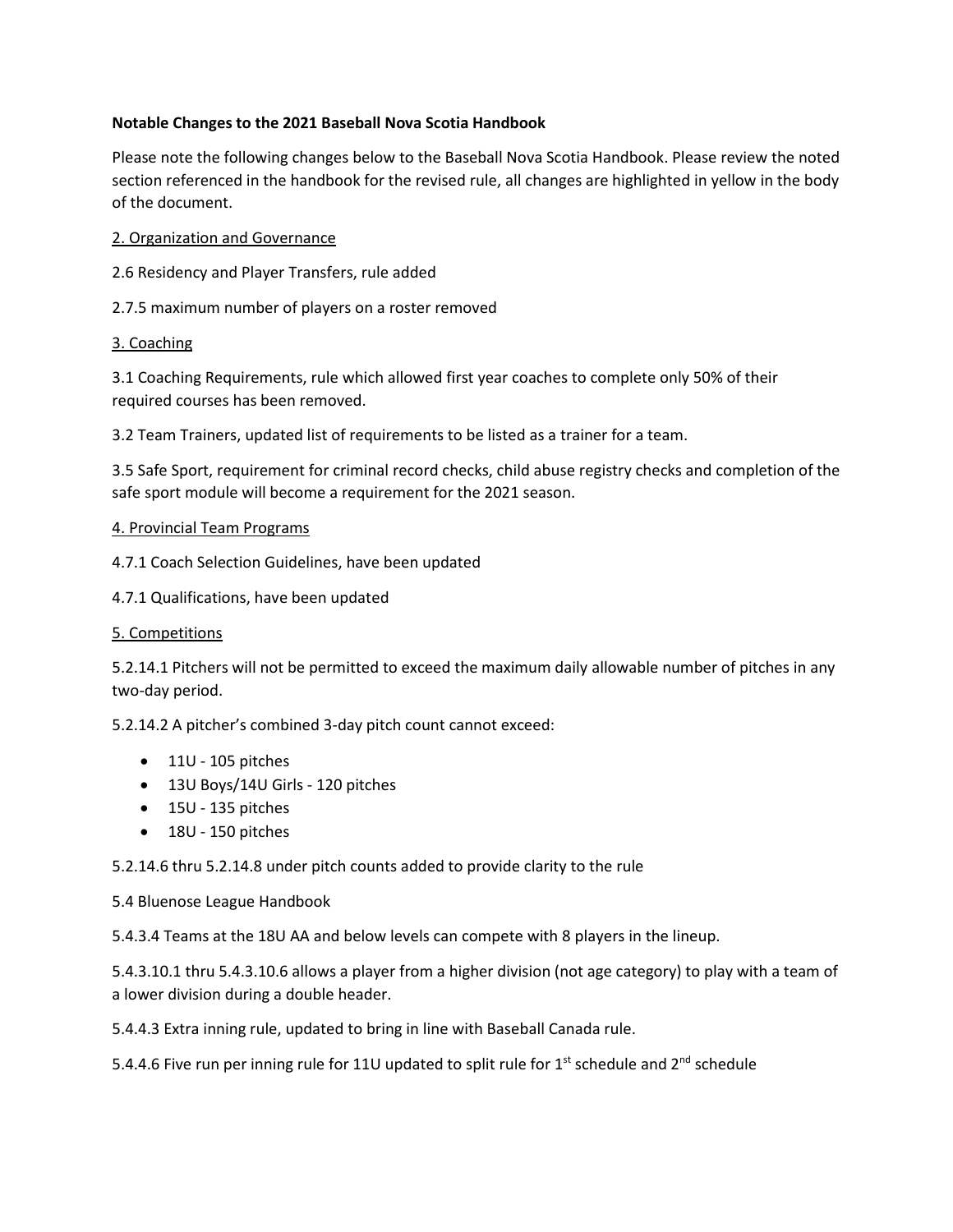**Notable Changes to the 2021 Baseball Nova Scotia Handbook**

Please note the following changes below to the Baseball Nova Scotia Handbook. Please review the noted section referenced in the handbook for the revised rule, all changes are highlighted in yellow in the body of the document.

2. Organization and Governance

2.6 Residency and Player Transfers, rule added

2.7.5 maximum number of players on a roster removed

3. Coaching

3.1 Coaching Requirements, rule which allowed first year coaches to complete only 50% of their required courses has been removed.

3.2 Team Trainers, updated list of requirements to be listed as a trainer for a team.

3.5 Safe Sport, requirement for criminal record checks, child abuse registry checks and completion of the safe sport module will become a requirement for the 2021 season.

4. Provincial Team Programs

4.7.1 Coach Selection Guidelines, have been updated

4.7.1 Qualifications, have been updated

5. Competitions

5.2.14.1 Pitchers will not be permitted to exceed the maximum daily allowable number of pitches in any two-day period.

5.2.14.2 A pitcher's combined 3-day pitch count cannot exceed:

- 11U - 105 pitches
- 13U Boys/14U Girls - 120 pitches
- 15U - 135 pitches
- 18U - 150 pitches

5.2.14.6 thru 5.2.14.8 under pitch counts added to provide clarity to the rule

5.4 Bluenose League Handbook

5.4.3.4 Teams at the 18U AA and below levels can compete with 8 players in the lineup.

5.4.3.10.1 thru 5.4.3.10.6 allows a player from a higher division (not age category) to play with a team of a lower division during a double header.

5.4.4.3 Extra inning rule, updated to bring in line with Baseball Canada rule.

5.4.4.6 Five run per inning rule for 11U updated to split rule for 1st schedule and 2nd schedule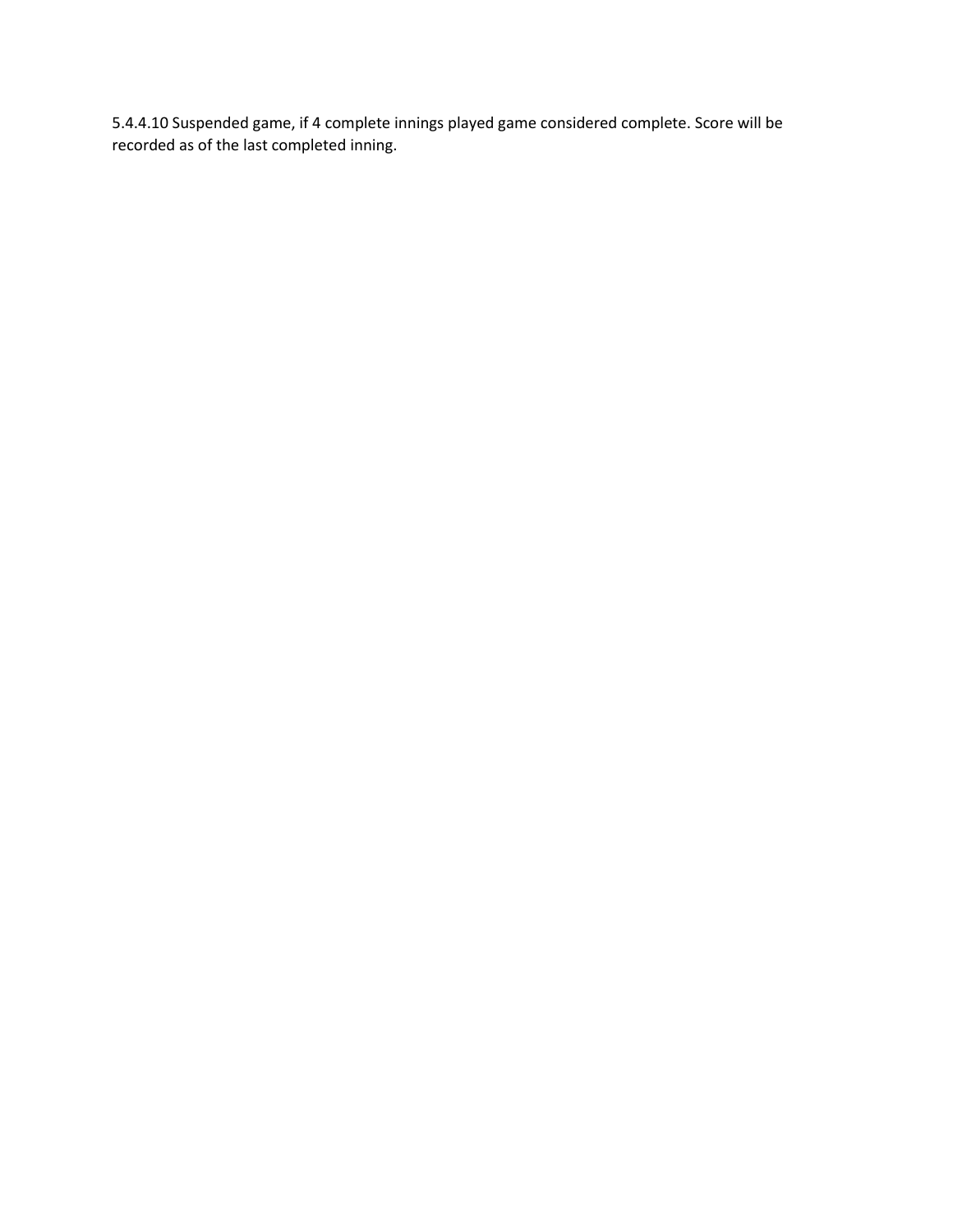5.4.4.10 Suspended game, if 4 complete innings played game considered complete. Score will be recorded as of the last completed inning.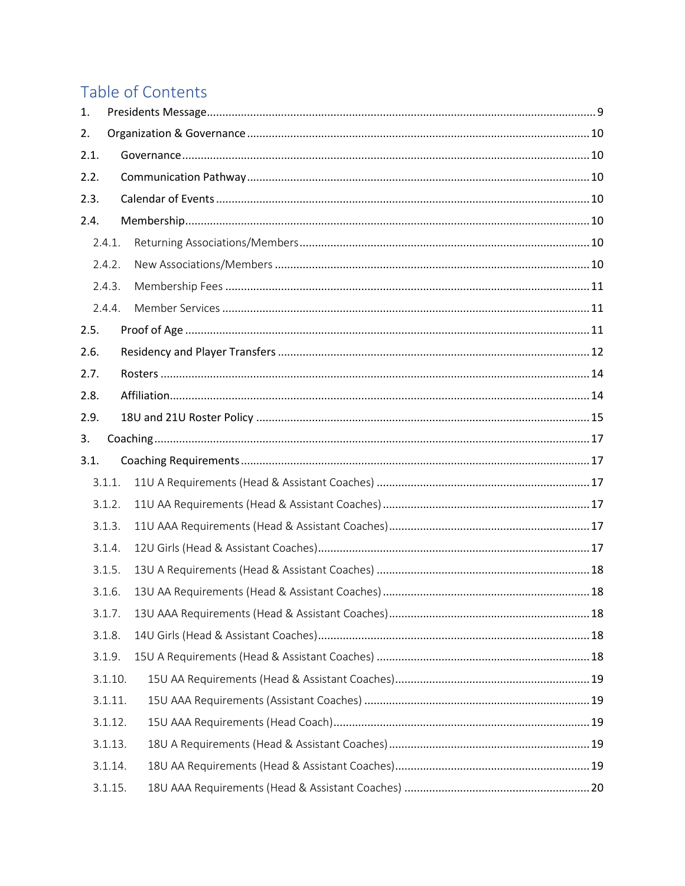# Table of Contents

1. Presidents Message ........ 9
2. Organization & Governance ........ 10
2.1. Governance ........ 10
2.2. Communication Pathway ........ 10
2.3. Calendar of Events ........ 10
2.4. Membership ........ 10
  2.4.1. Returning Associations/Members ........ 10
  2.4.2. New Associations/Members ........ 10
  2.4.3. Membership Fees ........ 11
  2.4.4. Member Services ........ 11
2.5. Proof of Age ........ 11
2.6. Residency and Player Transfers ........ 12
2.7. Rosters ........ 14
2.8. Affiliation ........ 14
2.9. 18U and 21U Roster Policy ........ 15
3. Coaching ........ 17
3.1. Coaching Requirements ........ 17
  3.1.1. 11U A Requirements (Head & Assistant Coaches) ........ 17
  3.1.2. 11U AA Requirements (Head & Assistant Coaches) ........ 17
  3.1.3. 11U AAA Requirements (Head & Assistant Coaches) ........ 17
  3.1.4. 12U Girls (Head & Assistant Coaches) ........ 17
  3.1.5. 13U A Requirements (Head & Assistant Coaches) ........ 18
  3.1.6. 13U AA Requirements (Head & Assistant Coaches) ........ 18
  3.1.7. 13U AAA Requirements (Head & Assistant Coaches) ........ 18
  3.1.8. 14U Girls (Head & Assistant Coaches) ........ 18
  3.1.9. 15U A Requirements (Head & Assistant Coaches) ........ 18
  3.1.10. 15U AA Requirements (Head & Assistant Coaches) ........ 19
  3.1.11. 15U AAA Requirements (Assistant Coaches) ........ 19
  3.1.12. 15U AAA Requirements (Head Coach) ........ 19
  3.1.13. 18U A Requirements (Head & Assistant Coaches) ........ 19
  3.1.14. 18U AA Requirements (Head & Assistant Coaches) ........ 19
  3.1.15. 18U AAA Requirements (Head & Assistant Coaches) ........ 20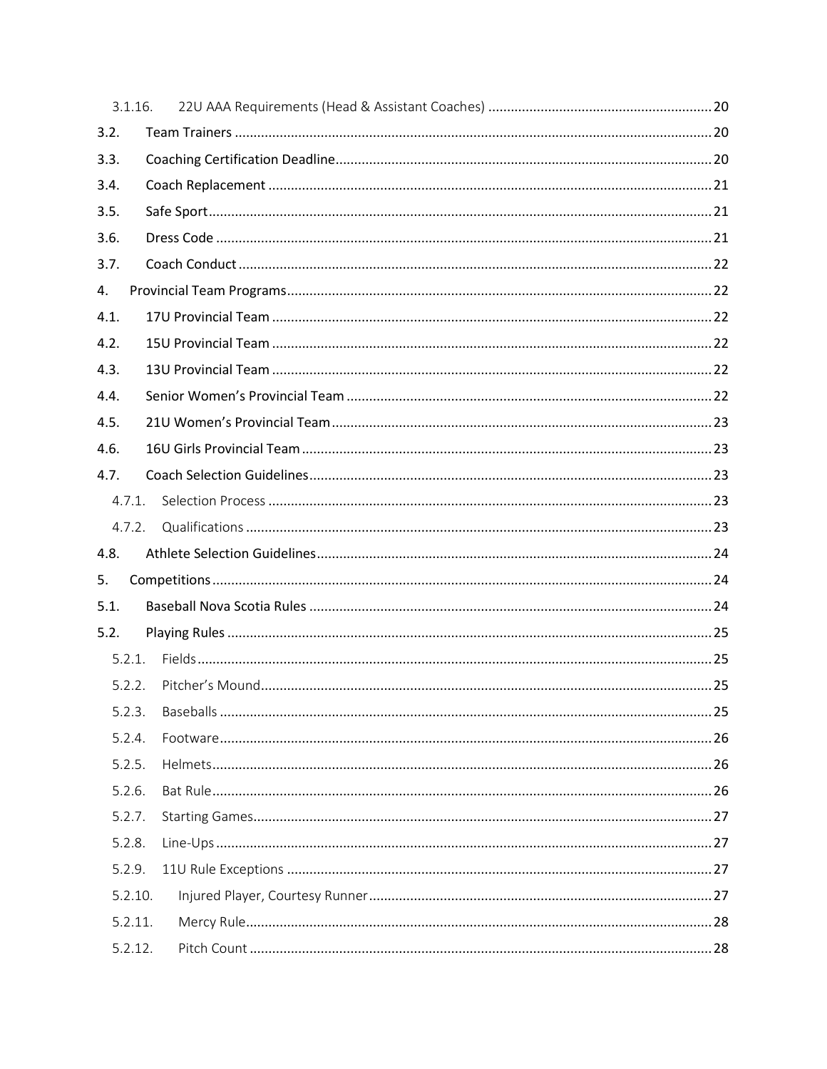- 3.1.16. 22U AAA Requirements (Head & Assistant Coaches) .......... 20
- 3.2. Team Trainers .......... 20
- 3.3. Coaching Certification Deadline .......... 20
- 3.4. Coach Replacement .......... 21
- 3.5. Safe Sport .......... 21
- 3.6. Dress Code .......... 21
- 3.7. Coach Conduct .......... 22
- 4. Provincial Team Programs .......... 22
- 4.1. 17U Provincial Team .......... 22
- 4.2. 15U Provincial Team .......... 22
- 4.3. 13U Provincial Team .......... 22
- 4.4. Senior Women's Provincial Team .......... 22
- 4.5. 21U Women's Provincial Team .......... 23
- 4.6. 16U Girls Provincial Team .......... 23
- 4.7. Coach Selection Guidelines .......... 23
  - 4.7.1. Selection Process .......... 23
  - 4.7.2. Qualifications .......... 23
- 4.8. Athlete Selection Guidelines .......... 24
- 5. Competitions .......... 24
- 5.1. Baseball Nova Scotia Rules .......... 24
- 5.2. Playing Rules .......... 25
  - 5.2.1. Fields .......... 25
  - 5.2.2. Pitcher's Mound .......... 25
  - 5.2.3. Baseballs .......... 25
  - 5.2.4. Footware .......... 26
  - 5.2.5. Helmets .......... 26
  - 5.2.6. Bat Rule .......... 26
  - 5.2.7. Starting Games .......... 27
  - 5.2.8. Line-Ups .......... 27
  - 5.2.9. 11U Rule Exceptions .......... 27
  - 5.2.10. Injured Player, Courtesy Runner .......... 27
  - 5.2.11. Mercy Rule .......... 28
  - 5.2.12. Pitch Count .......... 28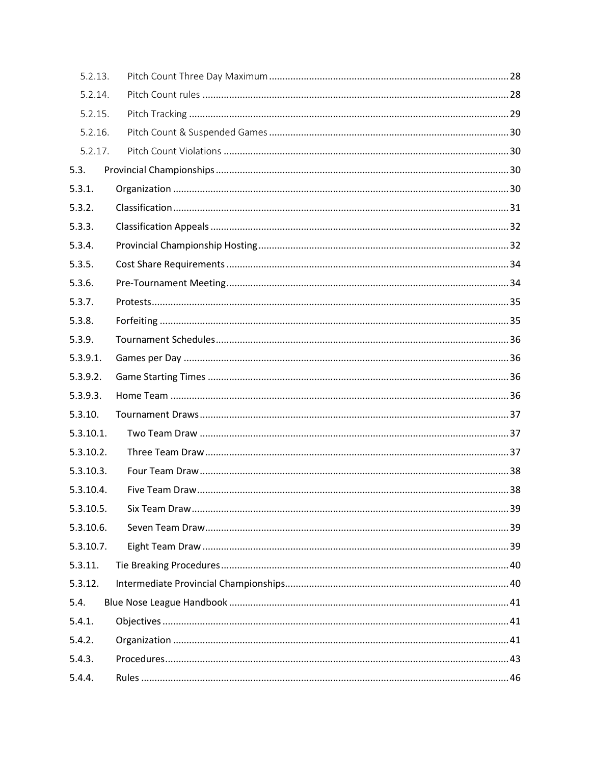5.2.13. Pitch Count Three Day Maximum ..... 28
5.2.14. Pitch Count rules ..... 28
5.2.15. Pitch Tracking ..... 29
5.2.16. Pitch Count & Suspended Games ..... 30
5.2.17. Pitch Count Violations ..... 30
5.3. Provincial Championships ..... 30
5.3.1. Organization ..... 30
5.3.2. Classification ..... 31
5.3.3. Classification Appeals ..... 32
5.3.4. Provincial Championship Hosting ..... 32
5.3.5. Cost Share Requirements ..... 34
5.3.6. Pre-Tournament Meeting ..... 34
5.3.7. Protests ..... 35
5.3.8. Forfeiting ..... 35
5.3.9. Tournament Schedules ..... 36
5.3.9.1. Games per Day ..... 36
5.3.9.2. Game Starting Times ..... 36
5.3.9.3. Home Team ..... 36
5.3.10. Tournament Draws ..... 37
5.3.10.1. Two Team Draw ..... 37
5.3.10.2. Three Team Draw ..... 37
5.3.10.3. Four Team Draw ..... 38
5.3.10.4. Five Team Draw ..... 38
5.3.10.5. Six Team Draw ..... 39
5.3.10.6. Seven Team Draw ..... 39
5.3.10.7. Eight Team Draw ..... 39
5.3.11. Tie Breaking Procedures ..... 40
5.3.12. Intermediate Provincial Championships ..... 40
5.4. Blue Nose League Handbook ..... 41
5.4.1. Objectives ..... 41
5.4.2. Organization ..... 41
5.4.3. Procedures ..... 43
5.4.4. Rules ..... 46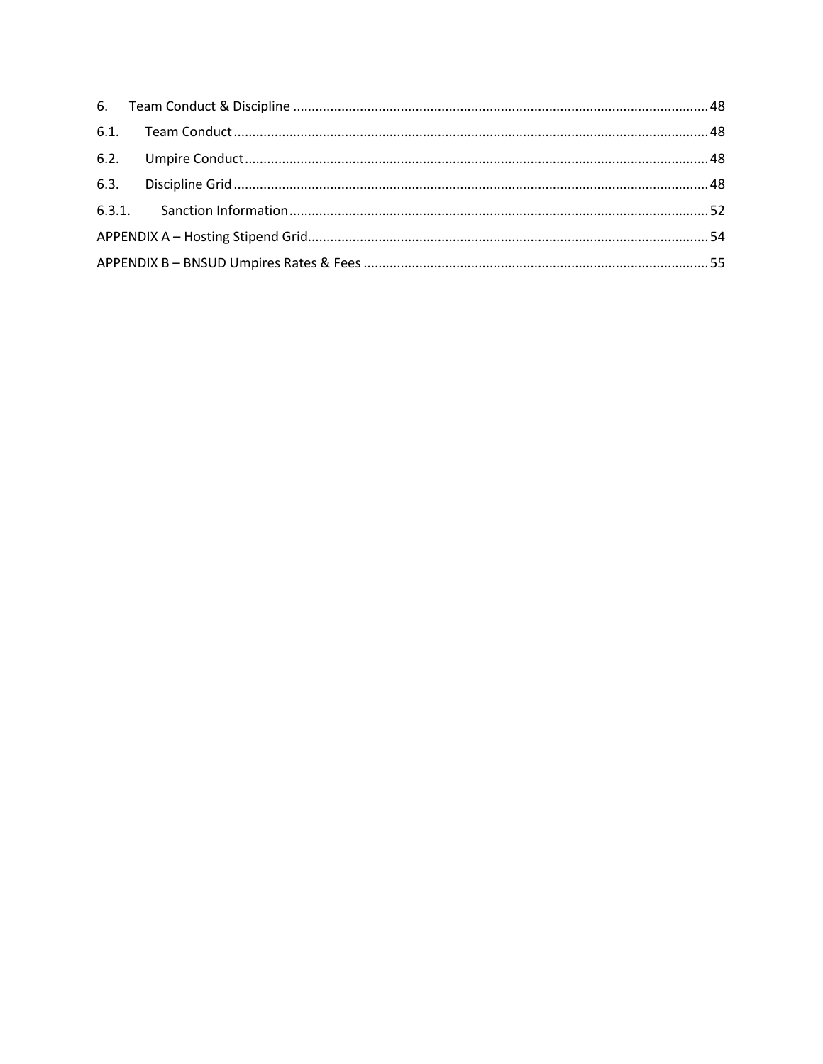6. Team Conduct & Discipline ............................................................................................................... 48

6.1. Team Conduct ............................................................................................................................... 48

6.2. Umpire Conduct ........................................................................................................................... 48

6.3. Discipline Grid ............................................................................................................................... 48

6.3.1. Sanction Information ................................................................................................................ 52

APPENDIX A – Hosting Stipend Grid ........................................................................................................ 54

APPENDIX B – BNSUD Umpires Rates & Fees ......................................................................................... 55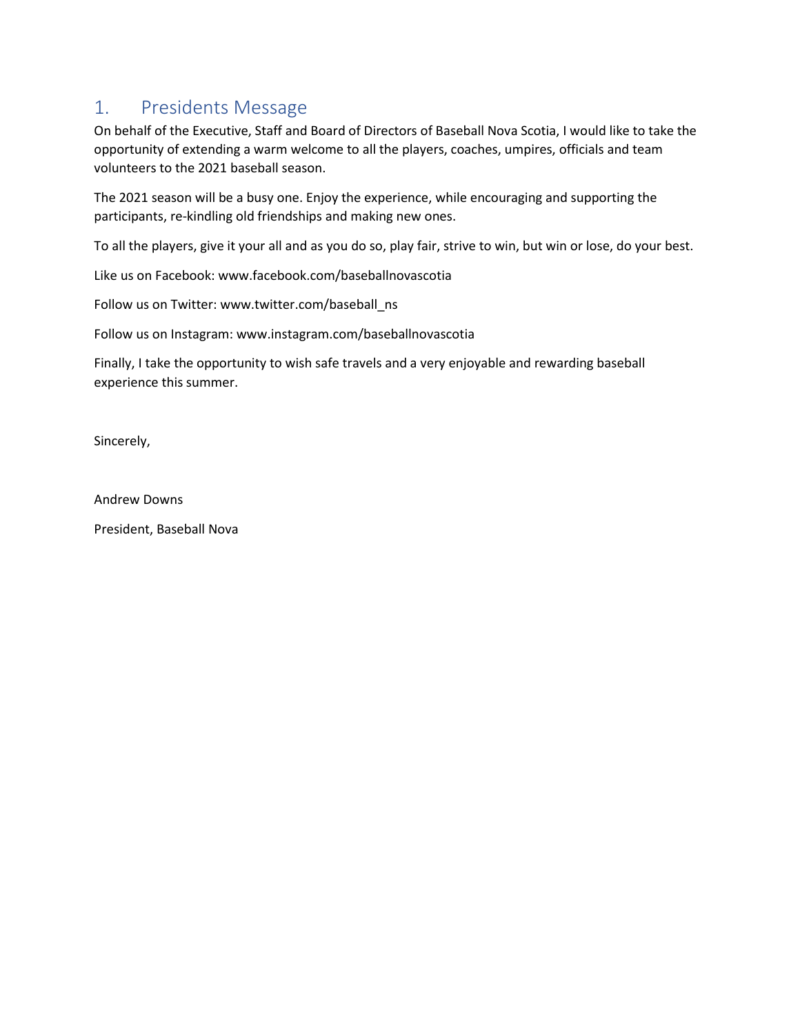## 1. Presidents Message

On behalf of the Executive, Staff and Board of Directors of Baseball Nova Scotia, I would like to take the opportunity of extending a warm welcome to all the players, coaches, umpires, officials and team volunteers to the 2021 baseball season.

The 2021 season will be a busy one. Enjoy the experience, while encouraging and supporting the participants, re-kindling old friendships and making new ones.

To all the players, give it your all and as you do so, play fair, strive to win, but win or lose, do your best.

Like us on Facebook: www.facebook.com/baseballnovascotia

Follow us on Twitter: www.twitter.com/baseball_ns

Follow us on Instagram: www.instagram.com/baseballnovascotia

Finally, I take the opportunity to wish safe travels and a very enjoyable and rewarding baseball experience this summer.

Sincerely,

Andrew Downs

President, Baseball Nova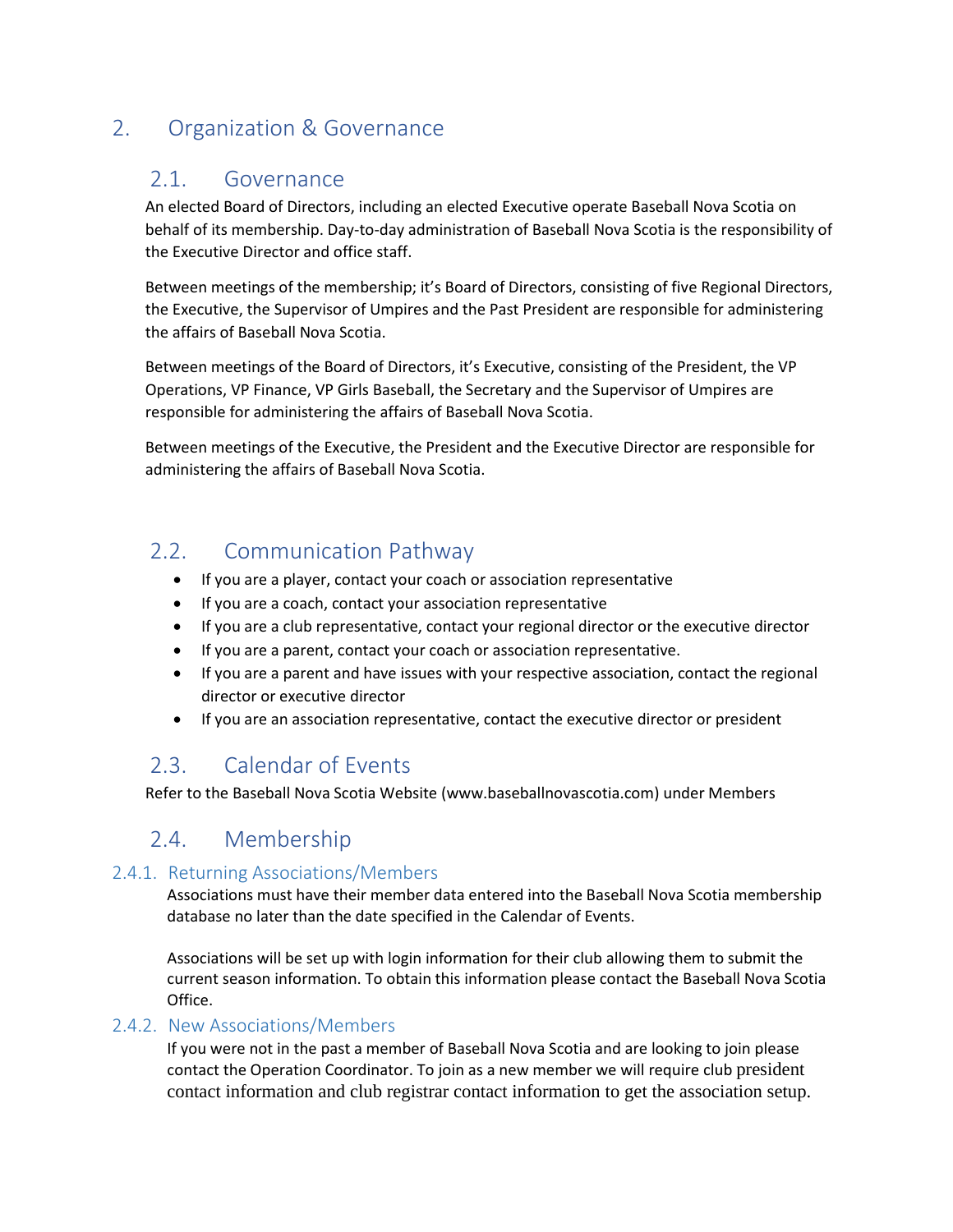# 2. Organization & Governance

## 2.1. Governance

An elected Board of Directors, including an elected Executive operate Baseball Nova Scotia on behalf of its membership. Day-to-day administration of Baseball Nova Scotia is the responsibility of the Executive Director and office staff.

Between meetings of the membership; it's Board of Directors, consisting of five Regional Directors, the Executive, the Supervisor of Umpires and the Past President are responsible for administering the affairs of Baseball Nova Scotia.

Between meetings of the Board of Directors, it's Executive, consisting of the President, the VP Operations, VP Finance, VP Girls Baseball, the Secretary and the Supervisor of Umpires are responsible for administering the affairs of Baseball Nova Scotia.

Between meetings of the Executive, the President and the Executive Director are responsible for administering the affairs of Baseball Nova Scotia.

## 2.2. Communication Pathway

- If you are a player, contact your coach or association representative
- If you are a coach, contact your association representative
- If you are a club representative, contact your regional director or the executive director
- If you are a parent, contact your coach or association representative.
- If you are a parent and have issues with your respective association, contact the regional director or executive director
- If you are an association representative, contact the executive director or president

## 2.3. Calendar of Events

Refer to the Baseball Nova Scotia Website (www.baseballnovascotia.com) under Members

## 2.4. Membership

### 2.4.1. Returning Associations/Members

Associations must have their member data entered into the Baseball Nova Scotia membership database no later than the date specified in the Calendar of Events.

Associations will be set up with login information for their club allowing them to submit the current season information. To obtain this information please contact the Baseball Nova Scotia Office.

### 2.4.2. New Associations/Members

If you were not in the past a member of Baseball Nova Scotia and are looking to join please contact the Operation Coordinator. To join as a new member we will require club president contact information and club registrar contact information to get the association setup.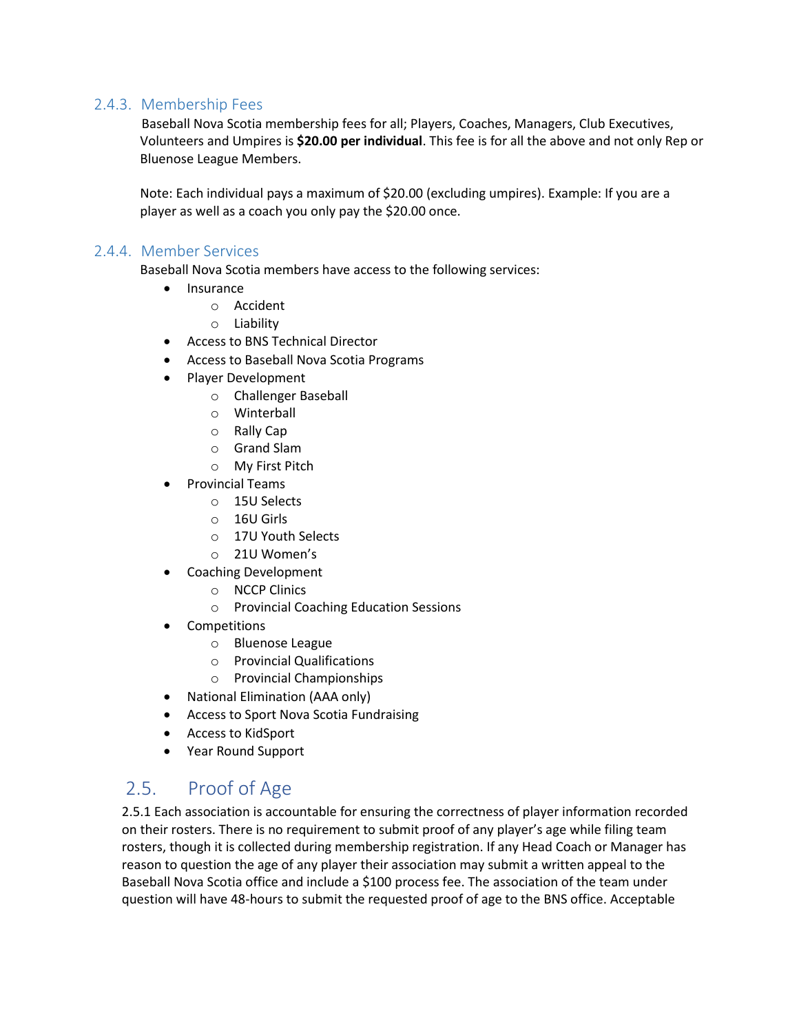### 2.4.3. Membership Fees

Baseball Nova Scotia membership fees for all; Players, Coaches, Managers, Club Executives, Volunteers and Umpires is **$20.00 per individual**. This fee is for all the above and not only Rep or Bluenose League Members.

Note: Each individual pays a maximum of $20.00 (excluding umpires). Example: If you are a player as well as a coach you only pay the $20.00 once.

### 2.4.4. Member Services

Baseball Nova Scotia members have access to the following services:

- Insurance
  - Accident
  - Liability
- Access to BNS Technical Director
- Access to Baseball Nova Scotia Programs
- Player Development
  - Challenger Baseball
  - Winterball
  - Rally Cap
  - Grand Slam
  - My First Pitch
- Provincial Teams
  - 15U Selects
  - 16U Girls
  - 17U Youth Selects
  - 21U Women's
- Coaching Development
  - NCCP Clinics
  - Provincial Coaching Education Sessions
- Competitions
  - Bluenose League
  - Provincial Qualifications
  - Provincial Championships
- National Elimination (AAA only)
- Access to Sport Nova Scotia Fundraising
- Access to KidSport
- Year Round Support

## 2.5. Proof of Age

2.5.1 Each association is accountable for ensuring the correctness of player information recorded on their rosters. There is no requirement to submit proof of any player's age while filing team rosters, though it is collected during membership registration. If any Head Coach or Manager has reason to question the age of any player their association may submit a written appeal to the Baseball Nova Scotia office and include a $100 process fee. The association of the team under question will have 48-hours to submit the requested proof of age to the BNS office. Acceptable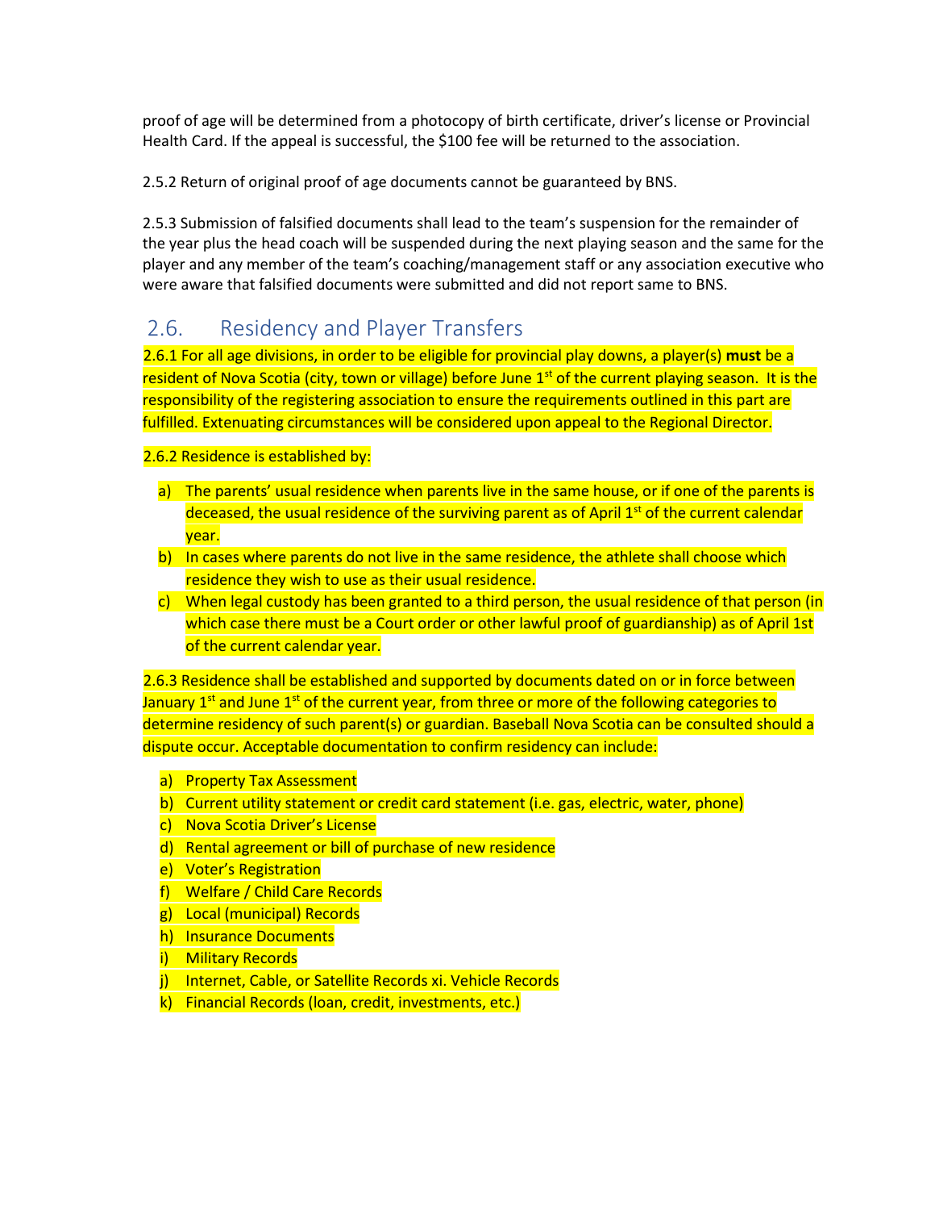proof of age will be determined from a photocopy of birth certificate, driver's license or Provincial Health Card. If the appeal is successful, the $100 fee will be returned to the association.

2.5.2 Return of original proof of age documents cannot be guaranteed by BNS.

2.5.3 Submission of falsified documents shall lead to the team's suspension for the remainder of the year plus the head coach will be suspended during the next playing season and the same for the player and any member of the team's coaching/management staff or any association executive who were aware that falsified documents were submitted and did not report same to BNS.

## 2.6. Residency and Player Transfers

2.6.1 For all age divisions, in order to be eligible for provincial play downs, a player(s) **must** be a resident of Nova Scotia (city, town or village) before June 1st of the current playing season. It is the responsibility of the registering association to ensure the requirements outlined in this part are fulfilled. Extenuating circumstances will be considered upon appeal to the Regional Director.

2.6.2 Residence is established by:

a) The parents' usual residence when parents live in the same house, or if one of the parents is deceased, the usual residence of the surviving parent as of April 1st of the current calendar year.
b) In cases where parents do not live in the same residence, the athlete shall choose which residence they wish to use as their usual residence.
c) When legal custody has been granted to a third person, the usual residence of that person (in which case there must be a Court order or other lawful proof of guardianship) as of April 1st of the current calendar year.

2.6.3 Residence shall be established and supported by documents dated on or in force between January 1st and June 1st of the current year, from three or more of the following categories to determine residency of such parent(s) or guardian. Baseball Nova Scotia can be consulted should a dispute occur. Acceptable documentation to confirm residency can include:

a) Property Tax Assessment
b) Current utility statement or credit card statement (i.e. gas, electric, water, phone)
c) Nova Scotia Driver's License
d) Rental agreement or bill of purchase of new residence
e) Voter's Registration
f) Welfare / Child Care Records
g) Local (municipal) Records
h) Insurance Documents
i) Military Records
j) Internet, Cable, or Satellite Records xi. Vehicle Records
k) Financial Records (loan, credit, investments, etc.)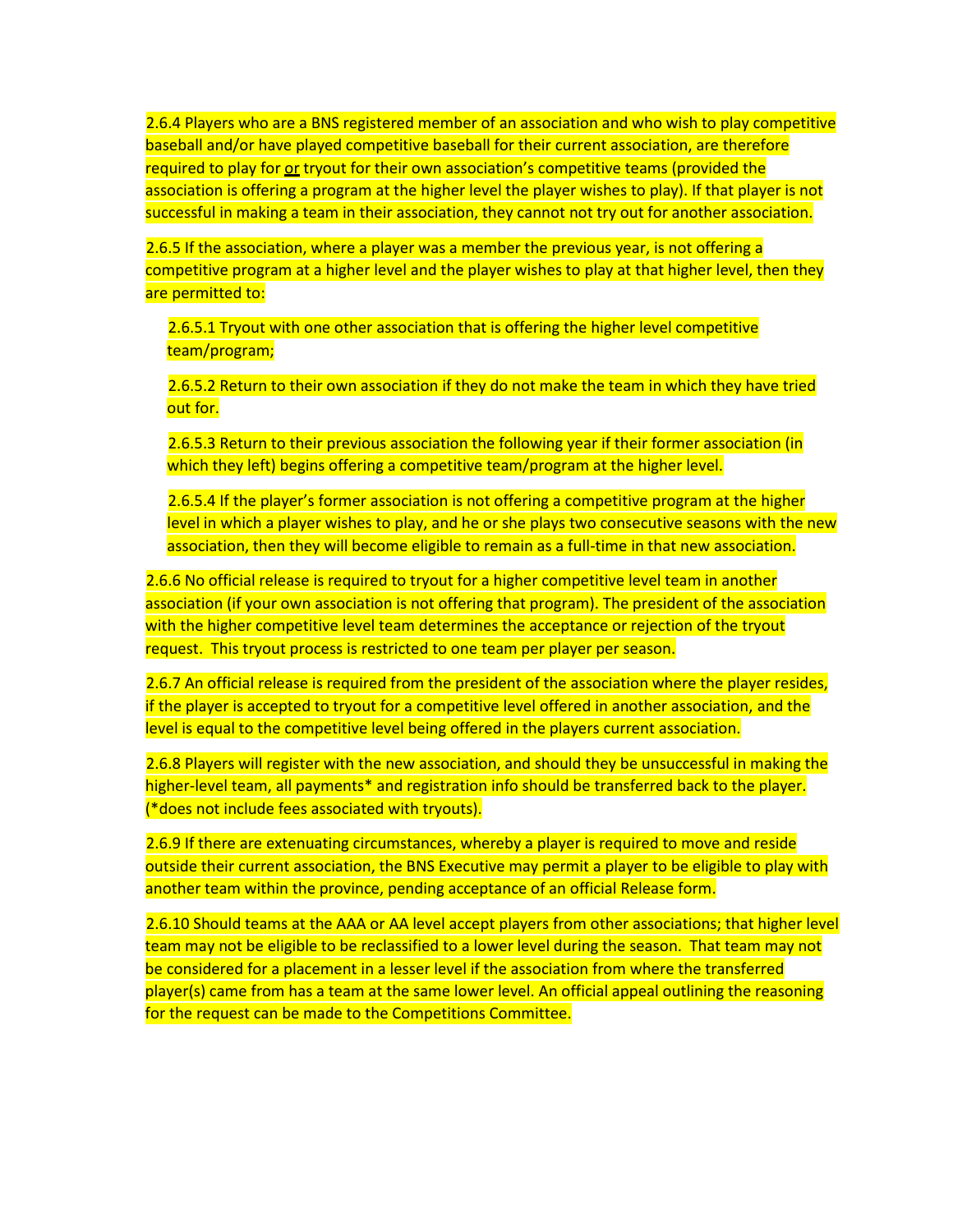2.6.4 Players who are a BNS registered member of an association and who wish to play competitive baseball and/or have played competitive baseball for their current association, are therefore required to play for <u>or</u> tryout for their own association's competitive teams (provided the association is offering a program at the higher level the player wishes to play). If that player is not successful in making a team in their association, they cannot not try out for another association.

2.6.5 If the association, where a player was a member the previous year, is not offering a competitive program at a higher level and the player wishes to play at that higher level, then they are permitted to:

2.6.5.1 Tryout with one other association that is offering the higher level competitive team/program;

2.6.5.2 Return to their own association if they do not make the team in which they have tried out for.

2.6.5.3 Return to their previous association the following year if their former association (in which they left) begins offering a competitive team/program at the higher level.

2.6.5.4 If the player's former association is not offering a competitive program at the higher level in which a player wishes to play, and he or she plays two consecutive seasons with the new association, then they will become eligible to remain as a full-time in that new association.

2.6.6 No official release is required to tryout for a higher competitive level team in another association (if your own association is not offering that program). The president of the association with the higher competitive level team determines the acceptance or rejection of the tryout request. This tryout process is restricted to one team per player per season.

2.6.7 An official release is required from the president of the association where the player resides, if the player is accepted to tryout for a competitive level offered in another association, and the level is equal to the competitive level being offered in the players current association.

2.6.8 Players will register with the new association, and should they be unsuccessful in making the higher-level team, all payments* and registration info should be transferred back to the player. (*does not include fees associated with tryouts).

2.6.9 If there are extenuating circumstances, whereby a player is required to move and reside outside their current association, the BNS Executive may permit a player to be eligible to play with another team within the province, pending acceptance of an official Release form.

2.6.10 Should teams at the AAA or AA level accept players from other associations; that higher level team may not be eligible to be reclassified to a lower level during the season. That team may not be considered for a placement in a lesser level if the association from where the transferred player(s) came from has a team at the same lower level. An official appeal outlining the reasoning for the request can be made to the Competitions Committee.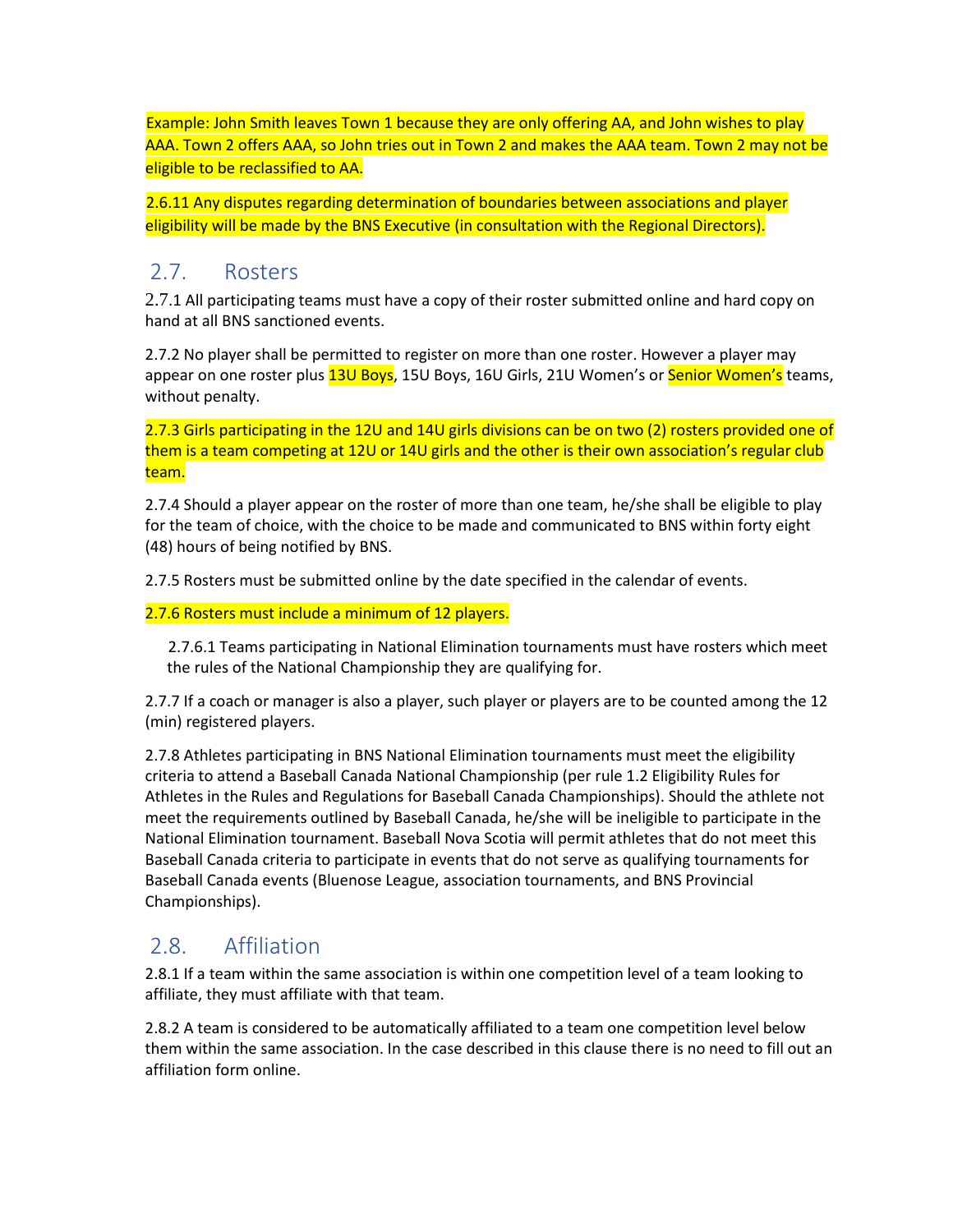Example: John Smith leaves Town 1 because they are only offering AA, and John wishes to play AAA. Town 2 offers AAA, so John tries out in Town 2 and makes the AAA team. Town 2 may not be eligible to be reclassified to AA.

2.6.11 Any disputes regarding determination of boundaries between associations and player eligibility will be made by the BNS Executive (in consultation with the Regional Directors).

## 2.7. Rosters

2.7.1 All participating teams must have a copy of their roster submitted online and hard copy on hand at all BNS sanctioned events.

2.7.2 No player shall be permitted to register on more than one roster. However a player may appear on one roster plus 13U Boys, 15U Boys, 16U Girls, 21U Women's or Senior Women's teams, without penalty.

2.7.3 Girls participating in the 12U and 14U girls divisions can be on two (2) rosters provided one of them is a team competing at 12U or 14U girls and the other is their own association's regular club team.

2.7.4 Should a player appear on the roster of more than one team, he/she shall be eligible to play for the team of choice, with the choice to be made and communicated to BNS within forty eight (48) hours of being notified by BNS.

2.7.5 Rosters must be submitted online by the date specified in the calendar of events.

2.7.6 Rosters must include a minimum of 12 players.

2.7.6.1 Teams participating in National Elimination tournaments must have rosters which meet the rules of the National Championship they are qualifying for.

2.7.7 If a coach or manager is also a player, such player or players are to be counted among the 12 (min) registered players.

2.7.8 Athletes participating in BNS National Elimination tournaments must meet the eligibility criteria to attend a Baseball Canada National Championship (per rule 1.2 Eligibility Rules for Athletes in the Rules and Regulations for Baseball Canada Championships). Should the athlete not meet the requirements outlined by Baseball Canada, he/she will be ineligible to participate in the National Elimination tournament. Baseball Nova Scotia will permit athletes that do not meet this Baseball Canada criteria to participate in events that do not serve as qualifying tournaments for Baseball Canada events (Bluenose League, association tournaments, and BNS Provincial Championships).

## 2.8. Affiliation

2.8.1 If a team within the same association is within one competition level of a team looking to affiliate, they must affiliate with that team.

2.8.2 A team is considered to be automatically affiliated to a team one competition level below them within the same association. In the case described in this clause there is no need to fill out an affiliation form online.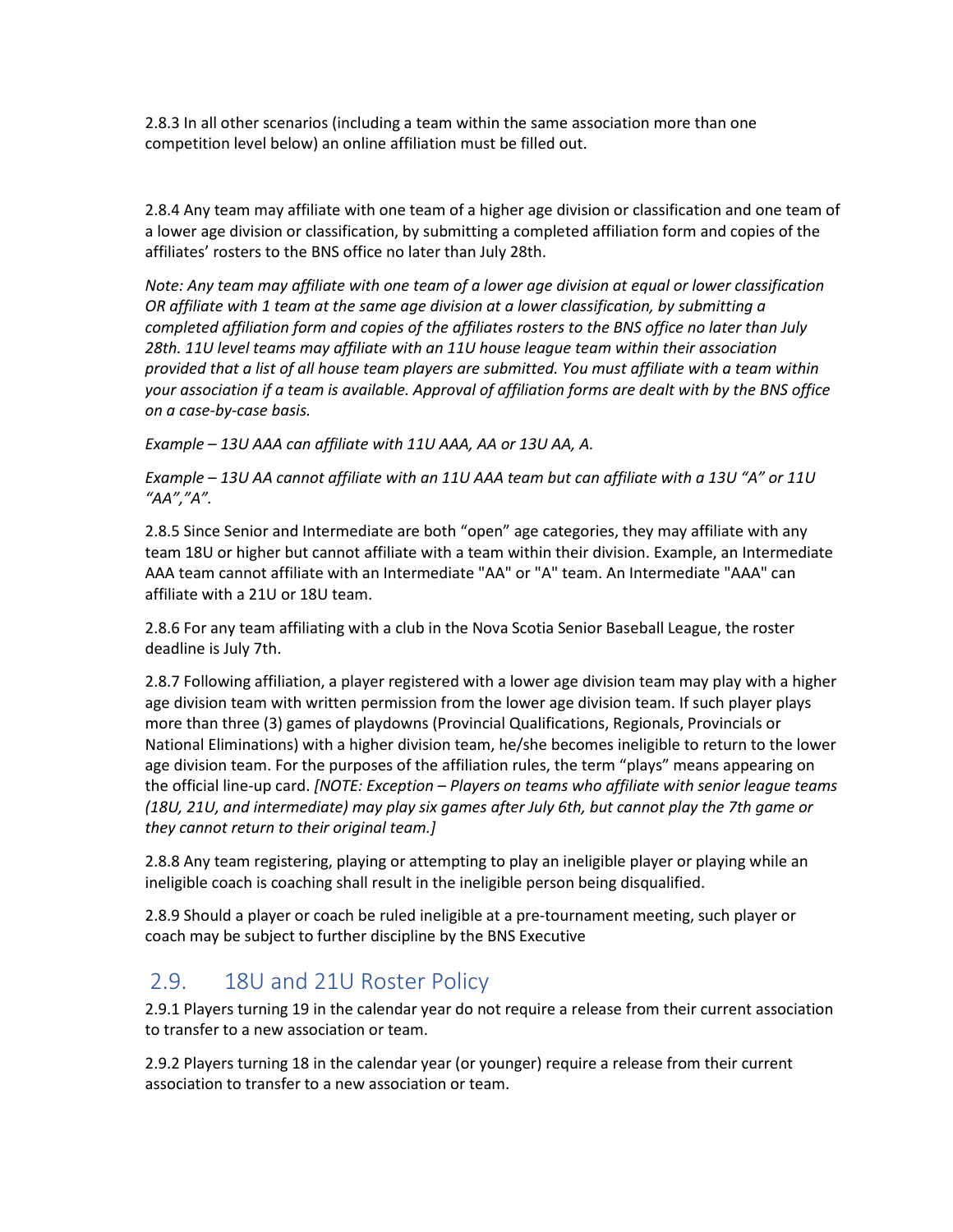2.8.3 In all other scenarios (including a team within the same association more than one competition level below) an online affiliation must be filled out.

2.8.4 Any team may affiliate with one team of a higher age division or classification and one team of a lower age division or classification, by submitting a completed affiliation form and copies of the affiliates' rosters to the BNS office no later than July 28th.

*Note: Any team may affiliate with one team of a lower age division at equal or lower classification OR affiliate with 1 team at the same age division at a lower classification, by submitting a completed affiliation form and copies of the affiliates rosters to the BNS office no later than July 28th. 11U level teams may affiliate with an 11U house league team within their association provided that a list of all house team players are submitted. You must affiliate with a team within your association if a team is available. Approval of affiliation forms are dealt with by the BNS office on a case-by-case basis.*

*Example – 13U AAA can affiliate with 11U AAA, AA or 13U AA, A.*

*Example – 13U AA cannot affiliate with an 11U AAA team but can affiliate with a 13U "A" or 11U "AA","A".*

2.8.5 Since Senior and Intermediate are both "open" age categories, they may affiliate with any team 18U or higher but cannot affiliate with a team within their division. Example, an Intermediate AAA team cannot affiliate with an Intermediate "AA" or "A" team. An Intermediate "AAA" can affiliate with a 21U or 18U team.

2.8.6 For any team affiliating with a club in the Nova Scotia Senior Baseball League, the roster deadline is July 7th.

2.8.7 Following affiliation, a player registered with a lower age division team may play with a higher age division team with written permission from the lower age division team. If such player plays more than three (3) games of playdowns (Provincial Qualifications, Regionals, Provincials or National Eliminations) with a higher division team, he/she becomes ineligible to return to the lower age division team. For the purposes of the affiliation rules, the term "plays" means appearing on the official line-up card. *[NOTE: Exception – Players on teams who affiliate with senior league teams (18U, 21U, and intermediate) may play six games after July 6th, but cannot play the 7th game or they cannot return to their original team.]*

2.8.8 Any team registering, playing or attempting to play an ineligible player or playing while an ineligible coach is coaching shall result in the ineligible person being disqualified.

2.8.9 Should a player or coach be ruled ineligible at a pre-tournament meeting, such player or coach may be subject to further discipline by the BNS Executive

## 2.9. 18U and 21U Roster Policy

2.9.1 Players turning 19 in the calendar year do not require a release from their current association to transfer to a new association or team.

2.9.2 Players turning 18 in the calendar year (or younger) require a release from their current association to transfer to a new association or team.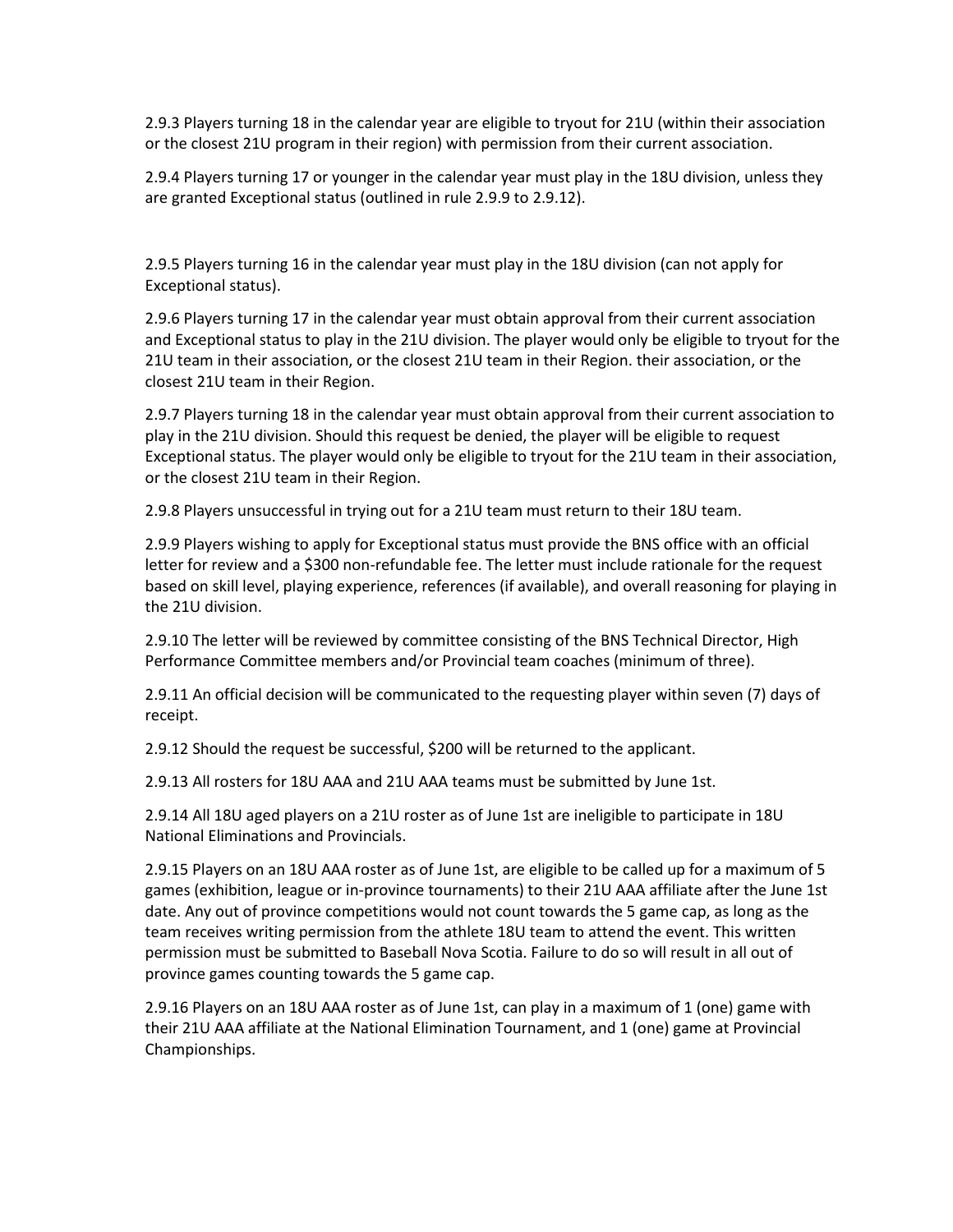2.9.3 Players turning 18 in the calendar year are eligible to tryout for 21U (within their association or the closest 21U program in their region) with permission from their current association.

2.9.4 Players turning 17 or younger in the calendar year must play in the 18U division, unless they are granted Exceptional status (outlined in rule 2.9.9 to 2.9.12).

2.9.5 Players turning 16 in the calendar year must play in the 18U division (can not apply for Exceptional status).

2.9.6 Players turning 17 in the calendar year must obtain approval from their current association and Exceptional status to play in the 21U division. The player would only be eligible to tryout for the 21U team in their association, or the closest 21U team in their Region. their association, or the closest 21U team in their Region.

2.9.7 Players turning 18 in the calendar year must obtain approval from their current association to play in the 21U division. Should this request be denied, the player will be eligible to request Exceptional status. The player would only be eligible to tryout for the 21U team in their association, or the closest 21U team in their Region.

2.9.8 Players unsuccessful in trying out for a 21U team must return to their 18U team.

2.9.9 Players wishing to apply for Exceptional status must provide the BNS office with an official letter for review and a $300 non-refundable fee. The letter must include rationale for the request based on skill level, playing experience, references (if available), and overall reasoning for playing in the 21U division.

2.9.10 The letter will be reviewed by committee consisting of the BNS Technical Director, High Performance Committee members and/or Provincial team coaches (minimum of three).

2.9.11 An official decision will be communicated to the requesting player within seven (7) days of receipt.

2.9.12 Should the request be successful, $200 will be returned to the applicant.

2.9.13 All rosters for 18U AAA and 21U AAA teams must be submitted by June 1st.

2.9.14 All 18U aged players on a 21U roster as of June 1st are ineligible to participate in 18U National Eliminations and Provincials.

2.9.15 Players on an 18U AAA roster as of June 1st, are eligible to be called up for a maximum of 5 games (exhibition, league or in-province tournaments) to their 21U AAA affiliate after the June 1st date. Any out of province competitions would not count towards the 5 game cap, as long as the team receives writing permission from the athlete 18U team to attend the event. This written permission must be submitted to Baseball Nova Scotia. Failure to do so will result in all out of province games counting towards the 5 game cap.

2.9.16 Players on an 18U AAA roster as of June 1st, can play in a maximum of 1 (one) game with their 21U AAA affiliate at the National Elimination Tournament, and 1 (one) game at Provincial Championships.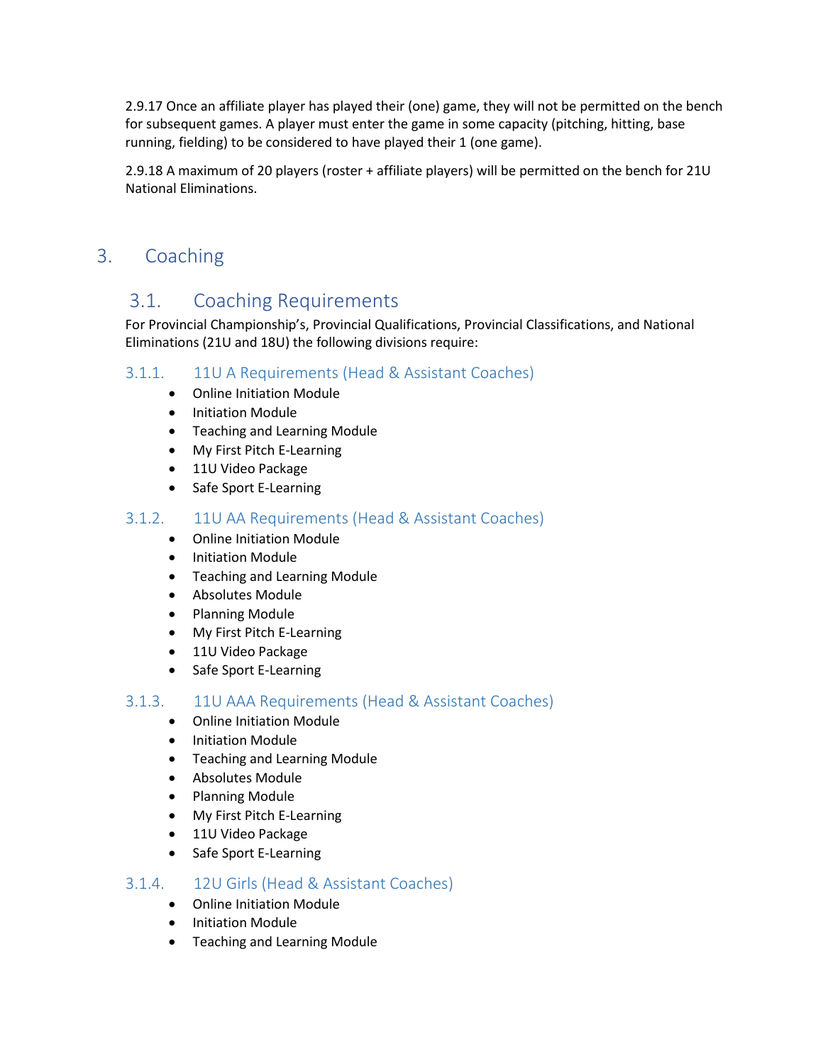2.9.17 Once an affiliate player has played their (one) game, they will not be permitted on the bench for subsequent games. A player must enter the game in some capacity (pitching, hitting, base running, fielding) to be considered to have played their 1 (one game).

2.9.18 A maximum of 20 players (roster + affiliate players) will be permitted on the bench for 21U National Eliminations.

# 3. Coaching

## 3.1. Coaching Requirements

For Provincial Championship's, Provincial Qualifications, Provincial Classifications, and National Eliminations (21U and 18U) the following divisions require:

### 3.1.1. 11U A Requirements (Head & Assistant Coaches)

- Online Initiation Module
- Initiation Module
- Teaching and Learning Module
- My First Pitch E-Learning
- 11U Video Package
- Safe Sport E-Learning

### 3.1.2. 11U AA Requirements (Head & Assistant Coaches)

- Online Initiation Module
- Initiation Module
- Teaching and Learning Module
- Absolutes Module
- Planning Module
- My First Pitch E-Learning
- 11U Video Package
- Safe Sport E-Learning

### 3.1.3. 11U AAA Requirements (Head & Assistant Coaches)

- Online Initiation Module
- Initiation Module
- Teaching and Learning Module
- Absolutes Module
- Planning Module
- My First Pitch E-Learning
- 11U Video Package
- Safe Sport E-Learning

### 3.1.4. 12U Girls (Head & Assistant Coaches)

- Online Initiation Module
- Initiation Module
- Teaching and Learning Module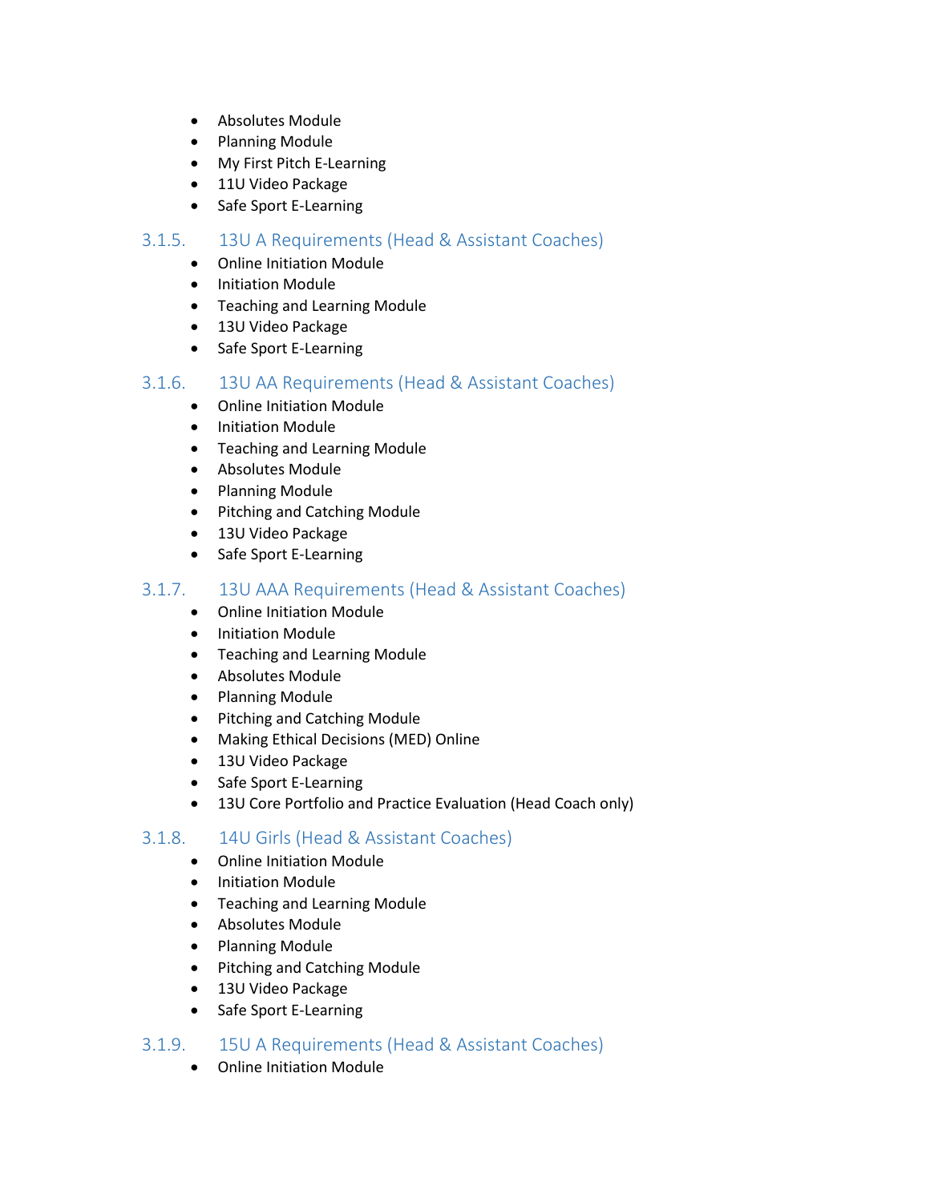- Absolutes Module
- Planning Module
- My First Pitch E-Learning
- 11U Video Package
- Safe Sport E-Learning

### 3.1.5. 13U A Requirements (Head & Assistant Coaches)

- Online Initiation Module
- Initiation Module
- Teaching and Learning Module
- 13U Video Package
- Safe Sport E-Learning

### 3.1.6. 13U AA Requirements (Head & Assistant Coaches)

- Online Initiation Module
- Initiation Module
- Teaching and Learning Module
- Absolutes Module
- Planning Module
- Pitching and Catching Module
- 13U Video Package
- Safe Sport E-Learning

### 3.1.7. 13U AAA Requirements (Head & Assistant Coaches)

- Online Initiation Module
- Initiation Module
- Teaching and Learning Module
- Absolutes Module
- Planning Module
- Pitching and Catching Module
- Making Ethical Decisions (MED) Online
- 13U Video Package
- Safe Sport E-Learning
- 13U Core Portfolio and Practice Evaluation (Head Coach only)

### 3.1.8. 14U Girls (Head & Assistant Coaches)

- Online Initiation Module
- Initiation Module
- Teaching and Learning Module
- Absolutes Module
- Planning Module
- Pitching and Catching Module
- 13U Video Package
- Safe Sport E-Learning

### 3.1.9. 15U A Requirements (Head & Assistant Coaches)

- Online Initiation Module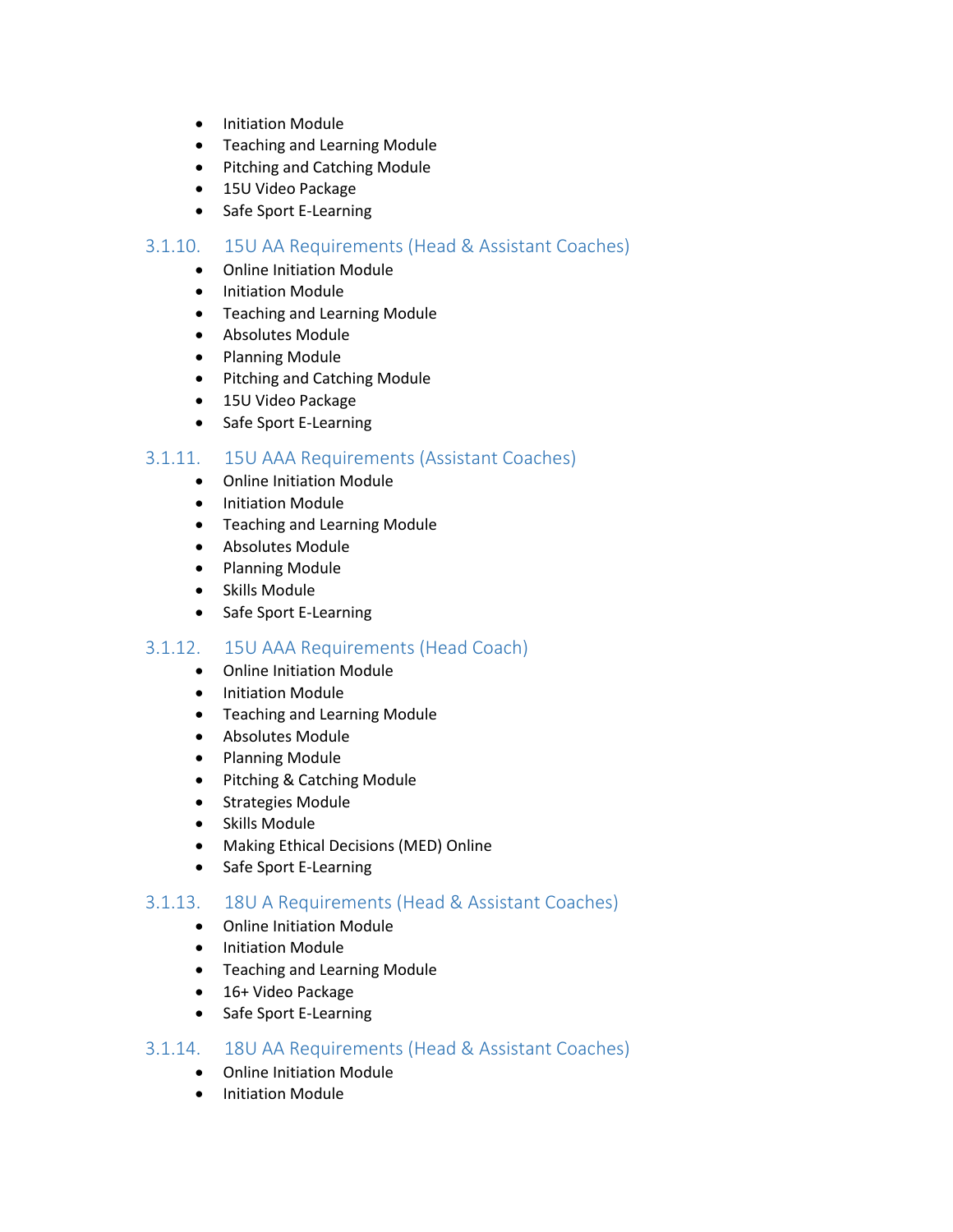- Initiation Module
- Teaching and Learning Module
- Pitching and Catching Module
- 15U Video Package
- Safe Sport E-Learning

### 3.1.10. 15U AA Requirements (Head & Assistant Coaches)

- Online Initiation Module
- Initiation Module
- Teaching and Learning Module
- Absolutes Module
- Planning Module
- Pitching and Catching Module
- 15U Video Package
- Safe Sport E-Learning

### 3.1.11. 15U AAA Requirements (Assistant Coaches)

- Online Initiation Module
- Initiation Module
- Teaching and Learning Module
- Absolutes Module
- Planning Module
- Skills Module
- Safe Sport E-Learning

### 3.1.12. 15U AAA Requirements (Head Coach)

- Online Initiation Module
- Initiation Module
- Teaching and Learning Module
- Absolutes Module
- Planning Module
- Pitching & Catching Module
- Strategies Module
- Skills Module
- Making Ethical Decisions (MED) Online
- Safe Sport E-Learning

### 3.1.13. 18U A Requirements (Head & Assistant Coaches)

- Online Initiation Module
- Initiation Module
- Teaching and Learning Module
- 16+ Video Package
- Safe Sport E-Learning

### 3.1.14. 18U AA Requirements (Head & Assistant Coaches)

- Online Initiation Module
- Initiation Module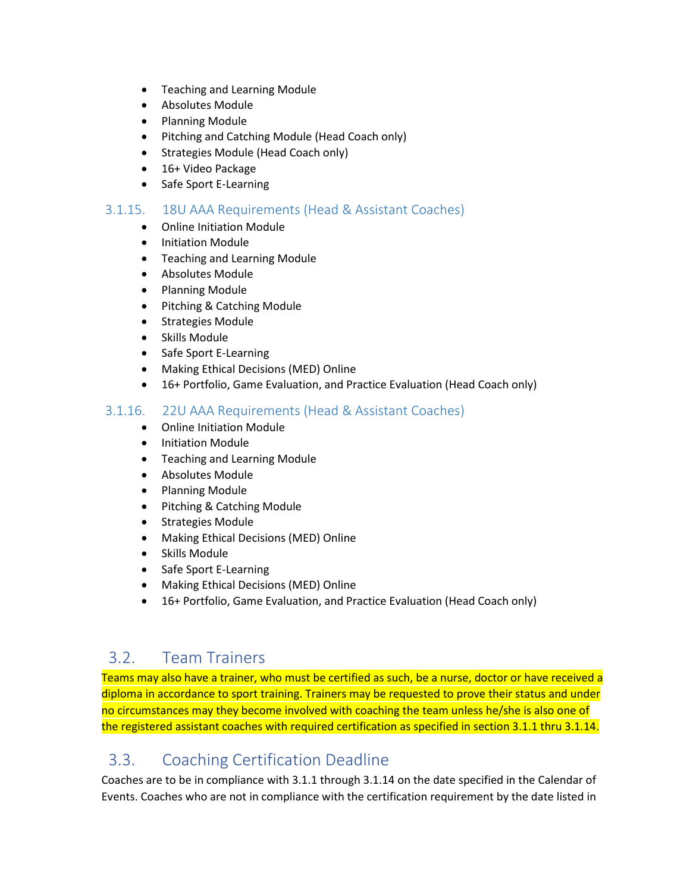- Teaching and Learning Module
- Absolutes Module
- Planning Module
- Pitching and Catching Module (Head Coach only)
- Strategies Module (Head Coach only)
- 16+ Video Package
- Safe Sport E-Learning

### 3.1.15. 18U AAA Requirements (Head & Assistant Coaches)

- Online Initiation Module
- Initiation Module
- Teaching and Learning Module
- Absolutes Module
- Planning Module
- Pitching & Catching Module
- Strategies Module
- Skills Module
- Safe Sport E-Learning
- Making Ethical Decisions (MED) Online
- 16+ Portfolio, Game Evaluation, and Practice Evaluation (Head Coach only)

### 3.1.16. 22U AAA Requirements (Head & Assistant Coaches)

- Online Initiation Module
- Initiation Module
- Teaching and Learning Module
- Absolutes Module
- Planning Module
- Pitching & Catching Module
- Strategies Module
- Making Ethical Decisions (MED) Online
- Skills Module
- Safe Sport E-Learning
- Making Ethical Decisions (MED) Online
- 16+ Portfolio, Game Evaluation, and Practice Evaluation (Head Coach only)

## 3.2. Team Trainers

Teams may also have a trainer, who must be certified as such, be a nurse, doctor or have received a diploma in accordance to sport training. Trainers may be requested to prove their status and under no circumstances may they become involved with coaching the team unless he/she is also one of the registered assistant coaches with required certification as specified in section 3.1.1 thru 3.1.14.

## 3.3. Coaching Certification Deadline

Coaches are to be in compliance with 3.1.1 through 3.1.14 on the date specified in the Calendar of Events. Coaches who are not in compliance with the certification requirement by the date listed in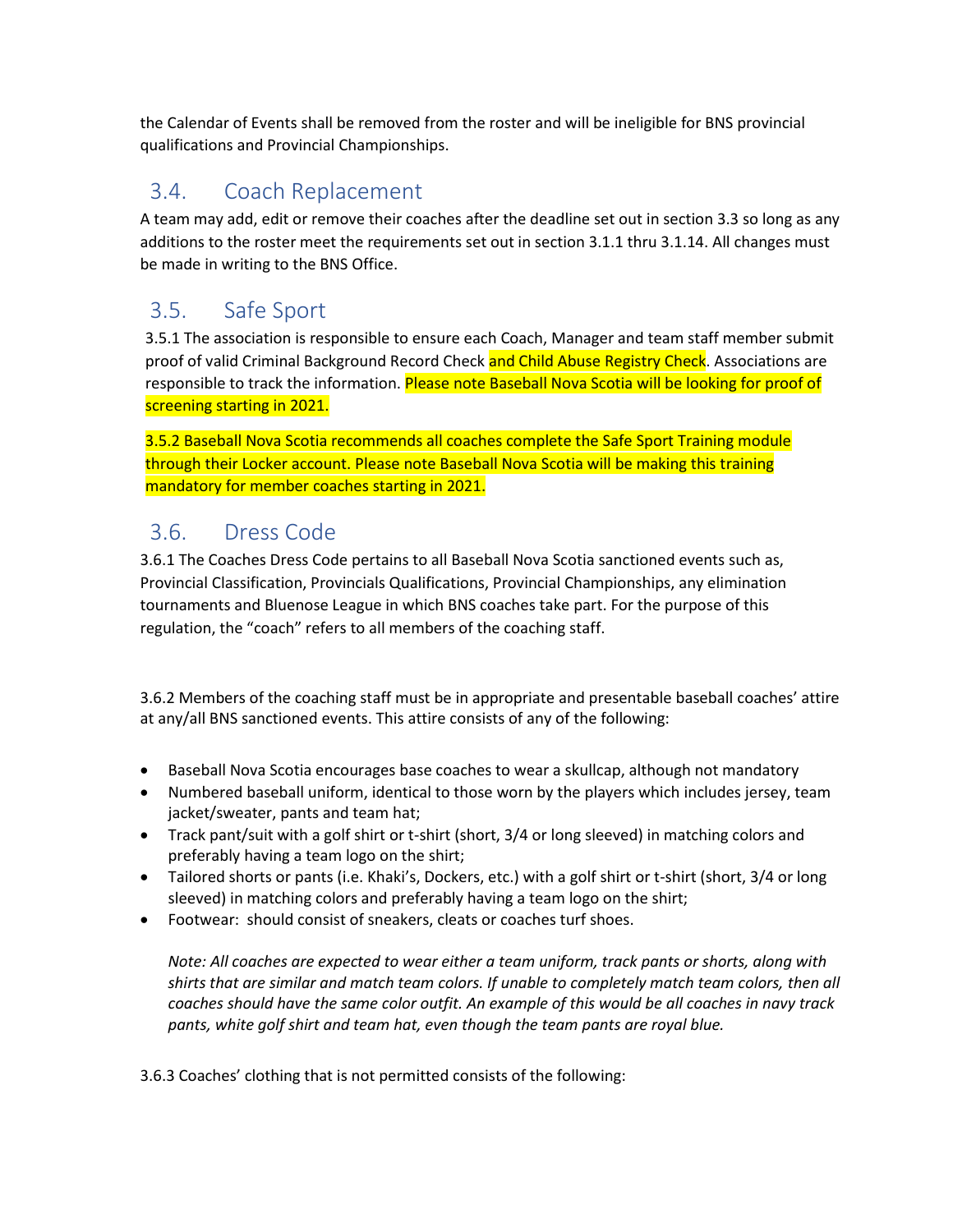the Calendar of Events shall be removed from the roster and will be ineligible for BNS provincial qualifications and Provincial Championships.

## 3.4. Coach Replacement

A team may add, edit or remove their coaches after the deadline set out in section 3.3 so long as any additions to the roster meet the requirements set out in section 3.1.1 thru 3.1.14. All changes must be made in writing to the BNS Office.

## 3.5. Safe Sport

3.5.1 The association is responsible to ensure each Coach, Manager and team staff member submit proof of valid Criminal Background Record Check and Child Abuse Registry Check. Associations are responsible to track the information. Please note Baseball Nova Scotia will be looking for proof of screening starting in 2021.

3.5.2 Baseball Nova Scotia recommends all coaches complete the Safe Sport Training module through their Locker account. Please note Baseball Nova Scotia will be making this training mandatory for member coaches starting in 2021.

## 3.6. Dress Code

3.6.1 The Coaches Dress Code pertains to all Baseball Nova Scotia sanctioned events such as, Provincial Classification, Provincials Qualifications, Provincial Championships, any elimination tournaments and Bluenose League in which BNS coaches take part. For the purpose of this regulation, the "coach" refers to all members of the coaching staff.

3.6.2 Members of the coaching staff must be in appropriate and presentable baseball coaches' attire at any/all BNS sanctioned events. This attire consists of any of the following:

- Baseball Nova Scotia encourages base coaches to wear a skullcap, although not mandatory
- Numbered baseball uniform, identical to those worn by the players which includes jersey, team jacket/sweater, pants and team hat;
- Track pant/suit with a golf shirt or t-shirt (short, 3/4 or long sleeved) in matching colors and preferably having a team logo on the shirt;
- Tailored shorts or pants (i.e. Khaki's, Dockers, etc.) with a golf shirt or t-shirt (short, 3/4 or long sleeved) in matching colors and preferably having a team logo on the shirt;
- Footwear: should consist of sneakers, cleats or coaches turf shoes.

*Note: All coaches are expected to wear either a team uniform, track pants or shorts, along with shirts that are similar and match team colors. If unable to completely match team colors, then all coaches should have the same color outfit. An example of this would be all coaches in navy track pants, white golf shirt and team hat, even though the team pants are royal blue.*

3.6.3 Coaches' clothing that is not permitted consists of the following: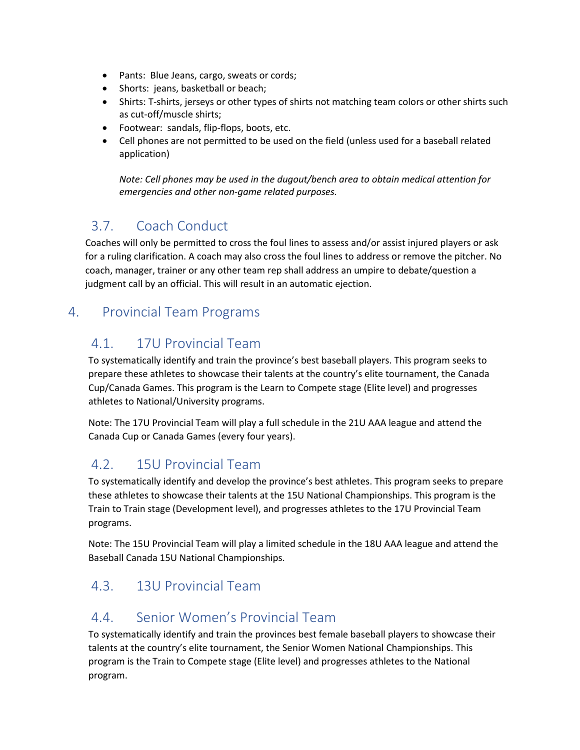- Pants: Blue Jeans, cargo, sweats or cords;
- Shorts: jeans, basketball or beach;
- Shirts: T-shirts, jerseys or other types of shirts not matching team colors or other shirts such as cut-off/muscle shirts;
- Footwear: sandals, flip-flops, boots, etc.
- Cell phones are not permitted to be used on the field (unless used for a baseball related application)

  *Note: Cell phones may be used in the dugout/bench area to obtain medical attention for emergencies and other non-game related purposes.*

### 3.7. Coach Conduct

Coaches will only be permitted to cross the foul lines to assess and/or assist injured players or ask for a ruling clarification. A coach may also cross the foul lines to address or remove the pitcher. No coach, manager, trainer or any other team rep shall address an umpire to debate/question a judgment call by an official. This will result in an automatic ejection.

## 4. Provincial Team Programs

### 4.1. 17U Provincial Team

To systematically identify and train the province's best baseball players. This program seeks to prepare these athletes to showcase their talents at the country's elite tournament, the Canada Cup/Canada Games. This program is the Learn to Compete stage (Elite level) and progresses athletes to National/University programs.

Note: The 17U Provincial Team will play a full schedule in the 21U AAA league and attend the Canada Cup or Canada Games (every four years).

### 4.2. 15U Provincial Team

To systematically identify and develop the province's best athletes. This program seeks to prepare these athletes to showcase their talents at the 15U National Championships. This program is the Train to Train stage (Development level), and progresses athletes to the 17U Provincial Team programs.

Note: The 15U Provincial Team will play a limited schedule in the 18U AAA league and attend the Baseball Canada 15U National Championships.

### 4.3. 13U Provincial Team

### 4.4. Senior Women's Provincial Team

To systematically identify and train the provinces best female baseball players to showcase their talents at the country's elite tournament, the Senior Women National Championships. This program is the Train to Compete stage (Elite level) and progresses athletes to the National program.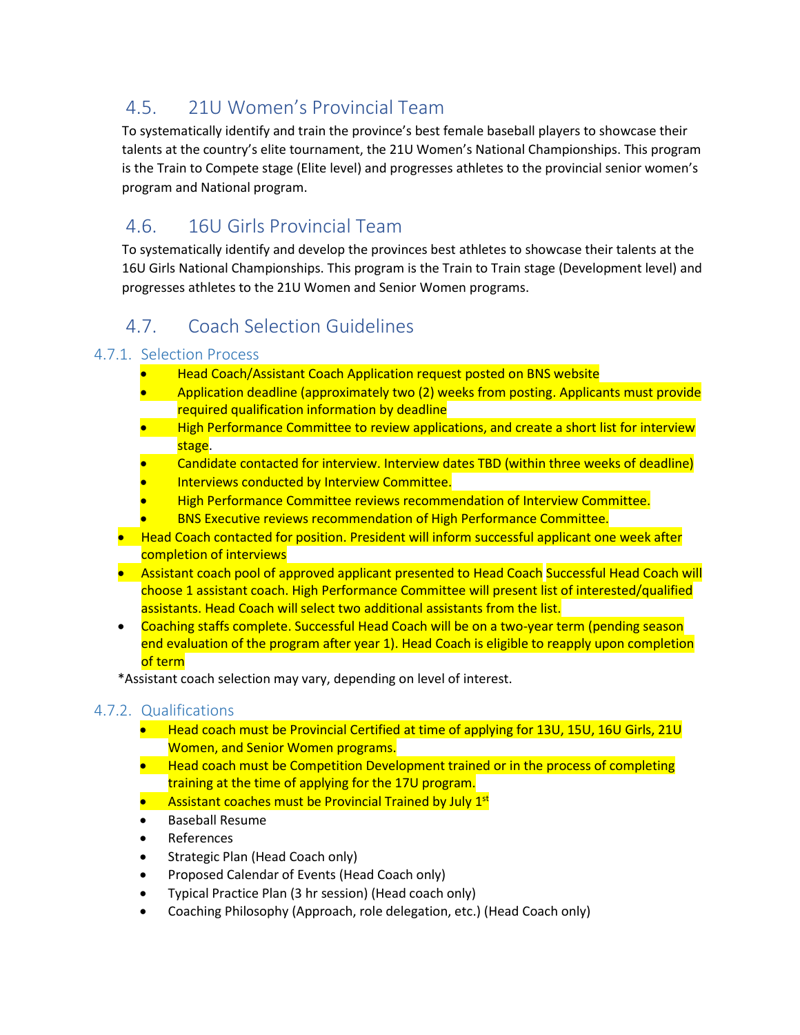## 4.5. 21U Women's Provincial Team

To systematically identify and train the province's best female baseball players to showcase their talents at the country's elite tournament, the 21U Women's National Championships. This program is the Train to Compete stage (Elite level) and progresses athletes to the provincial senior women's program and National program.

## 4.6. 16U Girls Provincial Team

To systematically identify and develop the provinces best athletes to showcase their talents at the 16U Girls National Championships. This program is the Train to Train stage (Development level) and progresses athletes to the 21U Women and Senior Women programs.

## 4.7. Coach Selection Guidelines

### 4.7.1. Selection Process

- Head Coach/Assistant Coach Application request posted on BNS website
- Application deadline (approximately two (2) weeks from posting. Applicants must provide required qualification information by deadline
- High Performance Committee to review applications, and create a short list for interview stage.
- Candidate contacted for interview. Interview dates TBD (within three weeks of deadline)
- Interviews conducted by Interview Committee.
- High Performance Committee reviews recommendation of Interview Committee.
- BNS Executive reviews recommendation of High Performance Committee.
- Head Coach contacted for position. President will inform successful applicant one week after completion of interviews
- Assistant coach pool of approved applicant presented to Head Coach Successful Head Coach will choose 1 assistant coach. High Performance Committee will present list of interested/qualified assistants. Head Coach will select two additional assistants from the list.
- Coaching staffs complete. Successful Head Coach will be on a two-year term (pending season end evaluation of the program after year 1). Head Coach is eligible to reapply upon completion of term

*Assistant coach selection may vary, depending on level of interest.

### 4.7.2. Qualifications

- Head coach must be Provincial Certified at time of applying for 13U, 15U, 16U Girls, 21U Women, and Senior Women programs.
- Head coach must be Competition Development trained or in the process of completing training at the time of applying for the 17U program.
- Assistant coaches must be Provincial Trained by July 1st
- Baseball Resume
- References
- Strategic Plan (Head Coach only)
- Proposed Calendar of Events (Head Coach only)
- Typical Practice Plan (3 hr session) (Head coach only)
- Coaching Philosophy (Approach, role delegation, etc.) (Head Coach only)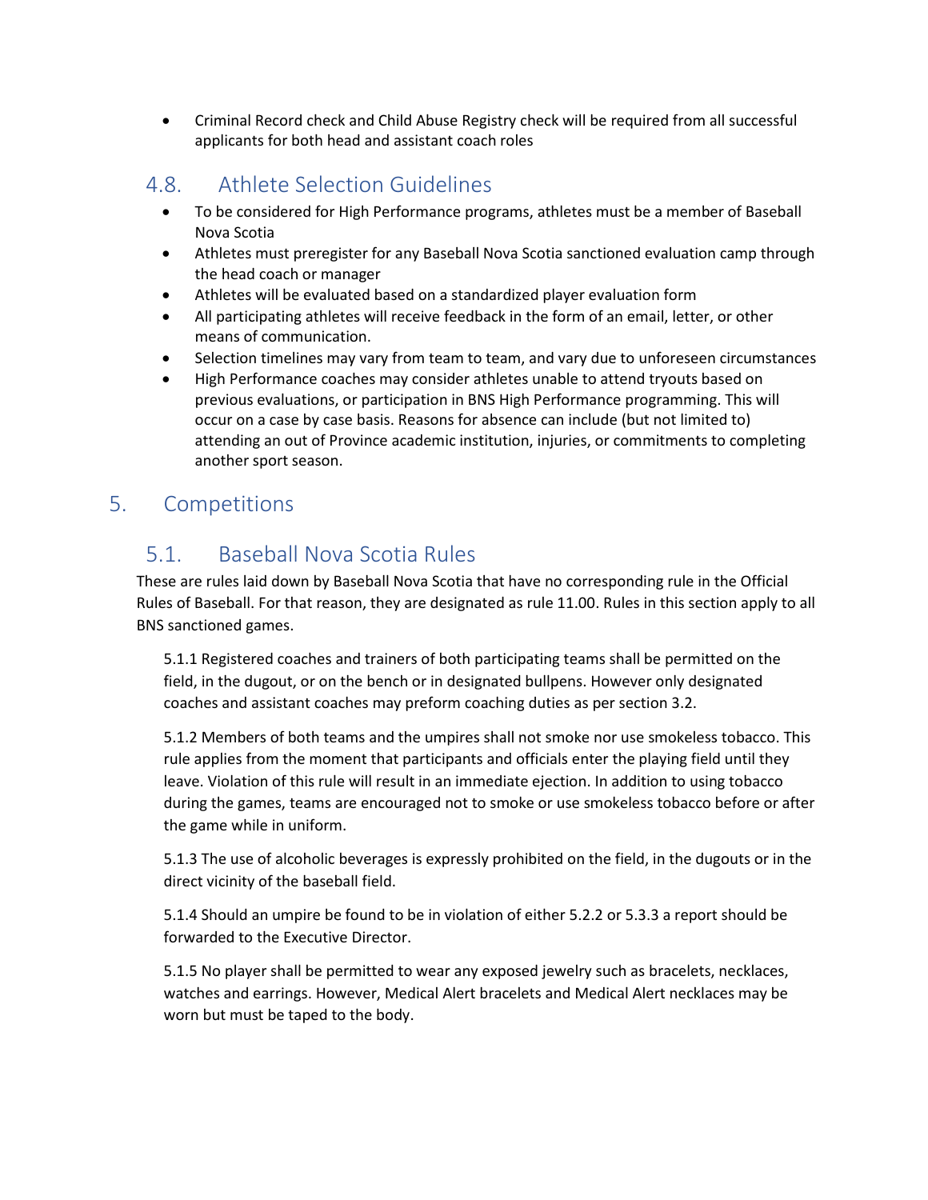- Criminal Record check and Child Abuse Registry check will be required from all successful applicants for both head and assistant coach roles

## 4.8. Athlete Selection Guidelines

- To be considered for High Performance programs, athletes must be a member of Baseball Nova Scotia
- Athletes must preregister for any Baseball Nova Scotia sanctioned evaluation camp through the head coach or manager
- Athletes will be evaluated based on a standardized player evaluation form
- All participating athletes will receive feedback in the form of an email, letter, or other means of communication.
- Selection timelines may vary from team to team, and vary due to unforeseen circumstances
- High Performance coaches may consider athletes unable to attend tryouts based on previous evaluations, or participation in BNS High Performance programming. This will occur on a case by case basis. Reasons for absence can include (but not limited to) attending an out of Province academic institution, injuries, or commitments to completing another sport season.

# 5. Competitions

## 5.1. Baseball Nova Scotia Rules

These are rules laid down by Baseball Nova Scotia that have no corresponding rule in the Official Rules of Baseball. For that reason, they are designated as rule 11.00. Rules in this section apply to all BNS sanctioned games.

5.1.1 Registered coaches and trainers of both participating teams shall be permitted on the field, in the dugout, or on the bench or in designated bullpens. However only designated coaches and assistant coaches may preform coaching duties as per section 3.2.

5.1.2 Members of both teams and the umpires shall not smoke nor use smokeless tobacco. This rule applies from the moment that participants and officials enter the playing field until they leave. Violation of this rule will result in an immediate ejection. In addition to using tobacco during the games, teams are encouraged not to smoke or use smokeless tobacco before or after the game while in uniform.

5.1.3 The use of alcoholic beverages is expressly prohibited on the field, in the dugouts or in the direct vicinity of the baseball field.

5.1.4 Should an umpire be found to be in violation of either 5.2.2 or 5.3.3 a report should be forwarded to the Executive Director.

5.1.5 No player shall be permitted to wear any exposed jewelry such as bracelets, necklaces, watches and earrings. However, Medical Alert bracelets and Medical Alert necklaces may be worn but must be taped to the body.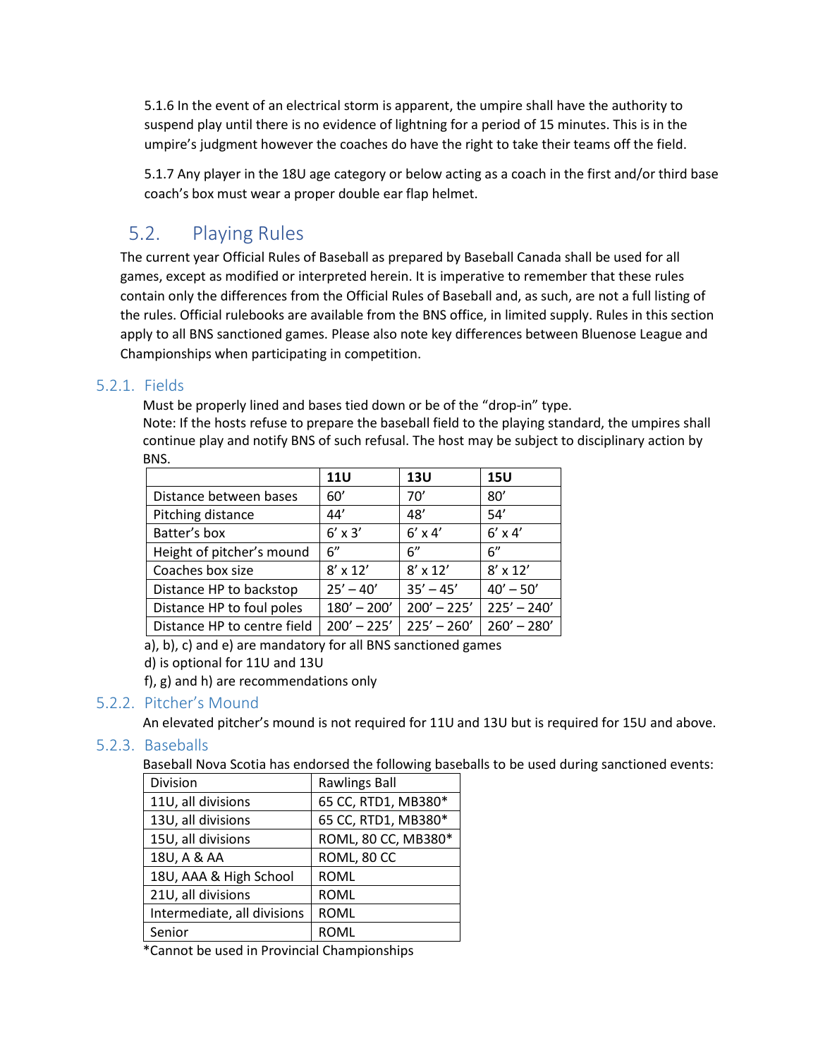5.1.6 In the event of an electrical storm is apparent, the umpire shall have the authority to suspend play until there is no evidence of lightning for a period of 15 minutes. This is in the umpire's judgment however the coaches do have the right to take their teams off the field.

5.1.7 Any player in the 18U age category or below acting as a coach in the first and/or third base coach's box must wear a proper double ear flap helmet.

## 5.2. Playing Rules

The current year Official Rules of Baseball as prepared by Baseball Canada shall be used for all games, except as modified or interpreted herein. It is imperative to remember that these rules contain only the differences from the Official Rules of Baseball and, as such, are not a full listing of the rules. Official rulebooks are available from the BNS office, in limited supply. Rules in this section apply to all BNS sanctioned games. Please also note key differences between Bluenose League and Championships when participating in competition.

### 5.2.1. Fields

Must be properly lined and bases tied down or be of the "drop-in" type.
Note: If the hosts refuse to prepare the baseball field to the playing standard, the umpires shall continue play and notify BNS of such refusal. The host may be subject to disciplinary action by BNS.

| | **11U** | **13U** | **15U** |
|---|---|---|---|
| Distance between bases | 60' | 70' | 80' |
| Pitching distance | 44' | 48' | 54' |
| Batter's box | 6' x 3' | 6' x 4' | 6' x 4' |
| Height of pitcher's mound | 6" | 6" | 6" |
| Coaches box size | 8' x 12' | 8' x 12' | 8' x 12' |
| Distance HP to backstop | 25' – 40' | 35' – 45' | 40' – 50' |
| Distance HP to foul poles | 180' – 200' | 200' – 225' | 225' – 240' |
| Distance HP to centre field | 200' – 225' | 225' – 260' | 260' – 280' |

a), b), c) and e) are mandatory for all BNS sanctioned games
d) is optional for 11U and 13U
f), g) and h) are recommendations only

### 5.2.2. Pitcher's Mound

An elevated pitcher's mound is not required for 11U and 13U but is required for 15U and above.

### 5.2.3. Baseballs

Baseball Nova Scotia has endorsed the following baseballs to be used during sanctioned events:

| Division | Rawlings Ball |
|---|---|
| 11U, all divisions | 65 CC, RTD1, MB380* |
| 13U, all divisions | 65 CC, RTD1, MB380* |
| 15U, all divisions | ROML, 80 CC, MB380* |
| 18U, A & AA | ROML, 80 CC |
| 18U, AAA & High School | ROML |
| 21U, all divisions | ROML |
| Intermediate, all divisions | ROML |
| Senior | ROML |

*Cannot be used in Provincial Championships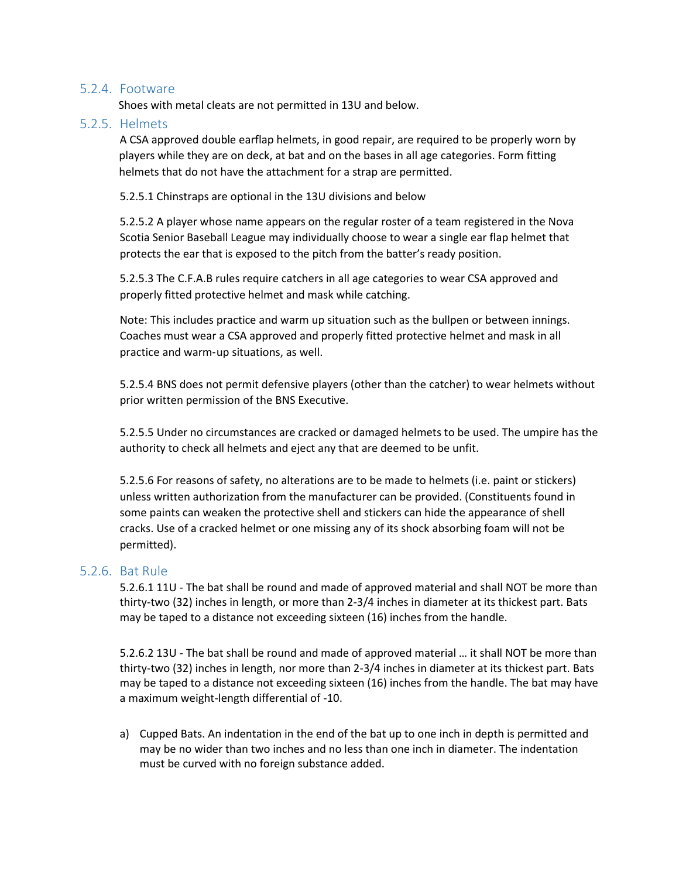### 5.2.4. Footware

Shoes with metal cleats are not permitted in 13U and below.

### 5.2.5. Helmets

A CSA approved double earflap helmets, in good repair, are required to be properly worn by players while they are on deck, at bat and on the bases in all age categories. Form fitting helmets that do not have the attachment for a strap are permitted.

5.2.5.1 Chinstraps are optional in the 13U divisions and below

5.2.5.2 A player whose name appears on the regular roster of a team registered in the Nova Scotia Senior Baseball League may individually choose to wear a single ear flap helmet that protects the ear that is exposed to the pitch from the batter's ready position.

5.2.5.3 The C.F.A.B rules require catchers in all age categories to wear CSA approved and properly fitted protective helmet and mask while catching.

Note: This includes practice and warm up situation such as the bullpen or between innings. Coaches must wear a CSA approved and properly fitted protective helmet and mask in all practice and warm-up situations, as well.

5.2.5.4 BNS does not permit defensive players (other than the catcher) to wear helmets without prior written permission of the BNS Executive.

5.2.5.5 Under no circumstances are cracked or damaged helmets to be used. The umpire has the authority to check all helmets and eject any that are deemed to be unfit.

5.2.5.6 For reasons of safety, no alterations are to be made to helmets (i.e. paint or stickers) unless written authorization from the manufacturer can be provided. (Constituents found in some paints can weaken the protective shell and stickers can hide the appearance of shell cracks. Use of a cracked helmet or one missing any of its shock absorbing foam will not be permitted).

### 5.2.6. Bat Rule

5.2.6.1 11U - The bat shall be round and made of approved material and shall NOT be more than thirty-two (32) inches in length, or more than 2-3/4 inches in diameter at its thickest part. Bats may be taped to a distance not exceeding sixteen (16) inches from the handle.

5.2.6.2 13U - The bat shall be round and made of approved material … it shall NOT be more than thirty-two (32) inches in length, nor more than 2-3/4 inches in diameter at its thickest part. Bats may be taped to a distance not exceeding sixteen (16) inches from the handle. The bat may have a maximum weight-length differential of -10.

a) Cupped Bats. An indentation in the end of the bat up to one inch in depth is permitted and may be no wider than two inches and no less than one inch in diameter. The indentation must be curved with no foreign substance added.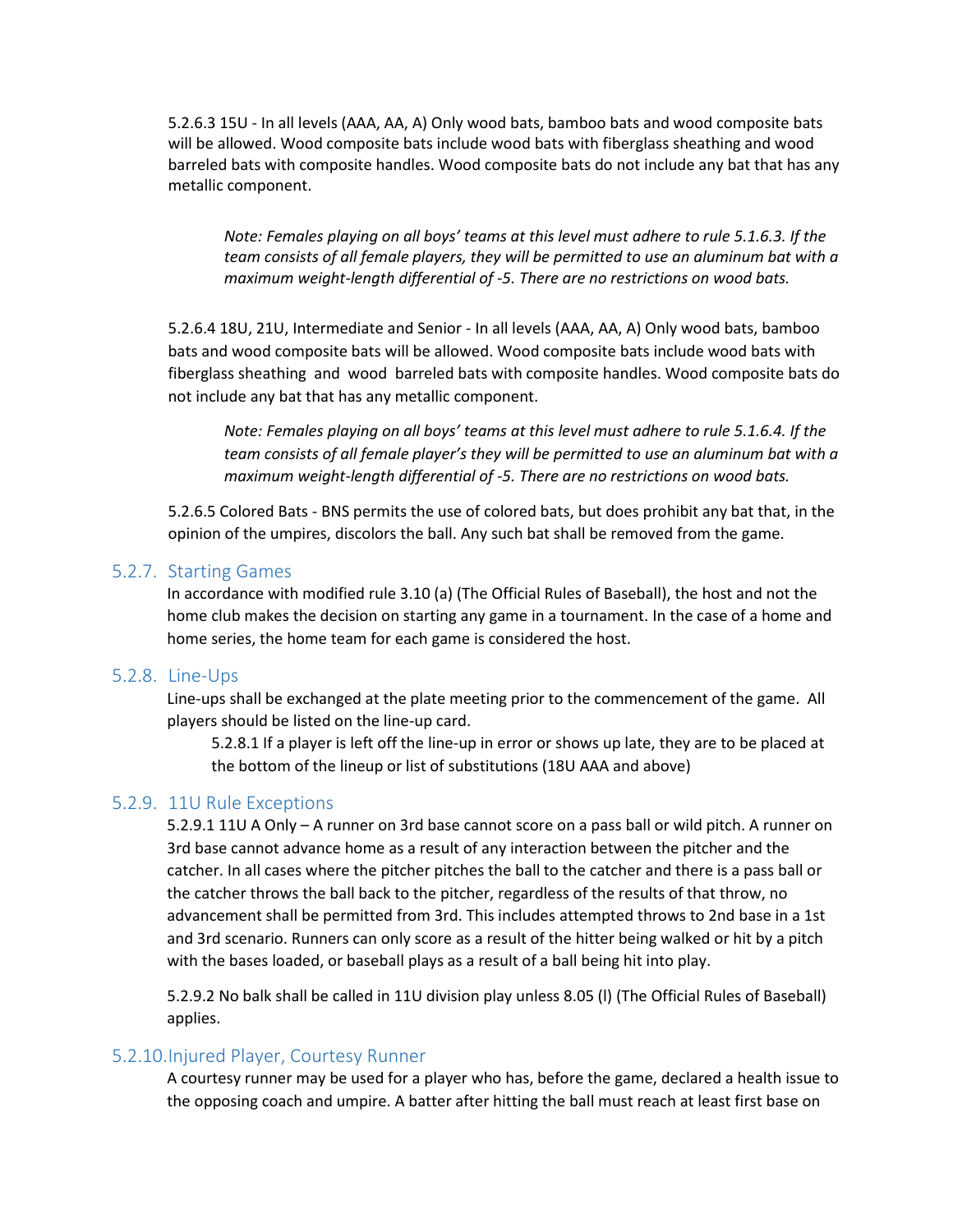5.2.6.3 15U - In all levels (AAA, AA, A) Only wood bats, bamboo bats and wood composite bats will be allowed. Wood composite bats include wood bats with fiberglass sheathing and wood barreled bats with composite handles. Wood composite bats do not include any bat that has any metallic component.

> *Note: Females playing on all boys' teams at this level must adhere to rule 5.1.6.3. If the team consists of all female players, they will be permitted to use an aluminum bat with a maximum weight-length differential of -5. There are no restrictions on wood bats.*

5.2.6.4 18U, 21U, Intermediate and Senior - In all levels (AAA, AA, A) Only wood bats, bamboo bats and wood composite bats will be allowed. Wood composite bats include wood bats with fiberglass sheathing and wood barreled bats with composite handles. Wood composite bats do not include any bat that has any metallic component.

> *Note: Females playing on all boys' teams at this level must adhere to rule 5.1.6.4. If the team consists of all female player's they will be permitted to use an aluminum bat with a maximum weight-length differential of -5. There are no restrictions on wood bats.*

5.2.6.5 Colored Bats - BNS permits the use of colored bats, but does prohibit any bat that, in the opinion of the umpires, discolors the ball. Any such bat shall be removed from the game.

### 5.2.7. Starting Games

In accordance with modified rule 3.10 (a) (The Official Rules of Baseball), the host and not the home club makes the decision on starting any game in a tournament. In the case of a home and home series, the home team for each game is considered the host.

### 5.2.8. Line-Ups

Line-ups shall be exchanged at the plate meeting prior to the commencement of the game. All players should be listed on the line-up card.

5.2.8.1 If a player is left off the line-up in error or shows up late, they are to be placed at the bottom of the lineup or list of substitutions (18U AAA and above)

### 5.2.9. 11U Rule Exceptions

5.2.9.1 11U A Only – A runner on 3rd base cannot score on a pass ball or wild pitch. A runner on 3rd base cannot advance home as a result of any interaction between the pitcher and the catcher. In all cases where the pitcher pitches the ball to the catcher and there is a pass ball or the catcher throws the ball back to the pitcher, regardless of the results of that throw, no advancement shall be permitted from 3rd. This includes attempted throws to 2nd base in a 1st and 3rd scenario. Runners can only score as a result of the hitter being walked or hit by a pitch with the bases loaded, or baseball plays as a result of a ball being hit into play.

5.2.9.2 No balk shall be called in 11U division play unless 8.05 (l) (The Official Rules of Baseball) applies.

### 5.2.10. Injured Player, Courtesy Runner

A courtesy runner may be used for a player who has, before the game, declared a health issue to the opposing coach and umpire. A batter after hitting the ball must reach at least first base on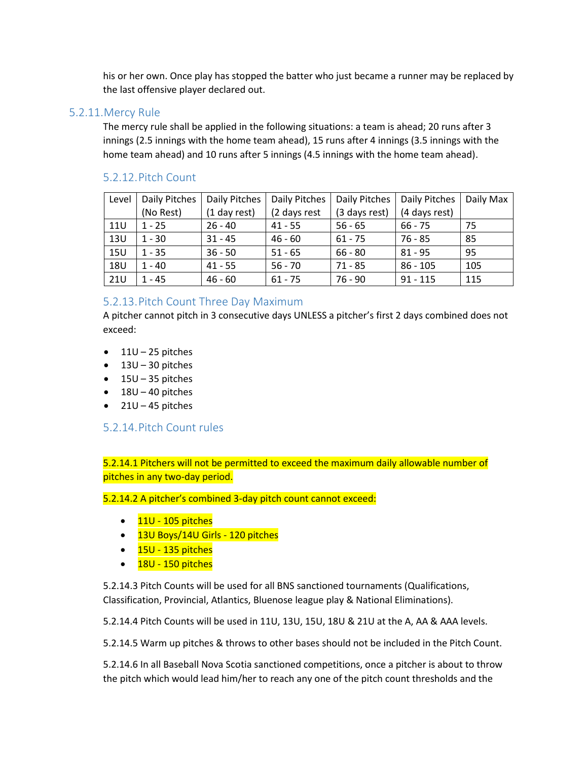his or her own. Once play has stopped the batter who just became a runner may be replaced by the last offensive player declared out.

### 5.2.11. Mercy Rule

The mercy rule shall be applied in the following situations: a team is ahead; 20 runs after 3 innings (2.5 innings with the home team ahead), 15 runs after 4 innings (3.5 innings with the home team ahead) and 10 runs after 5 innings (4.5 innings with the home team ahead).

### 5.2.12. Pitch Count

| Level | Daily Pitches (No Rest) | Daily Pitches (1 day rest) | Daily Pitches (2 days rest | Daily Pitches (3 days rest) | Daily Pitches (4 days rest) | Daily Max |
|---|---|---|---|---|---|---|
| 11U | 1 - 25 | 26 - 40 | 41 - 55 | 56 - 65 | 66 - 75 | 75 |
| 13U | 1 - 30 | 31 - 45 | 46 - 60 | 61 - 75 | 76 - 85 | 85 |
| 15U | 1 - 35 | 36 - 50 | 51 - 65 | 66 - 80 | 81 - 95 | 95 |
| 18U | 1 - 40 | 41 - 55 | 56 - 70 | 71 - 85 | 86 - 105 | 105 |
| 21U | 1 - 45 | 46 - 60 | 61 - 75 | 76 - 90 | 91 - 115 | 115 |

### 5.2.13. Pitch Count Three Day Maximum

A pitcher cannot pitch in 3 consecutive days UNLESS a pitcher's first 2 days combined does not exceed:

- 11U – 25 pitches
- 13U – 30 pitches
- 15U – 35 pitches
- 18U – 40 pitches
- 21U – 45 pitches

### 5.2.14. Pitch Count rules

5.2.14.1 Pitchers will not be permitted to exceed the maximum daily allowable number of pitches in any two-day period.

5.2.14.2 A pitcher's combined 3-day pitch count cannot exceed:

- 11U - 105 pitches
- 13U Boys/14U Girls - 120 pitches
- 15U - 135 pitches
- 18U - 150 pitches

5.2.14.3 Pitch Counts will be used for all BNS sanctioned tournaments (Qualifications, Classification, Provincial, Atlantics, Bluenose league play & National Eliminations).

5.2.14.4 Pitch Counts will be used in 11U, 13U, 15U, 18U & 21U at the A, AA & AAA levels.

5.2.14.5 Warm up pitches & throws to other bases should not be included in the Pitch Count.

5.2.14.6 In all Baseball Nova Scotia sanctioned competitions, once a pitcher is about to throw the pitch which would lead him/her to reach any one of the pitch count thresholds and the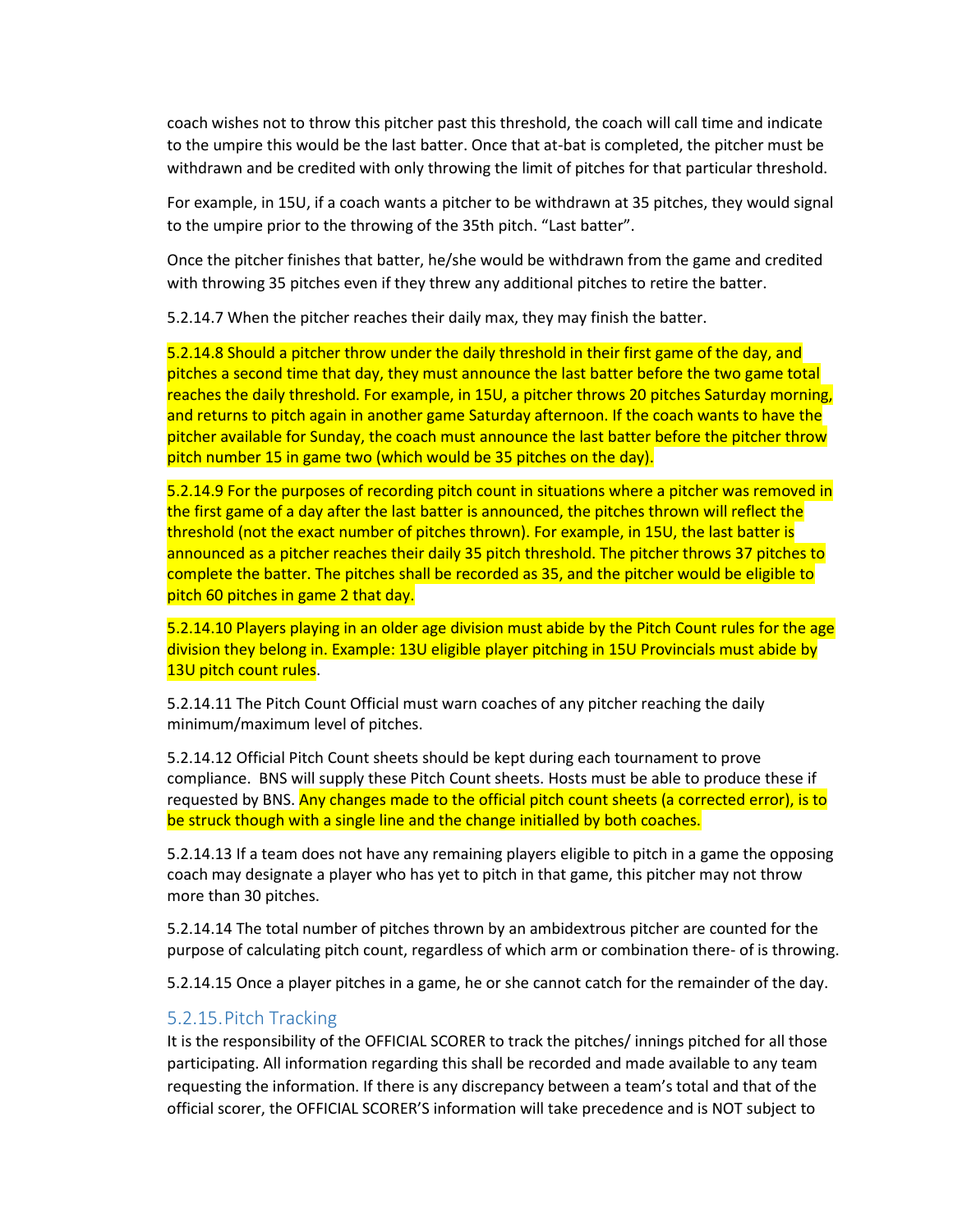coach wishes not to throw this pitcher past this threshold, the coach will call time and indicate to the umpire this would be the last batter. Once that at-bat is completed, the pitcher must be withdrawn and be credited with only throwing the limit of pitches for that particular threshold.

For example, in 15U, if a coach wants a pitcher to be withdrawn at 35 pitches, they would signal to the umpire prior to the throwing of the 35th pitch. "Last batter".

Once the pitcher finishes that batter, he/she would be withdrawn from the game and credited with throwing 35 pitches even if they threw any additional pitches to retire the batter.

5.2.14.7 When the pitcher reaches their daily max, they may finish the batter.

5.2.14.8 Should a pitcher throw under the daily threshold in their first game of the day, and pitches a second time that day, they must announce the last batter before the two game total reaches the daily threshold. For example, in 15U, a pitcher throws 20 pitches Saturday morning, and returns to pitch again in another game Saturday afternoon. If the coach wants to have the pitcher available for Sunday, the coach must announce the last batter before the pitcher throw pitch number 15 in game two (which would be 35 pitches on the day).

5.2.14.9 For the purposes of recording pitch count in situations where a pitcher was removed in the first game of a day after the last batter is announced, the pitches thrown will reflect the threshold (not the exact number of pitches thrown). For example, in 15U, the last batter is announced as a pitcher reaches their daily 35 pitch threshold. The pitcher throws 37 pitches to complete the batter. The pitches shall be recorded as 35, and the pitcher would be eligible to pitch 60 pitches in game 2 that day.

5.2.14.10 Players playing in an older age division must abide by the Pitch Count rules for the age division they belong in. Example: 13U eligible player pitching in 15U Provincials must abide by 13U pitch count rules.

5.2.14.11 The Pitch Count Official must warn coaches of any pitcher reaching the daily minimum/maximum level of pitches.

5.2.14.12 Official Pitch Count sheets should be kept during each tournament to prove compliance. BNS will supply these Pitch Count sheets. Hosts must be able to produce these if requested by BNS. Any changes made to the official pitch count sheets (a corrected error), is to be struck though with a single line and the change initialled by both coaches.

5.2.14.13 If a team does not have any remaining players eligible to pitch in a game the opposing coach may designate a player who has yet to pitch in that game, this pitcher may not throw more than 30 pitches.

5.2.14.14 The total number of pitches thrown by an ambidextrous pitcher are counted for the purpose of calculating pitch count, regardless of which arm or combination there- of is throwing.

5.2.14.15 Once a player pitches in a game, he or she cannot catch for the remainder of the day.

### 5.2.15. Pitch Tracking

It is the responsibility of the OFFICIAL SCORER to track the pitches/ innings pitched for all those participating. All information regarding this shall be recorded and made available to any team requesting the information. If there is any discrepancy between a team's total and that of the official scorer, the OFFICIAL SCORER'S information will take precedence and is NOT subject to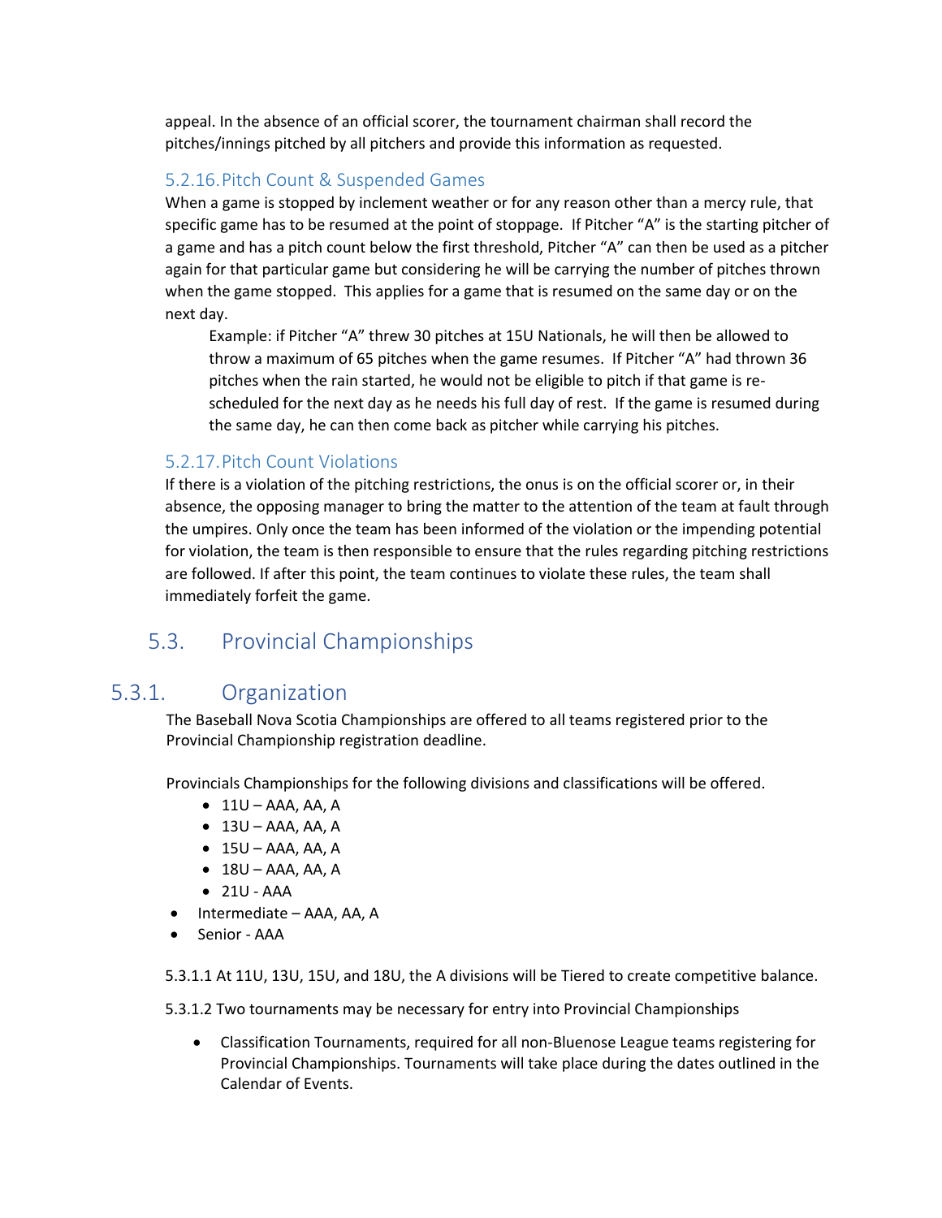appeal. In the absence of an official scorer, the tournament chairman shall record the pitches/innings pitched by all pitchers and provide this information as requested.

### 5.2.16. Pitch Count & Suspended Games

When a game is stopped by inclement weather or for any reason other than a mercy rule, that specific game has to be resumed at the point of stoppage. If Pitcher "A" is the starting pitcher of a game and has a pitch count below the first threshold, Pitcher "A" can then be used as a pitcher again for that particular game but considering he will be carrying the number of pitches thrown when the game stopped. This applies for a game that is resumed on the same day or on the next day.

> Example: if Pitcher "A" threw 30 pitches at 15U Nationals, he will then be allowed to throw a maximum of 65 pitches when the game resumes. If Pitcher "A" had thrown 36 pitches when the rain started, he would not be eligible to pitch if that game is re-scheduled for the next day as he needs his full day of rest. If the game is resumed during the same day, he can then come back as pitcher while carrying his pitches.

### 5.2.17. Pitch Count Violations

If there is a violation of the pitching restrictions, the onus is on the official scorer or, in their absence, the opposing manager to bring the matter to the attention of the team at fault through the umpires. Only once the team has been informed of the violation or the impending potential for violation, the team is then responsible to ensure that the rules regarding pitching restrictions are followed. If after this point, the team continues to violate these rules, the team shall immediately forfeit the game.

## 5.3. Provincial Championships

## 5.3.1. Organization

The Baseball Nova Scotia Championships are offered to all teams registered prior to the Provincial Championship registration deadline.

Provincials Championships for the following divisions and classifications will be offered.

- 11U – AAA, AA, A
- 13U – AAA, AA, A
- 15U – AAA, AA, A
- 18U – AAA, AA, A
- 21U - AAA
- Intermediate – AAA, AA, A
- Senior - AAA

5.3.1.1 At 11U, 13U, 15U, and 18U, the A divisions will be Tiered to create competitive balance.

5.3.1.2 Two tournaments may be necessary for entry into Provincial Championships

- Classification Tournaments, required for all non-Bluenose League teams registering for Provincial Championships. Tournaments will take place during the dates outlined in the Calendar of Events.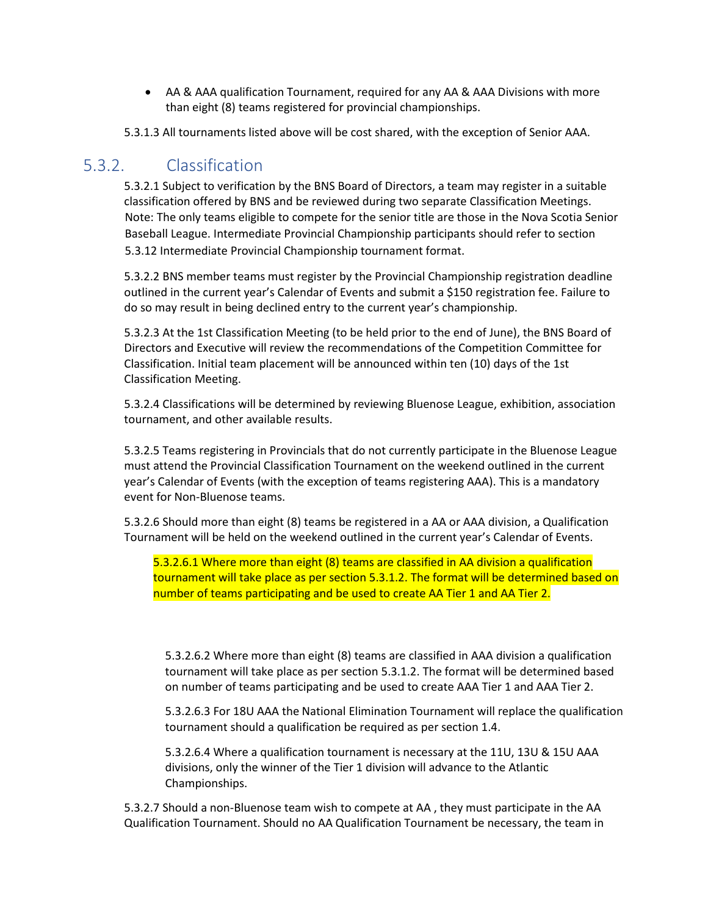- AA & AAA qualification Tournament, required for any AA & AAA Divisions with more than eight (8) teams registered for provincial championships.

5.3.1.3 All tournaments listed above will be cost shared, with the exception of Senior AAA.

## 5.3.2. Classification

5.3.2.1 Subject to verification by the BNS Board of Directors, a team may register in a suitable classification offered by BNS and be reviewed during two separate Classification Meetings. Note: The only teams eligible to compete for the senior title are those in the Nova Scotia Senior Baseball League. Intermediate Provincial Championship participants should refer to section 5.3.12 Intermediate Provincial Championship tournament format.

5.3.2.2 BNS member teams must register by the Provincial Championship registration deadline outlined in the current year's Calendar of Events and submit a $150 registration fee. Failure to do so may result in being declined entry to the current year's championship.

5.3.2.3 At the 1st Classification Meeting (to be held prior to the end of June), the BNS Board of Directors and Executive will review the recommendations of the Competition Committee for Classification. Initial team placement will be announced within ten (10) days of the 1st Classification Meeting.

5.3.2.4 Classifications will be determined by reviewing Bluenose League, exhibition, association tournament, and other available results.

5.3.2.5 Teams registering in Provincials that do not currently participate in the Bluenose League must attend the Provincial Classification Tournament on the weekend outlined in the current year's Calendar of Events (with the exception of teams registering AAA). This is a mandatory event for Non-Bluenose teams.

5.3.2.6 Should more than eight (8) teams be registered in a AA or AAA division, a Qualification Tournament will be held on the weekend outlined in the current year's Calendar of Events.

5.3.2.6.1 Where more than eight (8) teams are classified in AA division a qualification tournament will take place as per section 5.3.1.2. The format will be determined based on number of teams participating and be used to create AA Tier 1 and AA Tier 2.

5.3.2.6.2 Where more than eight (8) teams are classified in AAA division a qualification tournament will take place as per section 5.3.1.2. The format will be determined based on number of teams participating and be used to create AAA Tier 1 and AAA Tier 2.

5.3.2.6.3 For 18U AAA the National Elimination Tournament will replace the qualification tournament should a qualification be required as per section 1.4.

5.3.2.6.4 Where a qualification tournament is necessary at the 11U, 13U & 15U AAA divisions, only the winner of the Tier 1 division will advance to the Atlantic Championships.

5.3.2.7 Should a non-Bluenose team wish to compete at AA , they must participate in the AA Qualification Tournament. Should no AA Qualification Tournament be necessary, the team in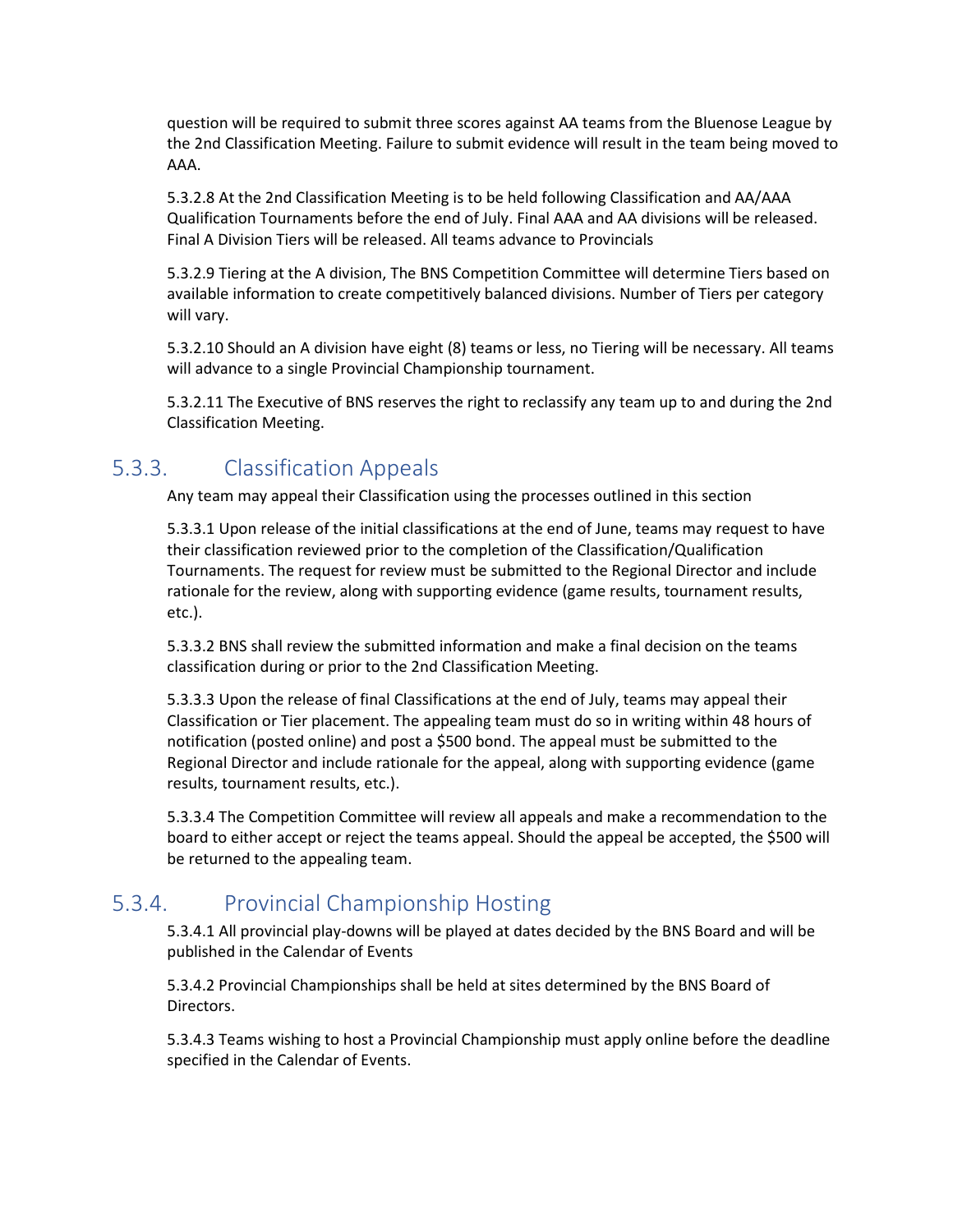question will be required to submit three scores against AA teams from the Bluenose League by the 2nd Classification Meeting. Failure to submit evidence will result in the team being moved to AAA.

5.3.2.8 At the 2nd Classification Meeting is to be held following Classification and AA/AAA Qualification Tournaments before the end of July. Final AAA and AA divisions will be released. Final A Division Tiers will be released. All teams advance to Provincials

5.3.2.9 Tiering at the A division, The BNS Competition Committee will determine Tiers based on available information to create competitively balanced divisions. Number of Tiers per category will vary.

5.3.2.10 Should an A division have eight (8) teams or less, no Tiering will be necessary. All teams will advance to a single Provincial Championship tournament.

5.3.2.11 The Executive of BNS reserves the right to reclassify any team up to and during the 2nd Classification Meeting.

## 5.3.3. Classification Appeals

Any team may appeal their Classification using the processes outlined in this section

5.3.3.1 Upon release of the initial classifications at the end of June, teams may request to have their classification reviewed prior to the completion of the Classification/Qualification Tournaments. The request for review must be submitted to the Regional Director and include rationale for the review, along with supporting evidence (game results, tournament results, etc.).

5.3.3.2 BNS shall review the submitted information and make a final decision on the teams classification during or prior to the 2nd Classification Meeting.

5.3.3.3 Upon the release of final Classifications at the end of July, teams may appeal their Classification or Tier placement. The appealing team must do so in writing within 48 hours of notification (posted online) and post a $500 bond. The appeal must be submitted to the Regional Director and include rationale for the appeal, along with supporting evidence (game results, tournament results, etc.).

5.3.3.4 The Competition Committee will review all appeals and make a recommendation to the board to either accept or reject the teams appeal. Should the appeal be accepted, the $500 will be returned to the appealing team.

## 5.3.4. Provincial Championship Hosting

5.3.4.1 All provincial play-downs will be played at dates decided by the BNS Board and will be published in the Calendar of Events

5.3.4.2 Provincial Championships shall be held at sites determined by the BNS Board of Directors.

5.3.4.3 Teams wishing to host a Provincial Championship must apply online before the deadline specified in the Calendar of Events.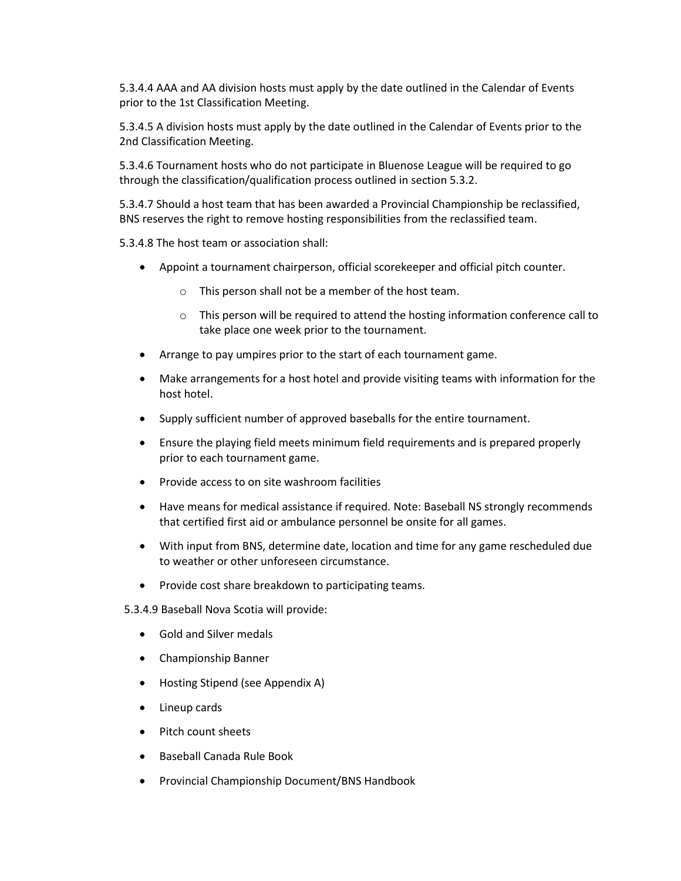5.3.4.4 AAA and AA division hosts must apply by the date outlined in the Calendar of Events prior to the 1st Classification Meeting.

5.3.4.5 A division hosts must apply by the date outlined in the Calendar of Events prior to the 2nd Classification Meeting.

5.3.4.6 Tournament hosts who do not participate in Bluenose League will be required to go through the classification/qualification process outlined in section 5.3.2.

5.3.4.7 Should a host team that has been awarded a Provincial Championship be reclassified, BNS reserves the right to remove hosting responsibilities from the reclassified team.

5.3.4.8 The host team or association shall:

- Appoint a tournament chairperson, official scorekeeper and official pitch counter.
  - This person shall not be a member of the host team.
  - This person will be required to attend the hosting information conference call to take place one week prior to the tournament.
- Arrange to pay umpires prior to the start of each tournament game.
- Make arrangements for a host hotel and provide visiting teams with information for the host hotel.
- Supply sufficient number of approved baseballs for the entire tournament.
- Ensure the playing field meets minimum field requirements and is prepared properly prior to each tournament game.
- Provide access to on site washroom facilities
- Have means for medical assistance if required. Note: Baseball NS strongly recommends that certified first aid or ambulance personnel be onsite for all games.
- With input from BNS, determine date, location and time for any game rescheduled due to weather or other unforeseen circumstance.
- Provide cost share breakdown to participating teams.

5.3.4.9 Baseball Nova Scotia will provide:

- Gold and Silver medals
- Championship Banner
- Hosting Stipend (see Appendix A)
- Lineup cards
- Pitch count sheets
- Baseball Canada Rule Book
- Provincial Championship Document/BNS Handbook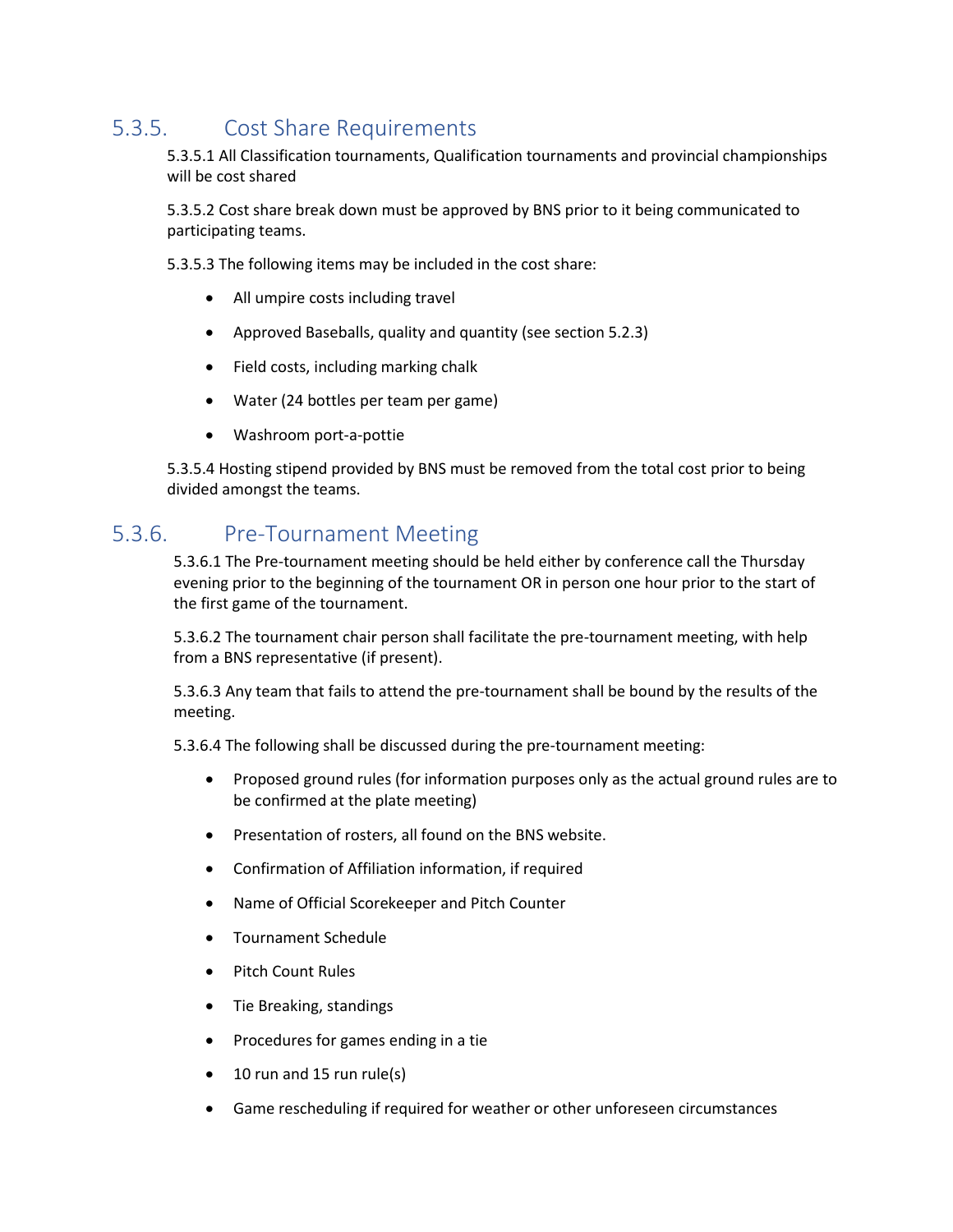### 5.3.5. Cost Share Requirements

5.3.5.1 All Classification tournaments, Qualification tournaments and provincial championships will be cost shared

5.3.5.2 Cost share break down must be approved by BNS prior to it being communicated to participating teams.

5.3.5.3 The following items may be included in the cost share:

- All umpire costs including travel
- Approved Baseballs, quality and quantity (see section 5.2.3)
- Field costs, including marking chalk
- Water (24 bottles per team per game)
- Washroom port-a-pottie

5.3.5.4 Hosting stipend provided by BNS must be removed from the total cost prior to being divided amongst the teams.

### 5.3.6. Pre-Tournament Meeting

5.3.6.1 The Pre-tournament meeting should be held either by conference call the Thursday evening prior to the beginning of the tournament OR in person one hour prior to the start of the first game of the tournament.

5.3.6.2 The tournament chair person shall facilitate the pre-tournament meeting, with help from a BNS representative (if present).

5.3.6.3 Any team that fails to attend the pre-tournament shall be bound by the results of the meeting.

5.3.6.4 The following shall be discussed during the pre-tournament meeting:

- Proposed ground rules (for information purposes only as the actual ground rules are to be confirmed at the plate meeting)
- Presentation of rosters, all found on the BNS website.
- Confirmation of Affiliation information, if required
- Name of Official Scorekeeper and Pitch Counter
- Tournament Schedule
- Pitch Count Rules
- Tie Breaking, standings
- Procedures for games ending in a tie
- 10 run and 15 run rule(s)
- Game rescheduling if required for weather or other unforeseen circumstances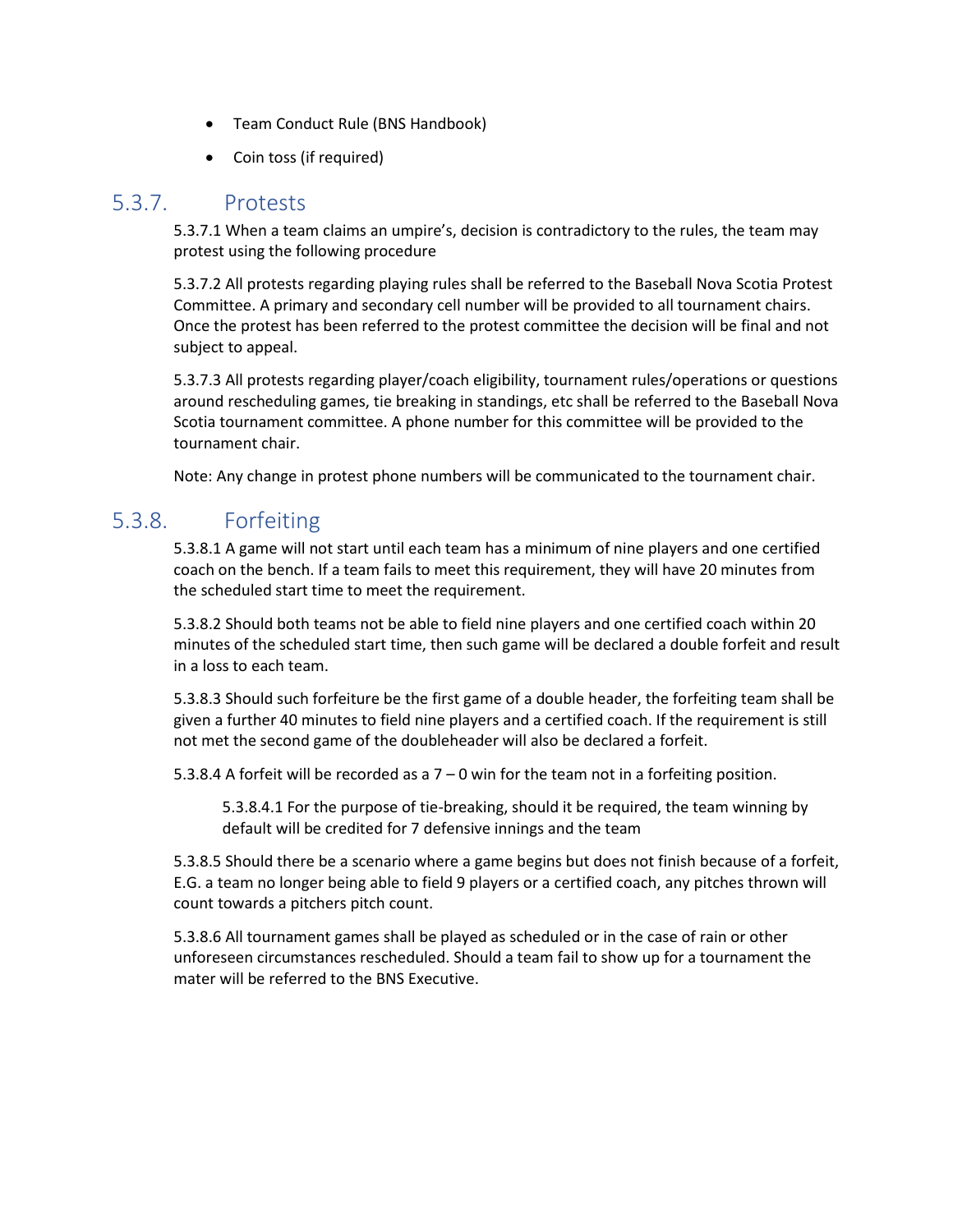- Team Conduct Rule (BNS Handbook)
- Coin toss (if required)

### 5.3.7. Protests

5.3.7.1 When a team claims an umpire's, decision is contradictory to the rules, the team may protest using the following procedure

5.3.7.2 All protests regarding playing rules shall be referred to the Baseball Nova Scotia Protest Committee. A primary and secondary cell number will be provided to all tournament chairs. Once the protest has been referred to the protest committee the decision will be final and not subject to appeal.

5.3.7.3 All protests regarding player/coach eligibility, tournament rules/operations or questions around rescheduling games, tie breaking in standings, etc shall be referred to the Baseball Nova Scotia tournament committee. A phone number for this committee will be provided to the tournament chair.

Note: Any change in protest phone numbers will be communicated to the tournament chair.

### 5.3.8. Forfeiting

5.3.8.1 A game will not start until each team has a minimum of nine players and one certified coach on the bench. If a team fails to meet this requirement, they will have 20 minutes from the scheduled start time to meet the requirement.

5.3.8.2 Should both teams not be able to field nine players and one certified coach within 20 minutes of the scheduled start time, then such game will be declared a double forfeit and result in a loss to each team.

5.3.8.3 Should such forfeiture be the first game of a double header, the forfeiting team shall be given a further 40 minutes to field nine players and a certified coach. If the requirement is still not met the second game of the doubleheader will also be declared a forfeit.

5.3.8.4 A forfeit will be recorded as a 7 – 0 win for the team not in a forfeiting position.

> 5.3.8.4.1 For the purpose of tie-breaking, should it be required, the team winning by default will be credited for 7 defensive innings and the team

5.3.8.5 Should there be a scenario where a game begins but does not finish because of a forfeit, E.G. a team no longer being able to field 9 players or a certified coach, any pitches thrown will count towards a pitchers pitch count.

5.3.8.6 All tournament games shall be played as scheduled or in the case of rain or other unforeseen circumstances rescheduled. Should a team fail to show up for a tournament the mater will be referred to the BNS Executive.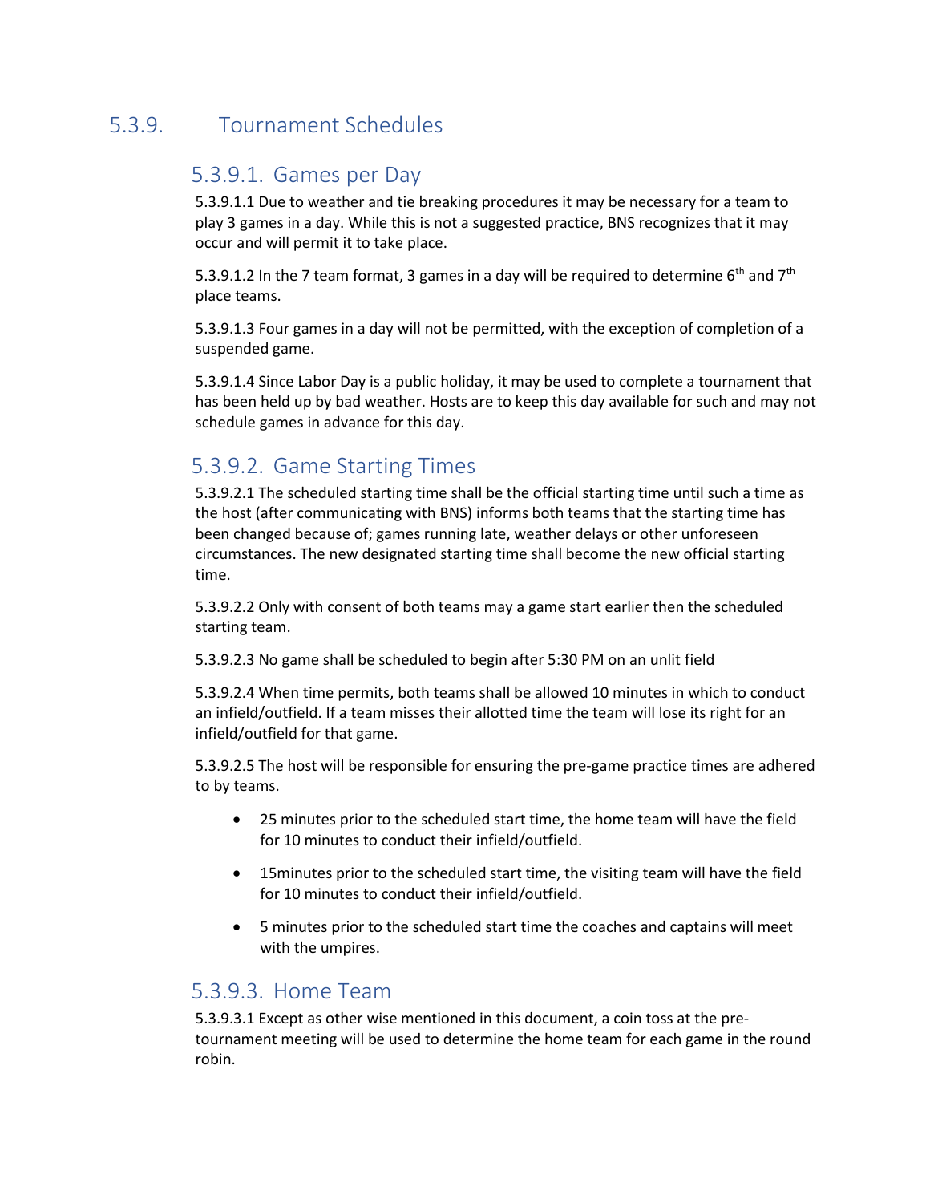## 5.3.9. Tournament Schedules

### 5.3.9.1. Games per Day

5.3.9.1.1 Due to weather and tie breaking procedures it may be necessary for a team to play 3 games in a day. While this is not a suggested practice, BNS recognizes that it may occur and will permit it to take place.

5.3.9.1.2 In the 7 team format, 3 games in a day will be required to determine 6th and 7th place teams.

5.3.9.1.3 Four games in a day will not be permitted, with the exception of completion of a suspended game.

5.3.9.1.4 Since Labor Day is a public holiday, it may be used to complete a tournament that has been held up by bad weather. Hosts are to keep this day available for such and may not schedule games in advance for this day.

### 5.3.9.2. Game Starting Times

5.3.9.2.1 The scheduled starting time shall be the official starting time until such a time as the host (after communicating with BNS) informs both teams that the starting time has been changed because of; games running late, weather delays or other unforeseen circumstances. The new designated starting time shall become the new official starting time.

5.3.9.2.2 Only with consent of both teams may a game start earlier then the scheduled starting team.

5.3.9.2.3 No game shall be scheduled to begin after 5:30 PM on an unlit field

5.3.9.2.4 When time permits, both teams shall be allowed 10 minutes in which to conduct an infield/outfield. If a team misses their allotted time the team will lose its right for an infield/outfield for that game.

5.3.9.2.5 The host will be responsible for ensuring the pre-game practice times are adhered to by teams.

- 25 minutes prior to the scheduled start time, the home team will have the field for 10 minutes to conduct their infield/outfield.
- 15minutes prior to the scheduled start time, the visiting team will have the field for 10 minutes to conduct their infield/outfield.
- 5 minutes prior to the scheduled start time the coaches and captains will meet with the umpires.

### 5.3.9.3. Home Team

5.3.9.3.1 Except as other wise mentioned in this document, a coin toss at the pre-tournament meeting will be used to determine the home team for each game in the round robin.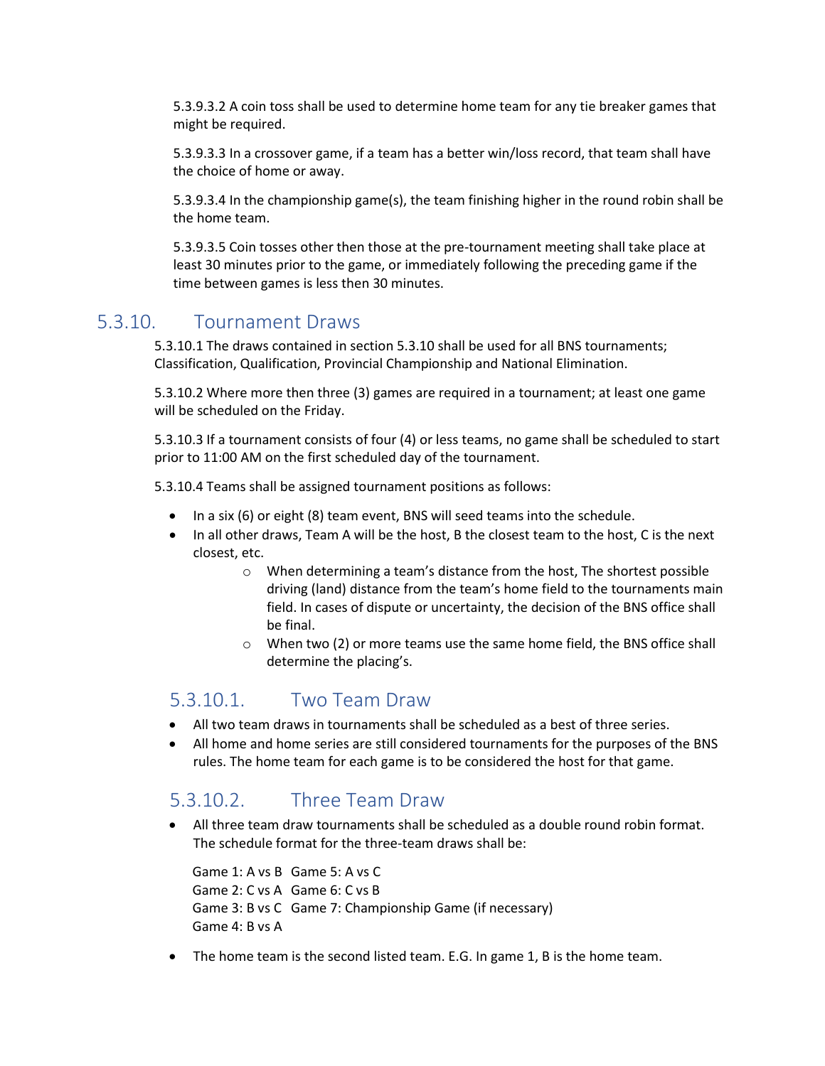5.3.9.3.2 A coin toss shall be used to determine home team for any tie breaker games that might be required.

5.3.9.3.3 In a crossover game, if a team has a better win/loss record, that team shall have the choice of home or away.

5.3.9.3.4 In the championship game(s), the team finishing higher in the round robin shall be the home team.

5.3.9.3.5 Coin tosses other then those at the pre-tournament meeting shall take place at least 30 minutes prior to the game, or immediately following the preceding game if the time between games is less then 30 minutes.

## 5.3.10. Tournament Draws

5.3.10.1 The draws contained in section 5.3.10 shall be used for all BNS tournaments; Classification, Qualification, Provincial Championship and National Elimination.

5.3.10.2 Where more then three (3) games are required in a tournament; at least one game will be scheduled on the Friday.

5.3.10.3 If a tournament consists of four (4) or less teams, no game shall be scheduled to start prior to 11:00 AM on the first scheduled day of the tournament.

5.3.10.4 Teams shall be assigned tournament positions as follows:

- In a six (6) or eight (8) team event, BNS will seed teams into the schedule.
- In all other draws, Team A will be the host, B the closest team to the host, C is the next closest, etc.
    - When determining a team's distance from the host, The shortest possible driving (land) distance from the team's home field to the tournaments main field. In cases of dispute or uncertainty, the decision of the BNS office shall be final.
    - When two (2) or more teams use the same home field, the BNS office shall determine the placing's.

### 5.3.10.1. Two Team Draw

- All two team draws in tournaments shall be scheduled as a best of three series.
- All home and home series are still considered tournaments for the purposes of the BNS rules. The home team for each game is to be considered the host for that game.

### 5.3.10.2. Three Team Draw

- All three team draw tournaments shall be scheduled as a double round robin format. The schedule format for the three-team draws shall be:

  Game 1: A vs B  
  Game 2: C vs A  
  Game 3: B vs C  
  Game 4: B vs A  
  Game 5: A vs C  
  Game 6: C vs B  
  Game 7: Championship Game (if necessary)

- The home team is the second listed team. E.G. In game 1, B is the home team.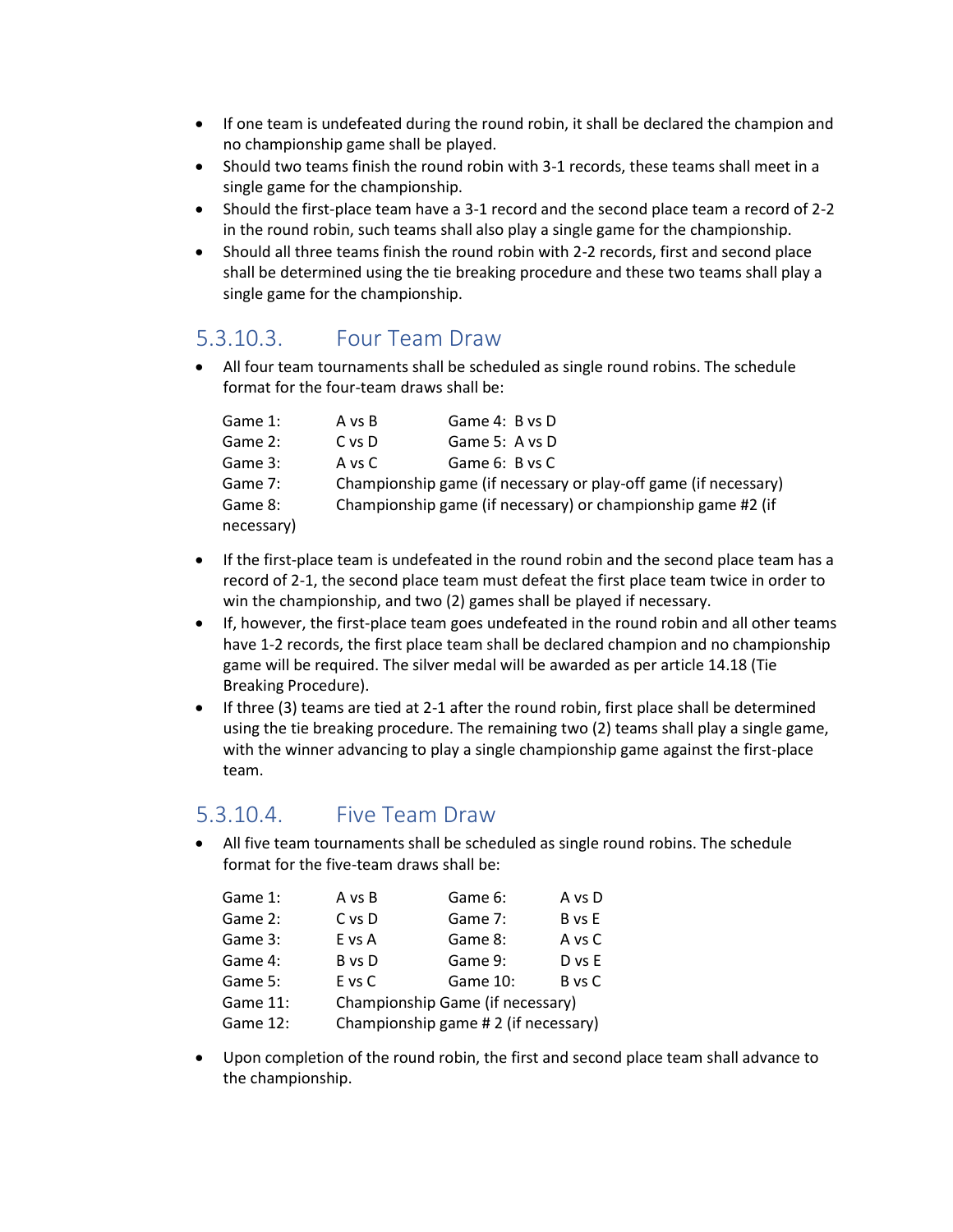- If one team is undefeated during the round robin, it shall be declared the champion and no championship game shall be played.
- Should two teams finish the round robin with 3-1 records, these teams shall meet in a single game for the championship.
- Should the first-place team have a 3-1 record and the second place team a record of 2-2 in the round robin, such teams shall also play a single game for the championship.
- Should all three teams finish the round robin with 2-2 records, first and second place shall be determined using the tie breaking procedure and these two teams shall play a single game for the championship.

## 5.3.10.3. Four Team Draw

- All four team tournaments shall be scheduled as single round robins. The schedule format for the four-team draws shall be:

| | | |
|---|---|---|
| Game 1: | A vs B | Game 4: B vs D |
| Game 2: | C vs D | Game 5: A vs D |
| Game 3: | A vs C | Game 6: B vs C |
| Game 7: | Championship game (if necessary or play-off game (if necessary) | |
| Game 8: | Championship game (if necessary) or championship game #2 (if necessary) | |

- If the first-place team is undefeated in the round robin and the second place team has a record of 2-1, the second place team must defeat the first place team twice in order to win the championship, and two (2) games shall be played if necessary.
- If, however, the first-place team goes undefeated in the round robin and all other teams have 1-2 records, the first place team shall be declared champion and no championship game will be required. The silver medal will be awarded as per article 14.18 (Tie Breaking Procedure).
- If three (3) teams are tied at 2-1 after the round robin, first place shall be determined using the tie breaking procedure. The remaining two (2) teams shall play a single game, with the winner advancing to play a single championship game against the first-place team.

## 5.3.10.4. Five Team Draw

- All five team tournaments shall be scheduled as single round robins. The schedule format for the five-team draws shall be:

| | | | |
|---|---|---|---|
| Game 1: | A vs B | Game 6: | A vs D |
| Game 2: | C vs D | Game 7: | B vs E |
| Game 3: | E vs A | Game 8: | A vs C |
| Game 4: | B vs D | Game 9: | D vs E |
| Game 5: | E vs C | Game 10: | B vs C |
| Game 11: | Championship Game (if necessary) | | |
| Game 12: | Championship game # 2 (if necessary) | | |

- Upon completion of the round robin, the first and second place team shall advance to the championship.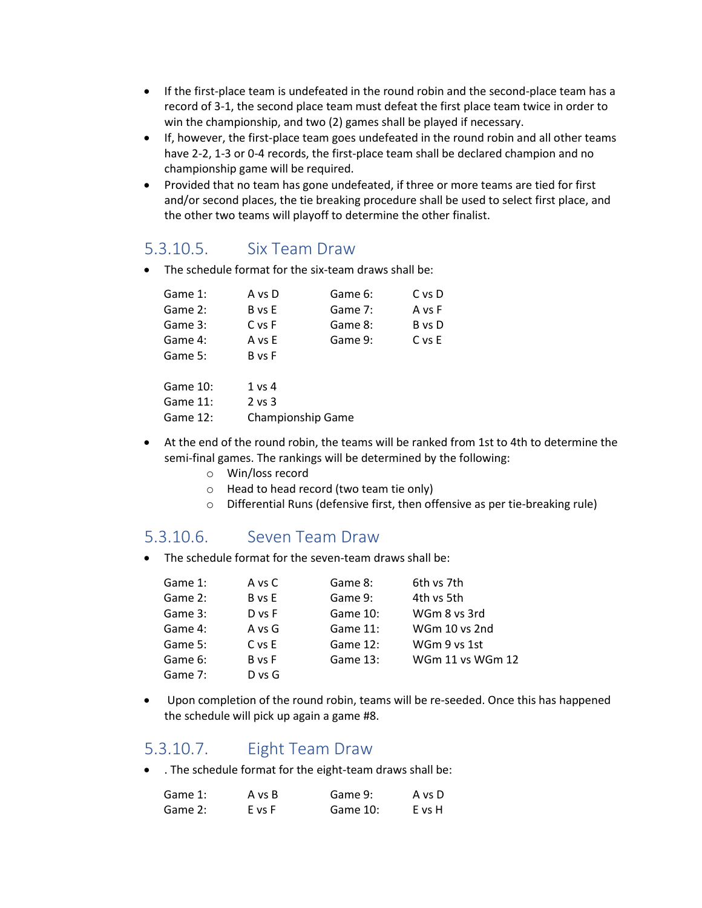- If the first-place team is undefeated in the round robin and the second-place team has a record of 3-1, the second place team must defeat the first place team twice in order to win the championship, and two (2) games shall be played if necessary.
- If, however, the first-place team goes undefeated in the round robin and all other teams have 2-2, 1-3 or 0-4 records, the first-place team shall be declared champion and no championship game will be required.
- Provided that no team has gone undefeated, if three or more teams are tied for first and/or second places, the tie breaking procedure shall be used to select first place, and the other two teams will playoff to determine the other finalist.

## 5.3.10.5. Six Team Draw

- The schedule format for the six-team draws shall be:

| | | | |
|---|---|---|---|
| Game 1: | A vs D | Game 6: | C vs D |
| Game 2: | B vs E | Game 7: | A vs F |
| Game 3: | C vs F | Game 8: | B vs D |
| Game 4: | A vs E | Game 9: | C vs E |
| Game 5: | B vs F | | |

| | |
|---|---|
| Game 10: | 1 vs 4 |
| Game 11: | 2 vs 3 |
| Game 12: | Championship Game |

- At the end of the round robin, the teams will be ranked from 1st to 4th to determine the semi-final games. The rankings will be determined by the following:
  - Win/loss record
  - Head to head record (two team tie only)
  - Differential Runs (defensive first, then offensive as per tie-breaking rule)

## 5.3.10.6. Seven Team Draw

- The schedule format for the seven-team draws shall be:

| | | | |
|---|---|---|---|
| Game 1: | A vs C | Game 8: | 6th vs 7th |
| Game 2: | B vs E | Game 9: | 4th vs 5th |
| Game 3: | D vs F | Game 10: | WGm 8 vs 3rd |
| Game 4: | A vs G | Game 11: | WGm 10 vs 2nd |
| Game 5: | C vs E | Game 12: | WGm 9 vs 1st |
| Game 6: | B vs F | Game 13: | WGm 11 vs WGm 12 |
| Game 7: | D vs G | | |

- Upon completion of the round robin, teams will be re-seeded. Once this has happened the schedule will pick up again a game #8.

## 5.3.10.7. Eight Team Draw

- . The schedule format for the eight-team draws shall be:

| | | | |
|---|---|---|---|
| Game 1: | A vs B | Game 9: | A vs D |
| Game 2: | E vs F | Game 10: | E vs H |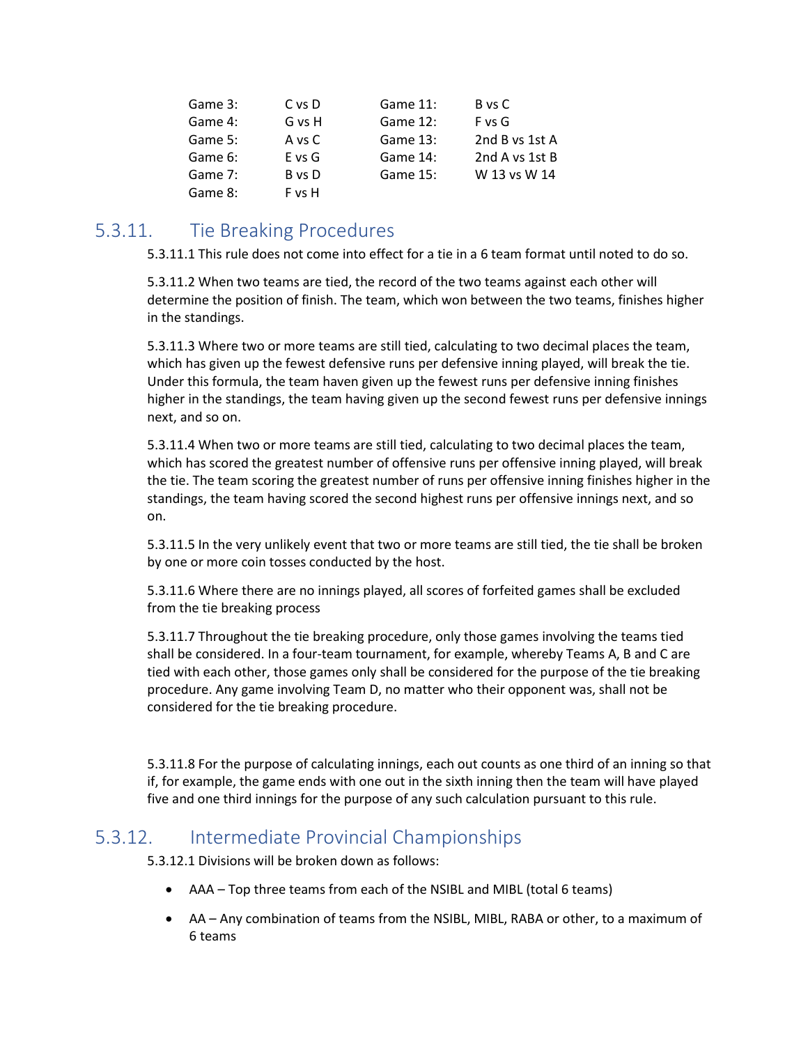| | | | |
|---|---|---|---|
| Game 3: | C vs D | Game 11: | B vs C |
| Game 4: | G vs H | Game 12: | F vs G |
| Game 5: | A vs C | Game 13: | 2nd B vs 1st A |
| Game 6: | E vs G | Game 14: | 2nd A vs 1st B |
| Game 7: | B vs D | Game 15: | W 13 vs W 14 |
| Game 8: | F vs H | | |

## 5.3.11. Tie Breaking Procedures

5.3.11.1 This rule does not come into effect for a tie in a 6 team format until noted to do so.

5.3.11.2 When two teams are tied, the record of the two teams against each other will determine the position of finish. The team, which won between the two teams, finishes higher in the standings.

5.3.11.3 Where two or more teams are still tied, calculating to two decimal places the team, which has given up the fewest defensive runs per defensive inning played, will break the tie. Under this formula, the team haven given up the fewest runs per defensive inning finishes higher in the standings, the team having given up the second fewest runs per defensive innings next, and so on.

5.3.11.4 When two or more teams are still tied, calculating to two decimal places the team, which has scored the greatest number of offensive runs per offensive inning played, will break the tie. The team scoring the greatest number of runs per offensive inning finishes higher in the standings, the team having scored the second highest runs per offensive innings next, and so on.

5.3.11.5 In the very unlikely event that two or more teams are still tied, the tie shall be broken by one or more coin tosses conducted by the host.

5.3.11.6 Where there are no innings played, all scores of forfeited games shall be excluded from the tie breaking process

5.3.11.7 Throughout the tie breaking procedure, only those games involving the teams tied shall be considered. In a four-team tournament, for example, whereby Teams A, B and C are tied with each other, those games only shall be considered for the purpose of the tie breaking procedure. Any game involving Team D, no matter who their opponent was, shall not be considered for the tie breaking procedure.

5.3.11.8 For the purpose of calculating innings, each out counts as one third of an inning so that if, for example, the game ends with one out in the sixth inning then the team will have played five and one third innings for the purpose of any such calculation pursuant to this rule.

## 5.3.12. Intermediate Provincial Championships

5.3.12.1 Divisions will be broken down as follows:

- AAA – Top three teams from each of the NSIBL and MIBL (total 6 teams)
- AA – Any combination of teams from the NSIBL, MIBL, RABA or other, to a maximum of 6 teams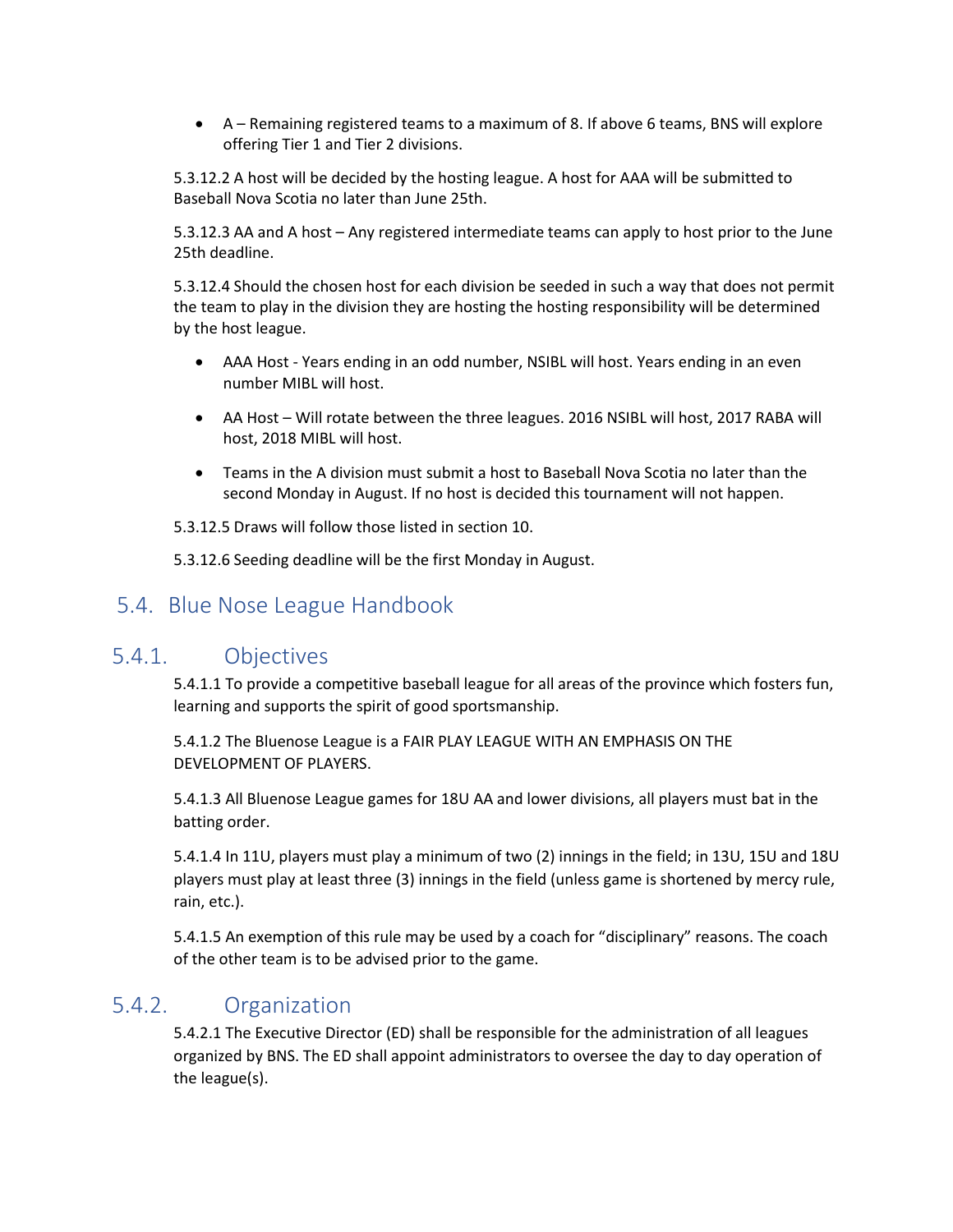- A – Remaining registered teams to a maximum of 8. If above 6 teams, BNS will explore offering Tier 1 and Tier 2 divisions.

5.3.12.2 A host will be decided by the hosting league. A host for AAA will be submitted to Baseball Nova Scotia no later than June 25th.

5.3.12.3 AA and A host – Any registered intermediate teams can apply to host prior to the June 25th deadline.

5.3.12.4 Should the chosen host for each division be seeded in such a way that does not permit the team to play in the division they are hosting the hosting responsibility will be determined by the host league.

- AAA Host - Years ending in an odd number, NSIBL will host. Years ending in an even number MIBL will host.
- AA Host – Will rotate between the three leagues. 2016 NSIBL will host, 2017 RABA will host, 2018 MIBL will host.
- Teams in the A division must submit a host to Baseball Nova Scotia no later than the second Monday in August. If no host is decided this tournament will not happen.

5.3.12.5 Draws will follow those listed in section 10.

5.3.12.6 Seeding deadline will be the first Monday in August.

## 5.4. Blue Nose League Handbook

### 5.4.1. Objectives

5.4.1.1 To provide a competitive baseball league for all areas of the province which fosters fun, learning and supports the spirit of good sportsmanship.

5.4.1.2 The Bluenose League is a FAIR PLAY LEAGUE WITH AN EMPHASIS ON THE DEVELOPMENT OF PLAYERS.

5.4.1.3 All Bluenose League games for 18U AA and lower divisions, all players must bat in the batting order.

5.4.1.4 In 11U, players must play a minimum of two (2) innings in the field; in 13U, 15U and 18U players must play at least three (3) innings in the field (unless game is shortened by mercy rule, rain, etc.).

5.4.1.5 An exemption of this rule may be used by a coach for "disciplinary" reasons. The coach of the other team is to be advised prior to the game.

### 5.4.2. Organization

5.4.2.1 The Executive Director (ED) shall be responsible for the administration of all leagues organized by BNS. The ED shall appoint administrators to oversee the day to day operation of the league(s).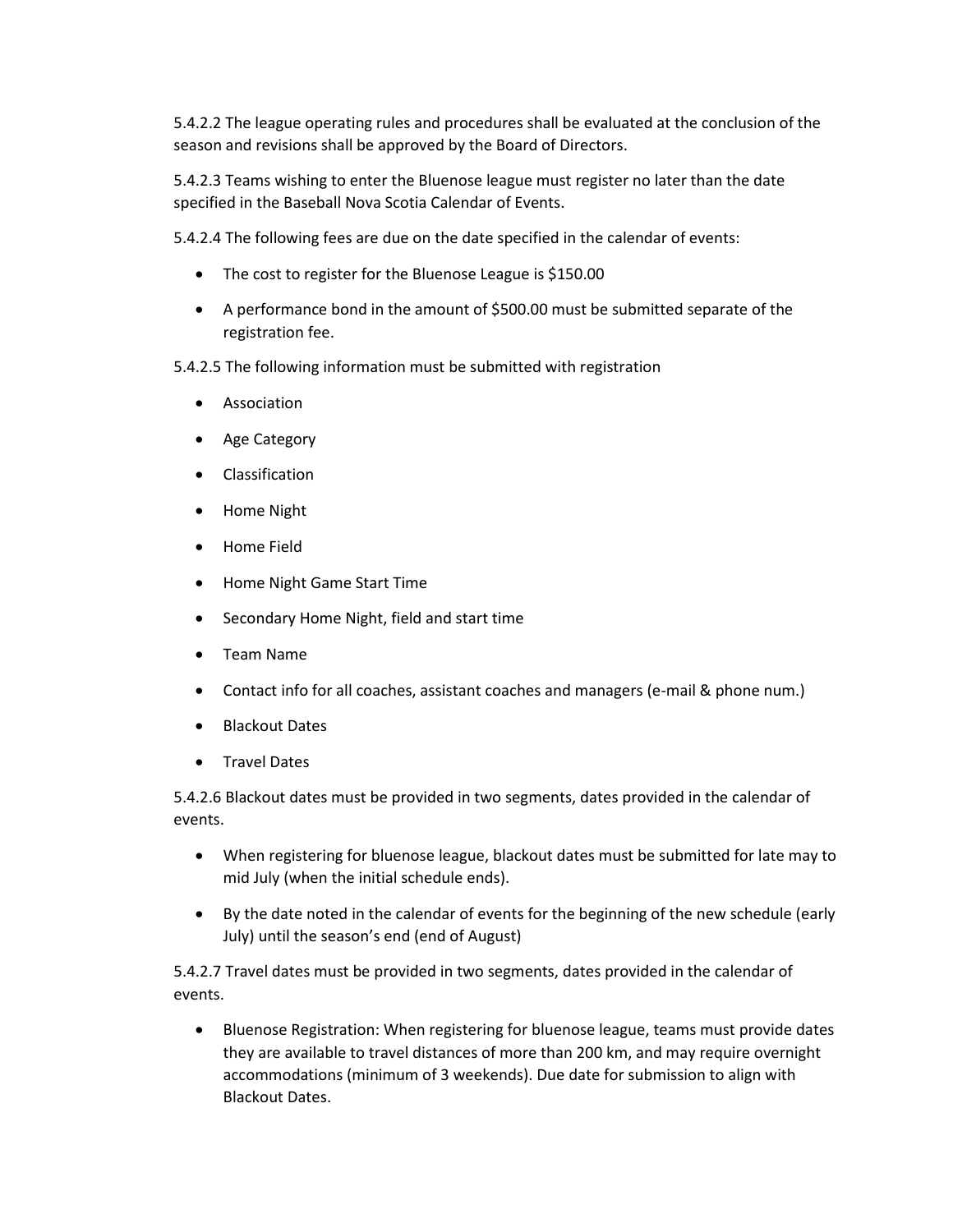5.4.2.2 The league operating rules and procedures shall be evaluated at the conclusion of the season and revisions shall be approved by the Board of Directors.

5.4.2.3 Teams wishing to enter the Bluenose league must register no later than the date specified in the Baseball Nova Scotia Calendar of Events.

5.4.2.4 The following fees are due on the date specified in the calendar of events:

- The cost to register for the Bluenose League is $150.00
- A performance bond in the amount of $500.00 must be submitted separate of the registration fee.

5.4.2.5 The following information must be submitted with registration

- Association
- Age Category
- Classification
- Home Night
- Home Field
- Home Night Game Start Time
- Secondary Home Night, field and start time
- Team Name
- Contact info for all coaches, assistant coaches and managers (e-mail & phone num.)
- Blackout Dates
- Travel Dates

5.4.2.6 Blackout dates must be provided in two segments, dates provided in the calendar of events.

- When registering for bluenose league, blackout dates must be submitted for late may to mid July (when the initial schedule ends).
- By the date noted in the calendar of events for the beginning of the new schedule (early July) until the season's end (end of August)

5.4.2.7 Travel dates must be provided in two segments, dates provided in the calendar of events.

- Bluenose Registration: When registering for bluenose league, teams must provide dates they are available to travel distances of more than 200 km, and may require overnight accommodations (minimum of 3 weekends). Due date for submission to align with Blackout Dates.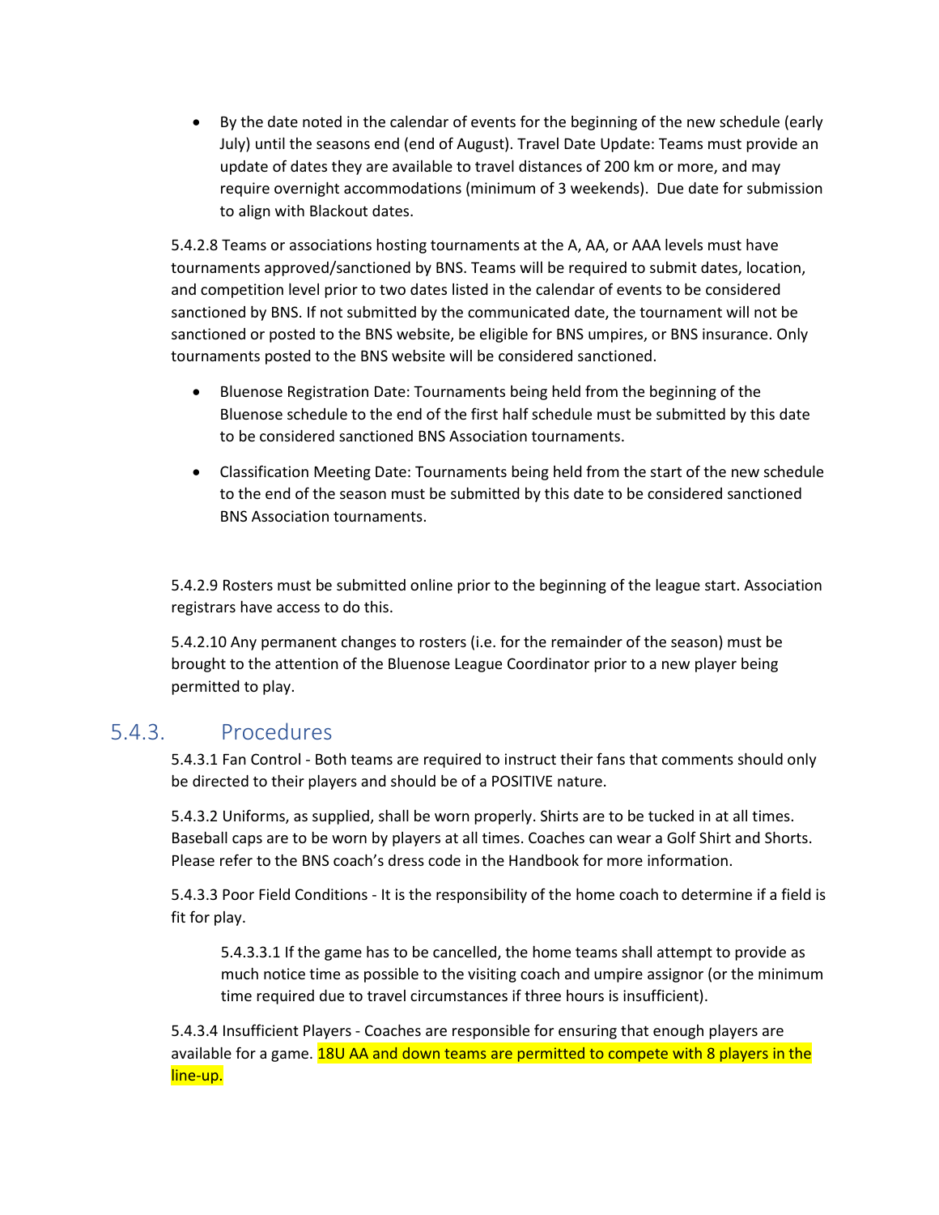- By the date noted in the calendar of events for the beginning of the new schedule (early July) until the seasons end (end of August). Travel Date Update: Teams must provide an update of dates they are available to travel distances of 200 km or more, and may require overnight accommodations (minimum of 3 weekends). Due date for submission to align with Blackout dates.

5.4.2.8 Teams or associations hosting tournaments at the A, AA, or AAA levels must have tournaments approved/sanctioned by BNS. Teams will be required to submit dates, location, and competition level prior to two dates listed in the calendar of events to be considered sanctioned by BNS. If not submitted by the communicated date, the tournament will not be sanctioned or posted to the BNS website, be eligible for BNS umpires, or BNS insurance. Only tournaments posted to the BNS website will be considered sanctioned.

- Bluenose Registration Date: Tournaments being held from the beginning of the Bluenose schedule to the end of the first half schedule must be submitted by this date to be considered sanctioned BNS Association tournaments.
- Classification Meeting Date: Tournaments being held from the start of the new schedule to the end of the season must be submitted by this date to be considered sanctioned BNS Association tournaments.

5.4.2.9 Rosters must be submitted online prior to the beginning of the league start. Association registrars have access to do this.

5.4.2.10 Any permanent changes to rosters (i.e. for the remainder of the season) must be brought to the attention of the Bluenose League Coordinator prior to a new player being permitted to play.

## 5.4.3. Procedures

5.4.3.1 Fan Control - Both teams are required to instruct their fans that comments should only be directed to their players and should be of a POSITIVE nature.

5.4.3.2 Uniforms, as supplied, shall be worn properly. Shirts are to be tucked in at all times. Baseball caps are to be worn by players at all times. Coaches can wear a Golf Shirt and Shorts. Please refer to the BNS coach's dress code in the Handbook for more information.

5.4.3.3 Poor Field Conditions - It is the responsibility of the home coach to determine if a field is fit for play.

> 5.4.3.3.1 If the game has to be cancelled, the home teams shall attempt to provide as much notice time as possible to the visiting coach and umpire assignor (or the minimum time required due to travel circumstances if three hours is insufficient).

5.4.3.4 Insufficient Players - Coaches are responsible for ensuring that enough players are available for a game. 18U AA and down teams are permitted to compete with 8 players in the line-up.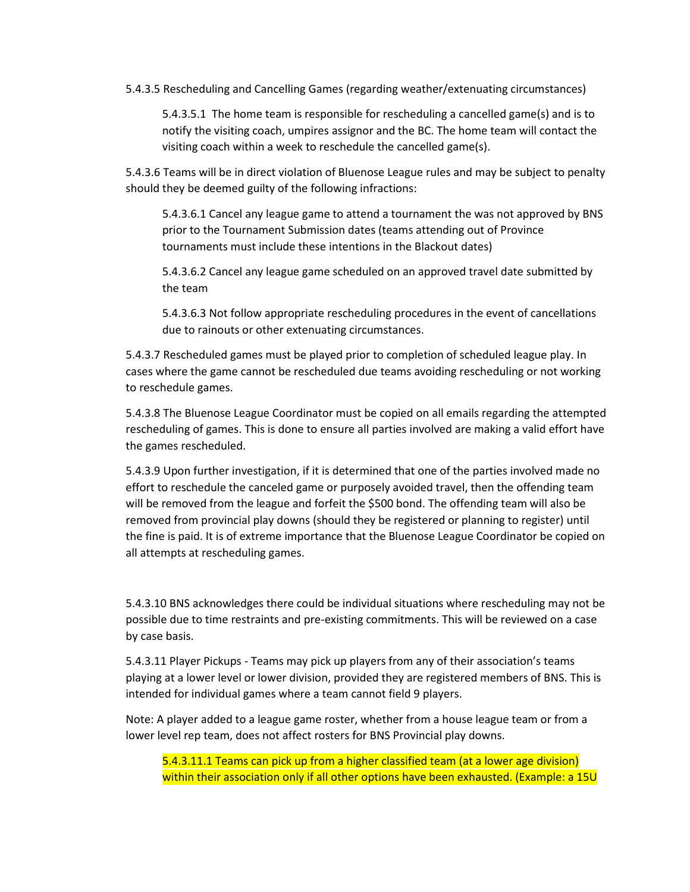5.4.3.5 Rescheduling and Cancelling Games (regarding weather/extenuating circumstances)

> 5.4.3.5.1 The home team is responsible for rescheduling a cancelled game(s) and is to notify the visiting coach, umpires assignor and the BC. The home team will contact the visiting coach within a week to reschedule the cancelled game(s).

5.4.3.6 Teams will be in direct violation of Bluenose League rules and may be subject to penalty should they be deemed guilty of the following infractions:

> 5.4.3.6.1 Cancel any league game to attend a tournament the was not approved by BNS prior to the Tournament Submission dates (teams attending out of Province tournaments must include these intentions in the Blackout dates)
>
> 5.4.3.6.2 Cancel any league game scheduled on an approved travel date submitted by the team
>
> 5.4.3.6.3 Not follow appropriate rescheduling procedures in the event of cancellations due to rainouts or other extenuating circumstances.

5.4.3.7 Rescheduled games must be played prior to completion of scheduled league play. In cases where the game cannot be rescheduled due teams avoiding rescheduling or not working to reschedule games.

5.4.3.8 The Bluenose League Coordinator must be copied on all emails regarding the attempted rescheduling of games. This is done to ensure all parties involved are making a valid effort have the games rescheduled.

5.4.3.9 Upon further investigation, if it is determined that one of the parties involved made no effort to reschedule the canceled game or purposely avoided travel, then the offending team will be removed from the league and forfeit the $500 bond. The offending team will also be removed from provincial play downs (should they be registered or planning to register) until the fine is paid. It is of extreme importance that the Bluenose League Coordinator be copied on all attempts at rescheduling games.

5.4.3.10 BNS acknowledges there could be individual situations where rescheduling may not be possible due to time restraints and pre-existing commitments. This will be reviewed on a case by case basis.

5.4.3.11 Player Pickups - Teams may pick up players from any of their association's teams playing at a lower level or lower division, provided they are registered members of BNS. This is intended for individual games where a team cannot field 9 players.

Note: A player added to a league game roster, whether from a house league team or from a lower level rep team, does not affect rosters for BNS Provincial play downs.

> 5.4.3.11.1 Teams can pick up from a higher classified team (at a lower age division) within their association only if all other options have been exhausted. (Example: a 15U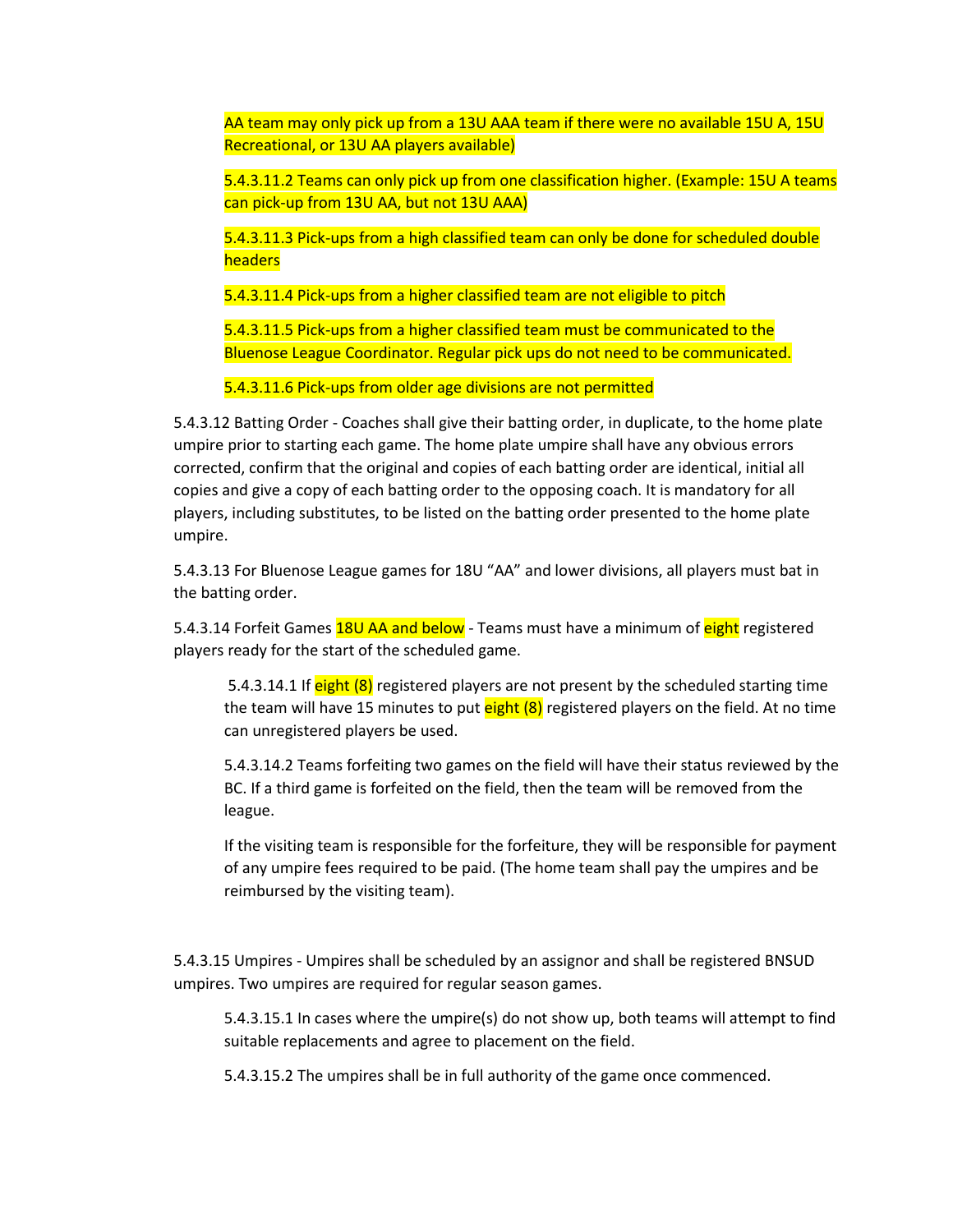AA team may only pick up from a 13U AAA team if there were no available 15U A, 15U Recreational, or 13U AA players available)

5.4.3.11.2 Teams can only pick up from one classification higher. (Example: 15U A teams can pick-up from 13U AA, but not 13U AAA)

5.4.3.11.3 Pick-ups from a high classified team can only be done for scheduled double headers

5.4.3.11.4 Pick-ups from a higher classified team are not eligible to pitch

5.4.3.11.5 Pick-ups from a higher classified team must be communicated to the Bluenose League Coordinator. Regular pick ups do not need to be communicated.

5.4.3.11.6 Pick-ups from older age divisions are not permitted

5.4.3.12 Batting Order - Coaches shall give their batting order, in duplicate, to the home plate umpire prior to starting each game. The home plate umpire shall have any obvious errors corrected, confirm that the original and copies of each batting order are identical, initial all copies and give a copy of each batting order to the opposing coach. It is mandatory for all players, including substitutes, to be listed on the batting order presented to the home plate umpire.

5.4.3.13 For Bluenose League games for 18U "AA" and lower divisions, all players must bat in the batting order.

5.4.3.14 Forfeit Games 18U AA and below - Teams must have a minimum of eight registered players ready for the start of the scheduled game.

5.4.3.14.1 If eight (8) registered players are not present by the scheduled starting time the team will have 15 minutes to put eight (8) registered players on the field. At no time can unregistered players be used.

5.4.3.14.2 Teams forfeiting two games on the field will have their status reviewed by the BC. If a third game is forfeited on the field, then the team will be removed from the league.

If the visiting team is responsible for the forfeiture, they will be responsible for payment of any umpire fees required to be paid. (The home team shall pay the umpires and be reimbursed by the visiting team).

5.4.3.15 Umpires - Umpires shall be scheduled by an assignor and shall be registered BNSUD umpires. Two umpires are required for regular season games.

5.4.3.15.1 In cases where the umpire(s) do not show up, both teams will attempt to find suitable replacements and agree to placement on the field.

5.4.3.15.2 The umpires shall be in full authority of the game once commenced.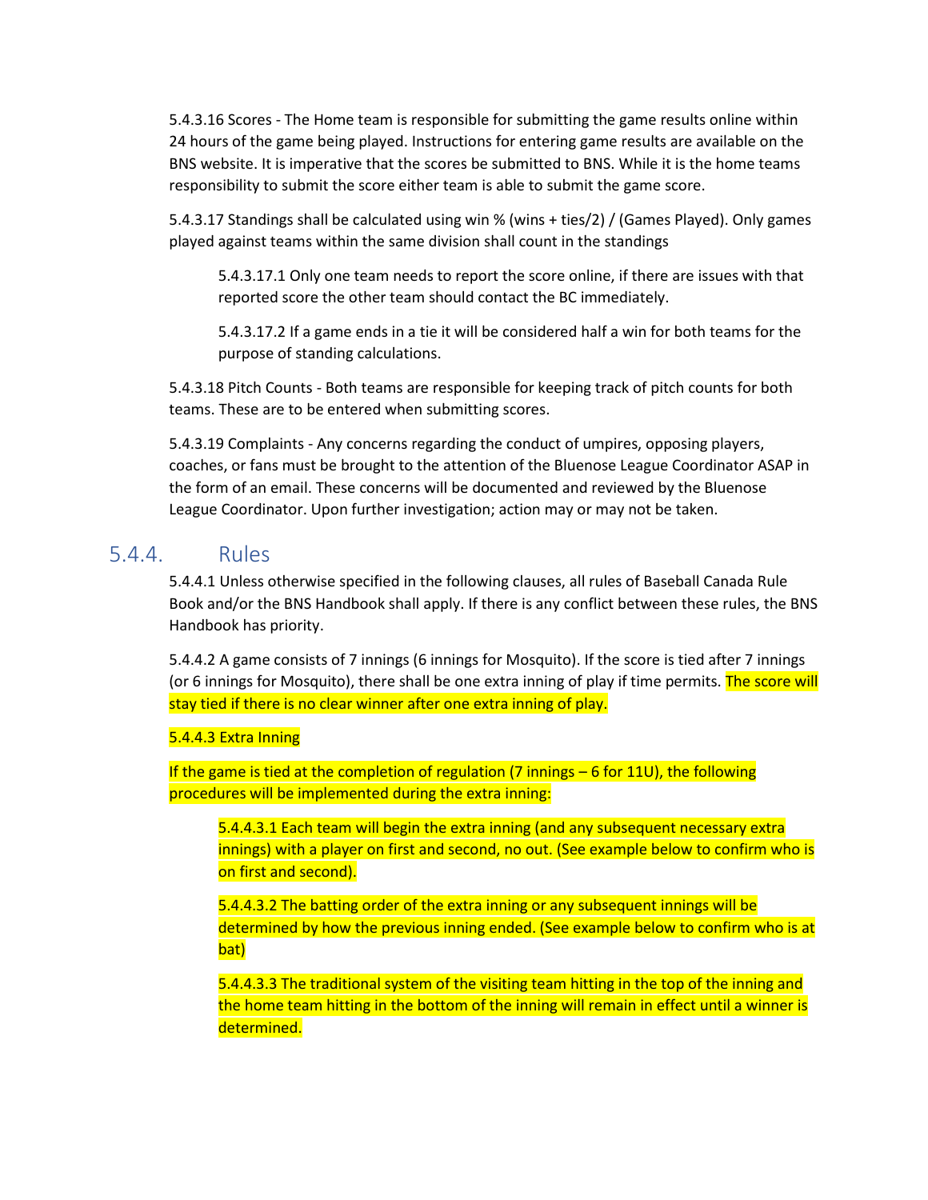5.4.3.16 Scores - The Home team is responsible for submitting the game results online within 24 hours of the game being played. Instructions for entering game results are available on the BNS website. It is imperative that the scores be submitted to BNS. While it is the home teams responsibility to submit the score either team is able to submit the game score.

5.4.3.17 Standings shall be calculated using win % (wins + ties/2) / (Games Played). Only games played against teams within the same division shall count in the standings

> 5.4.3.17.1 Only one team needs to report the score online, if there are issues with that reported score the other team should contact the BC immediately.
>
> 5.4.3.17.2 If a game ends in a tie it will be considered half a win for both teams for the purpose of standing calculations.

5.4.3.18 Pitch Counts - Both teams are responsible for keeping track of pitch counts for both teams. These are to be entered when submitting scores.

5.4.3.19 Complaints - Any concerns regarding the conduct of umpires, opposing players, coaches, or fans must be brought to the attention of the Bluenose League Coordinator ASAP in the form of an email. These concerns will be documented and reviewed by the Bluenose League Coordinator. Upon further investigation; action may or may not be taken.

## 5.4.4. Rules

5.4.4.1 Unless otherwise specified in the following clauses, all rules of Baseball Canada Rule Book and/or the BNS Handbook shall apply. If there is any conflict between these rules, the BNS Handbook has priority.

5.4.4.2 A game consists of 7 innings (6 innings for Mosquito). If the score is tied after 7 innings (or 6 innings for Mosquito), there shall be one extra inning of play if time permits. The score will stay tied if there is no clear winner after one extra inning of play.

5.4.4.3 Extra Inning

If the game is tied at the completion of regulation (7 innings – 6 for 11U), the following procedures will be implemented during the extra inning:

> 5.4.4.3.1 Each team will begin the extra inning (and any subsequent necessary extra innings) with a player on first and second, no out. (See example below to confirm who is on first and second).
>
> 5.4.4.3.2 The batting order of the extra inning or any subsequent innings will be determined by how the previous inning ended. (See example below to confirm who is at bat)
>
> 5.4.4.3.3 The traditional system of the visiting team hitting in the top of the inning and the home team hitting in the bottom of the inning will remain in effect until a winner is determined.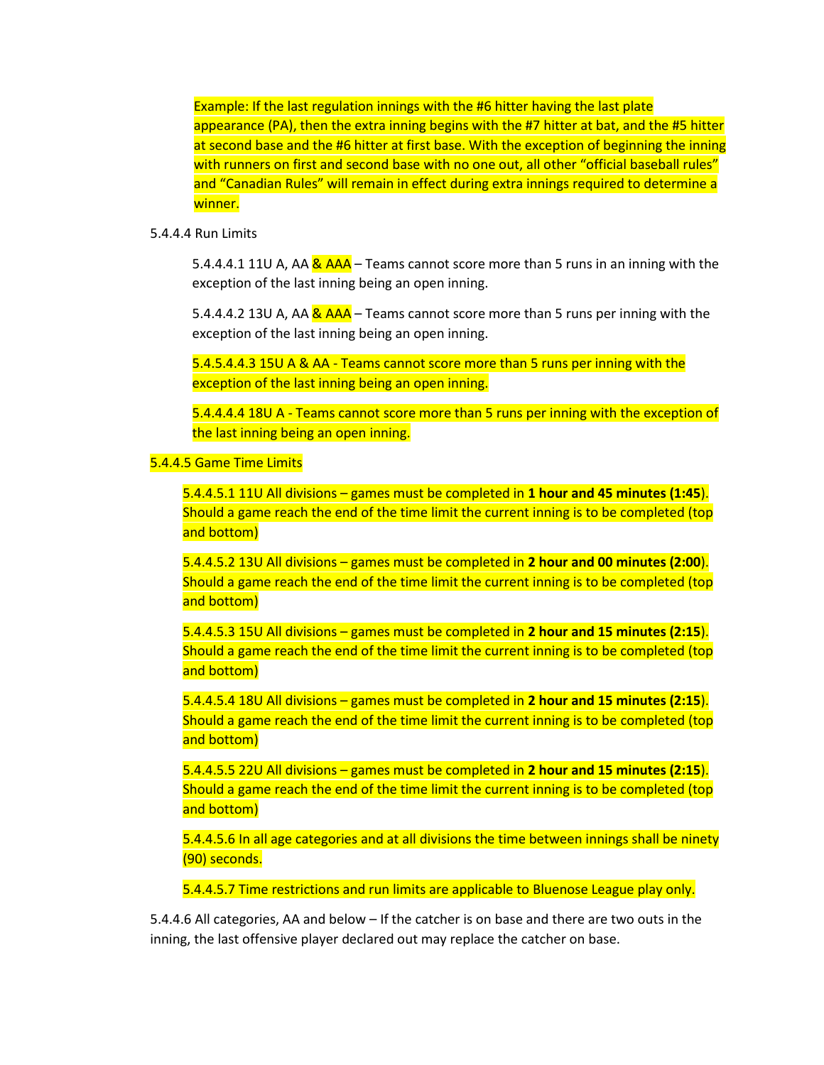Example: If the last regulation innings with the #6 hitter having the last plate appearance (PA), then the extra inning begins with the #7 hitter at bat, and the #5 hitter at second base and the #6 hitter at first base. With the exception of beginning the inning with runners on first and second base with no one out, all other "official baseball rules" and "Canadian Rules" will remain in effect during extra innings required to determine a winner.

5.4.4.4 Run Limits

5.4.4.4.1 11U A, AA & AAA – Teams cannot score more than 5 runs in an inning with the exception of the last inning being an open inning.

5.4.4.4.2 13U A, AA & AAA – Teams cannot score more than 5 runs per inning with the exception of the last inning being an open inning.

5.4.5.4.4.3 15U A & AA - Teams cannot score more than 5 runs per inning with the exception of the last inning being an open inning.

5.4.4.4.4 18U A - Teams cannot score more than 5 runs per inning with the exception of the last inning being an open inning.

5.4.4.5 Game Time Limits

5.4.4.5.1 11U All divisions – games must be completed in **1 hour and 45 minutes (1:45**). Should a game reach the end of the time limit the current inning is to be completed (top and bottom)

5.4.4.5.2 13U All divisions – games must be completed in **2 hour and 00 minutes (2:00**). Should a game reach the end of the time limit the current inning is to be completed (top and bottom)

5.4.4.5.3 15U All divisions – games must be completed in **2 hour and 15 minutes (2:15**). Should a game reach the end of the time limit the current inning is to be completed (top and bottom)

5.4.4.5.4 18U All divisions – games must be completed in **2 hour and 15 minutes (2:15**). Should a game reach the end of the time limit the current inning is to be completed (top and bottom)

5.4.4.5.5 22U All divisions – games must be completed in **2 hour and 15 minutes (2:15**). Should a game reach the end of the time limit the current inning is to be completed (top and bottom)

5.4.4.5.6 In all age categories and at all divisions the time between innings shall be ninety (90) seconds.

5.4.4.5.7 Time restrictions and run limits are applicable to Bluenose League play only.

5.4.4.6 All categories, AA and below – If the catcher is on base and there are two outs in the inning, the last offensive player declared out may replace the catcher on base.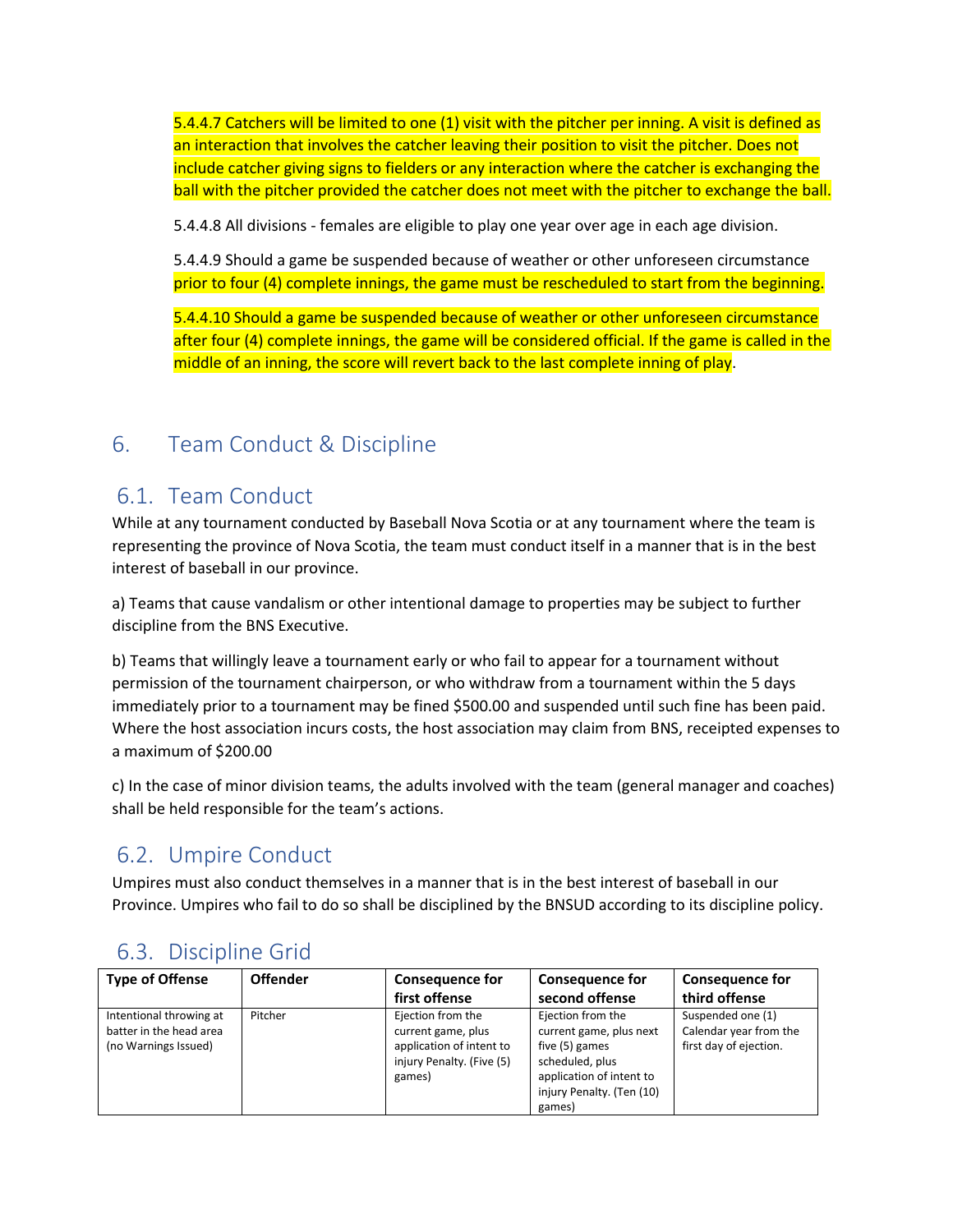5.4.4.7 Catchers will be limited to one (1) visit with the pitcher per inning. A visit is defined as an interaction that involves the catcher leaving their position to visit the pitcher. Does not include catcher giving signs to fielders or any interaction where the catcher is exchanging the ball with the pitcher provided the catcher does not meet with the pitcher to exchange the ball.

5.4.4.8 All divisions - females are eligible to play one year over age in each age division.

5.4.4.9 Should a game be suspended because of weather or other unforeseen circumstance prior to four (4) complete innings, the game must be rescheduled to start from the beginning.

5.4.4.10 Should a game be suspended because of weather or other unforeseen circumstance after four (4) complete innings, the game will be considered official. If the game is called in the middle of an inning, the score will revert back to the last complete inning of play.

# 6. Team Conduct & Discipline

## 6.1. Team Conduct

While at any tournament conducted by Baseball Nova Scotia or at any tournament where the team is representing the province of Nova Scotia, the team must conduct itself in a manner that is in the best interest of baseball in our province.

a) Teams that cause vandalism or other intentional damage to properties may be subject to further discipline from the BNS Executive.

b) Teams that willingly leave a tournament early or who fail to appear for a tournament without permission of the tournament chairperson, or who withdraw from a tournament within the 5 days immediately prior to a tournament may be fined $500.00 and suspended until such fine has been paid. Where the host association incurs costs, the host association may claim from BNS, receipted expenses to a maximum of $200.00

c) In the case of minor division teams, the adults involved with the team (general manager and coaches) shall be held responsible for the team's actions.

## 6.2. Umpire Conduct

Umpires must also conduct themselves in a manner that is in the best interest of baseball in our Province. Umpires who fail to do so shall be disciplined by the BNSUD according to its discipline policy.

## 6.3. Discipline Grid

| Type of Offense | Offender | Consequence for first offense | Consequence for second offense | Consequence for third offense |
|---|---|---|---|---|
| Intentional throwing at batter in the head area (no Warnings Issued) | Pitcher | Ejection from the current game, plus application of intent to injury Penalty. (Five (5) games) | Ejection from the current game, plus next five (5) games scheduled, plus application of intent to injury Penalty. (Ten (10) games) | Suspended one (1) Calendar year from the first day of ejection. |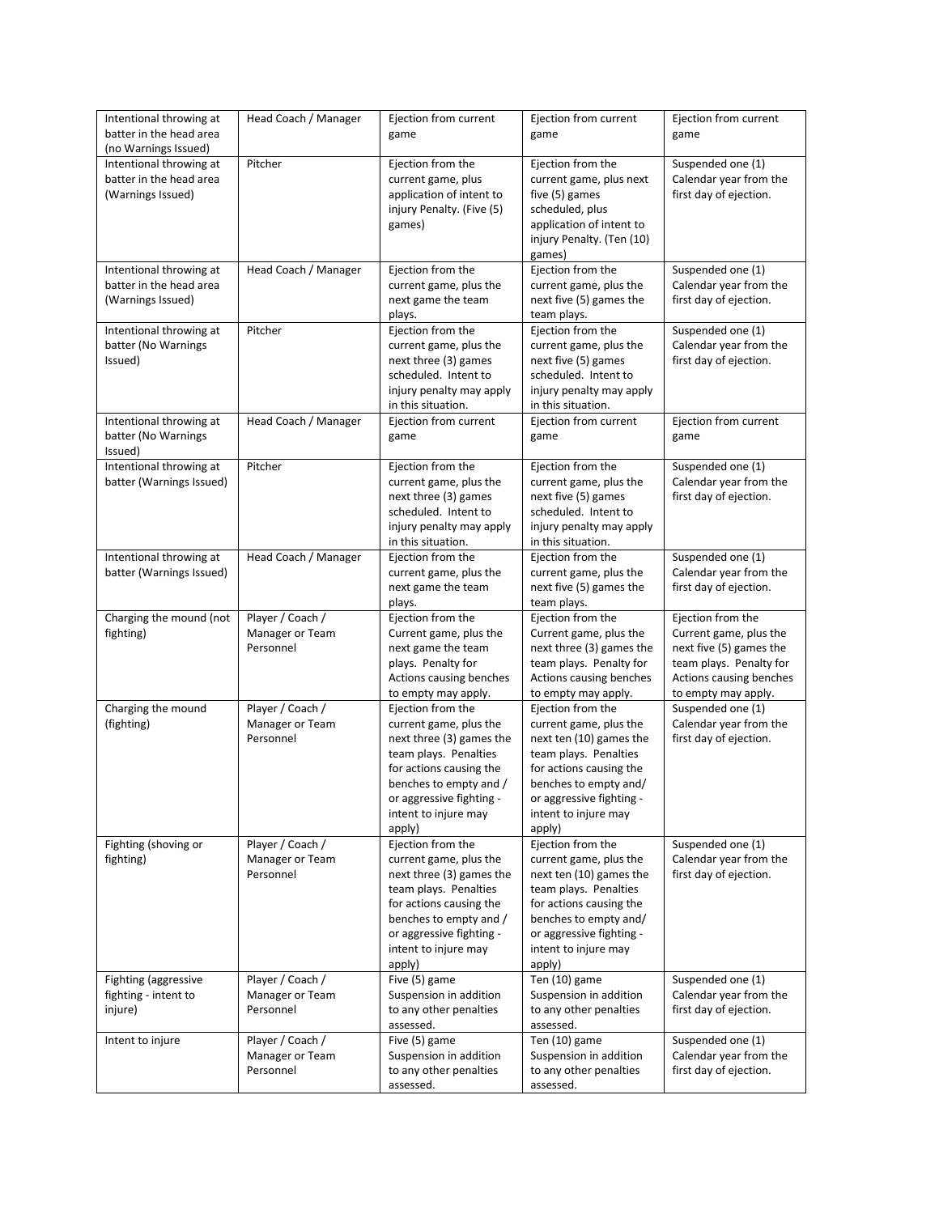| Intentional throwing at batter in the head area (no Warnings Issued) | Head Coach / Manager | Ejection from current game | Ejection from current game | Ejection from current game |
|---|---|---|---|---|
| Intentional throwing at batter in the head area (Warnings Issued) | Pitcher | Ejection from the current game, plus application of intent to injury Penalty. (Five (5) games) | Ejection from the current game, plus next five (5) games scheduled, plus application of intent to injury Penalty. (Ten (10) games) | Suspended one (1) Calendar year from the first day of ejection. |
| Intentional throwing at batter in the head area (Warnings Issued) | Head Coach / Manager | Ejection from the current game, plus the next game the team plays. | Ejection from the current game, plus the next five (5) games the team plays. | Suspended one (1) Calendar year from the first day of ejection. |
| Intentional throwing at batter (No Warnings Issued) | Pitcher | Ejection from the current game, plus the next three (3) games scheduled. Intent to injury penalty may apply in this situation. | Ejection from the current game, plus the next five (5) games scheduled. Intent to injury penalty may apply in this situation. | Suspended one (1) Calendar year from the first day of ejection. |
| Intentional throwing at batter (No Warnings Issued) | Head Coach / Manager | Ejection from current game | Ejection from current game | Ejection from current game |
| Intentional throwing at batter (Warnings Issued) | Pitcher | Ejection from the current game, plus the next three (3) games scheduled. Intent to injury penalty may apply in this situation. | Ejection from the current game, plus the next five (5) games scheduled. Intent to injury penalty may apply in this situation. | Suspended one (1) Calendar year from the first day of ejection. |
| Intentional throwing at batter (Warnings Issued) | Head Coach / Manager | Ejection from the current game, plus the next game the team plays. | Ejection from the current game, plus the next five (5) games the team plays. | Suspended one (1) Calendar year from the first day of ejection. |
| Charging the mound (not fighting) | Player / Coach / Manager or Team Personnel | Ejection from the Current game, plus the next game the team plays. Penalty for Actions causing benches to empty may apply. | Ejection from the Current game, plus the next three (3) games the team plays. Penalty for Actions causing benches to empty may apply. | Ejection from the Current game, plus the next five (5) games the team plays. Penalty for Actions causing benches to empty may apply. |
| Charging the mound (fighting) | Player / Coach / Manager or Team Personnel | Ejection from the current game, plus the next three (3) games the team plays. Penalties for actions causing the benches to empty and / or aggressive fighting - intent to injure may apply) | Ejection from the current game, plus the next ten (10) games the team plays. Penalties for actions causing the benches to empty and/ or aggressive fighting - intent to injure may apply) | Suspended one (1) Calendar year from the first day of ejection. |
| Fighting (shoving or fighting) | Player / Coach / Manager or Team Personnel | Ejection from the current game, plus the next three (3) games the team plays. Penalties for actions causing the benches to empty and / or aggressive fighting - intent to injure may apply) | Ejection from the current game, plus the next ten (10) games the team plays. Penalties for actions causing the benches to empty and/ or aggressive fighting - intent to injure may apply) | Suspended one (1) Calendar year from the first day of ejection. |
| Fighting (aggressive fighting - intent to injure) | Player / Coach / Manager or Team Personnel | Five (5) game Suspension in addition to any other penalties assessed. | Ten (10) game Suspension in addition to any other penalties assessed. | Suspended one (1) Calendar year from the first day of ejection. |
| Intent to injure | Player / Coach / Manager or Team Personnel | Five (5) game Suspension in addition to any other penalties assessed. | Ten (10) game Suspension in addition to any other penalties assessed. | Suspended one (1) Calendar year from the first day of ejection. |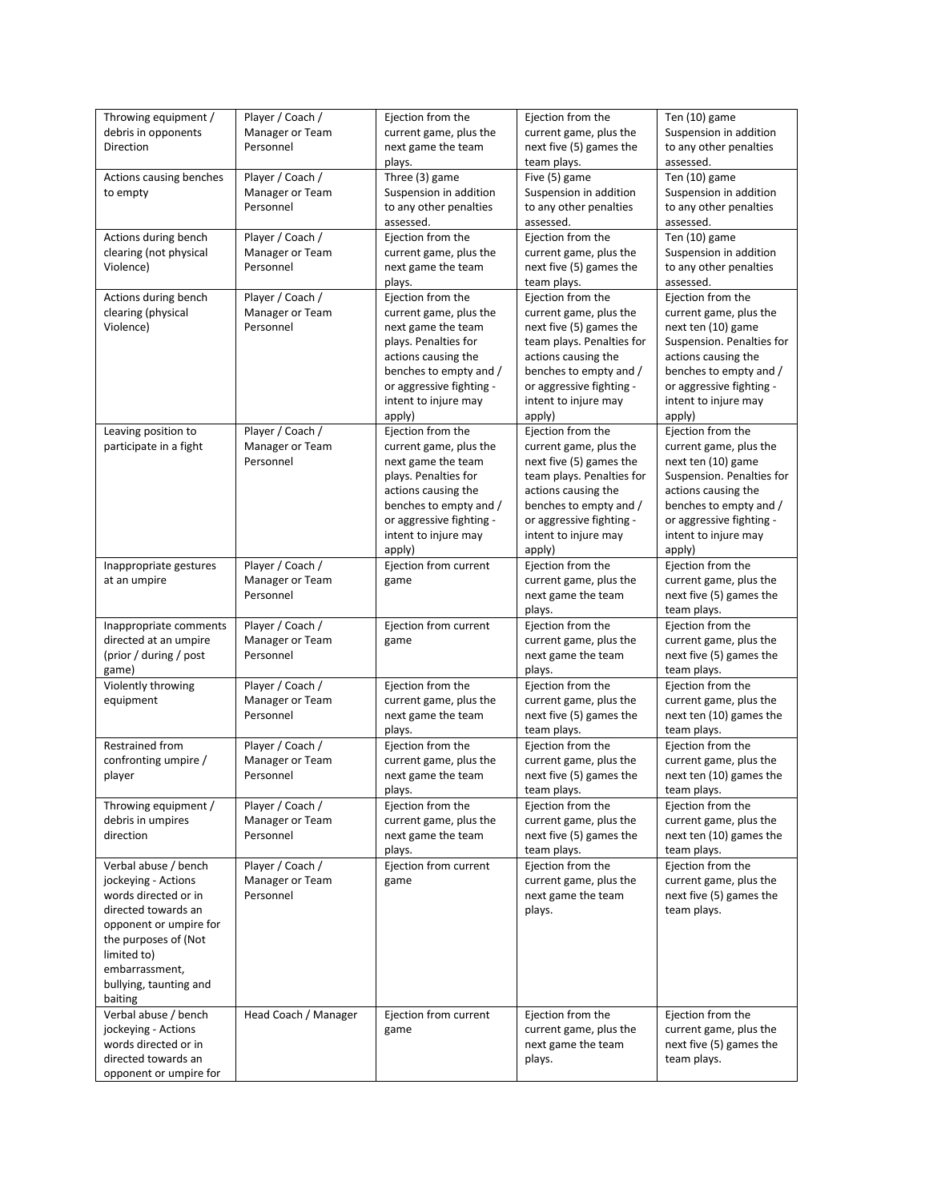| Throwing equipment / debris in opponents Direction | Player / Coach / Manager or Team Personnel | Ejection from the current game, plus the next game the team plays. | Ejection from the current game, plus the next five (5) games the team plays. | Ten (10) game Suspension in addition to any other penalties assessed. |
|---|---|---|---|---|
| Actions causing benches to empty | Player / Coach / Manager or Team Personnel | Three (3) game Suspension in addition to any other penalties assessed. | Five (5) game Suspension in addition to any other penalties assessed. | Ten (10) game Suspension in addition to any other penalties assessed. |
| Actions during bench clearing (not physical Violence) | Player / Coach / Manager or Team Personnel | Ejection from the current game, plus the next game the team plays. | Ejection from the current game, plus the next five (5) games the team plays. | Ten (10) game Suspension in addition to any other penalties assessed. |
| Actions during bench clearing (physical Violence) | Player / Coach / Manager or Team Personnel | Ejection from the current game, plus the next game the team plays. Penalties for actions causing the benches to empty and / or aggressive fighting - intent to injure may apply) | Ejection from the current game, plus the next five (5) games the team plays. Penalties for actions causing the benches to empty and / or aggressive fighting - intent to injure may apply) | Ejection from the current game, plus the next ten (10) game Suspension. Penalties for actions causing the benches to empty and / or aggressive fighting - intent to injure may apply) |
| Leaving position to participate in a fight | Player / Coach / Manager or Team Personnel | Ejection from the current game, plus the next game the team plays. Penalties for actions causing the benches to empty and / or aggressive fighting - intent to injure may apply) | Ejection from the current game, plus the next five (5) games the team plays. Penalties for actions causing the benches to empty and / or aggressive fighting - intent to injure may apply) | Ejection from the current game, plus the next ten (10) game Suspension. Penalties for actions causing the benches to empty and / or aggressive fighting - intent to injure may apply) |
| Inappropriate gestures at an umpire | Player / Coach / Manager or Team Personnel | Ejection from current game | Ejection from the current game, plus the next game the team plays. | Ejection from the current game, plus the next five (5) games the team plays. |
| Inappropriate comments directed at an umpire (prior / during / post game) | Player / Coach / Manager or Team Personnel | Ejection from current game | Ejection from the current game, plus the next game the team plays. | Ejection from the current game, plus the next five (5) games the team plays. |
| Violently throwing equipment | Player / Coach / Manager or Team Personnel | Ejection from the current game, plus the next game the team plays. | Ejection from the current game, plus the next five (5) games the team plays. | Ejection from the current game, plus the next ten (10) games the team plays. |
| Restrained from confronting umpire / player | Player / Coach / Manager or Team Personnel | Ejection from the current game, plus the next game the team plays. | Ejection from the current game, plus the next five (5) games the team plays. | Ejection from the current game, plus the next ten (10) games the team plays. |
| Throwing equipment / debris in umpires direction | Player / Coach / Manager or Team Personnel | Ejection from the current game, plus the next game the team plays. | Ejection from the current game, plus the next five (5) games the team plays. | Ejection from the current game, plus the next ten (10) games the team plays. |
| Verbal abuse / bench jockeying - Actions words directed or in directed towards an opponent or umpire for the purposes of (Not limited to) embarrassment, bullying, taunting and baiting | Player / Coach / Manager or Team Personnel | Ejection from current game | Ejection from the current game, plus the next game the team plays. | Ejection from the current game, plus the next five (5) games the team plays. |
| Verbal abuse / bench jockeying - Actions words directed or in directed towards an opponent or umpire for | Head Coach / Manager | Ejection from current game | Ejection from the current game, plus the next game the team plays. | Ejection from the current game, plus the next five (5) games the team plays. |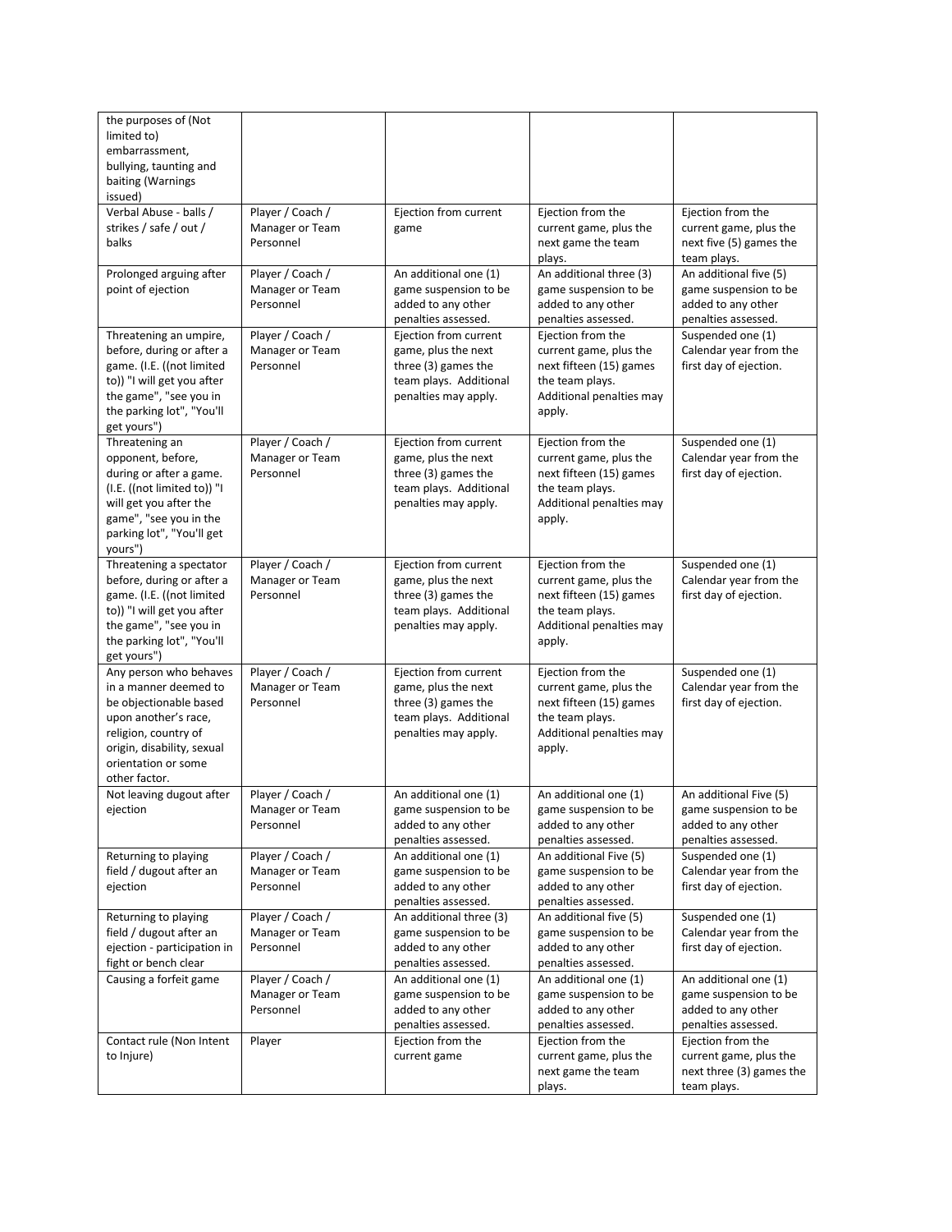| | | | | |
|---|---|---|---|---|
| the purposes of (Not limited to) embarrassment, bullying, taunting and baiting (Warnings issued) | | | | |
| Verbal Abuse - balls / strikes / safe / out / balks | Player / Coach / Manager or Team Personnel | Ejection from current game | Ejection from the current game, plus the next game the team plays. | Ejection from the current game, plus the next five (5) games the team plays. |
| Prolonged arguing after point of ejection | Player / Coach / Manager or Team Personnel | An additional one (1) game suspension to be added to any other penalties assessed. | An additional three (3) game suspension to be added to any other penalties assessed. | An additional five (5) game suspension to be added to any other penalties assessed. |
| Threatening an umpire, before, during or after a game. (I.E. ((not limited to)) "I will get you after the game", "see you in the parking lot", "You'll get yours") | Player / Coach / Manager or Team Personnel | Ejection from current game, plus the next three (3) games the team plays. Additional penalties may apply. | Ejection from the current game, plus the next fifteen (15) games the team plays. Additional penalties may apply. | Suspended one (1) Calendar year from the first day of ejection. |
| Threatening an opponent, before, during or after a game. (I.E. ((not limited to)) "I will get you after the game", "see you in the parking lot", "You'll get yours") | Player / Coach / Manager or Team Personnel | Ejection from current game, plus the next three (3) games the team plays. Additional penalties may apply. | Ejection from the current game, plus the next fifteen (15) games the team plays. Additional penalties may apply. | Suspended one (1) Calendar year from the first day of ejection. |
| Threatening a spectator before, during or after a game. (I.E. ((not limited to)) "I will get you after the game", "see you in the parking lot", "You'll get yours") | Player / Coach / Manager or Team Personnel | Ejection from current game, plus the next three (3) games the team plays. Additional penalties may apply. | Ejection from the current game, plus the next fifteen (15) games the team plays. Additional penalties may apply. | Suspended one (1) Calendar year from the first day of ejection. |
| Any person who behaves in a manner deemed to be objectionable based upon another's race, religion, country of origin, disability, sexual orientation or some other factor. | Player / Coach / Manager or Team Personnel | Ejection from current game, plus the next three (3) games the team plays. Additional penalties may apply. | Ejection from the current game, plus the next fifteen (15) games the team plays. Additional penalties may apply. | Suspended one (1) Calendar year from the first day of ejection. |
| Not leaving dugout after ejection | Player / Coach / Manager or Team Personnel | An additional one (1) game suspension to be added to any other penalties assessed. | An additional one (1) game suspension to be added to any other penalties assessed. | An additional Five (5) game suspension to be added to any other penalties assessed. |
| Returning to playing field / dugout after an ejection | Player / Coach / Manager or Team Personnel | An additional one (1) game suspension to be added to any other penalties assessed. | An additional Five (5) game suspension to be added to any other penalties assessed. | Suspended one (1) Calendar year from the first day of ejection. |
| Returning to playing field / dugout after an ejection - participation in fight or bench clear | Player / Coach / Manager or Team Personnel | An additional three (3) game suspension to be added to any other penalties assessed. | An additional five (5) game suspension to be added to any other penalties assessed. | Suspended one (1) Calendar year from the first day of ejection. |
| Causing a forfeit game | Player / Coach / Manager or Team Personnel | An additional one (1) game suspension to be added to any other penalties assessed. | An additional one (1) game suspension to be added to any other penalties assessed. | An additional one (1) game suspension to be added to any other penalties assessed. |
| Contact rule (Non Intent to Injure) | Player | Ejection from the current game | Ejection from the current game, plus the next game the team plays. | Ejection from the current game, plus the next three (3) games the team plays. |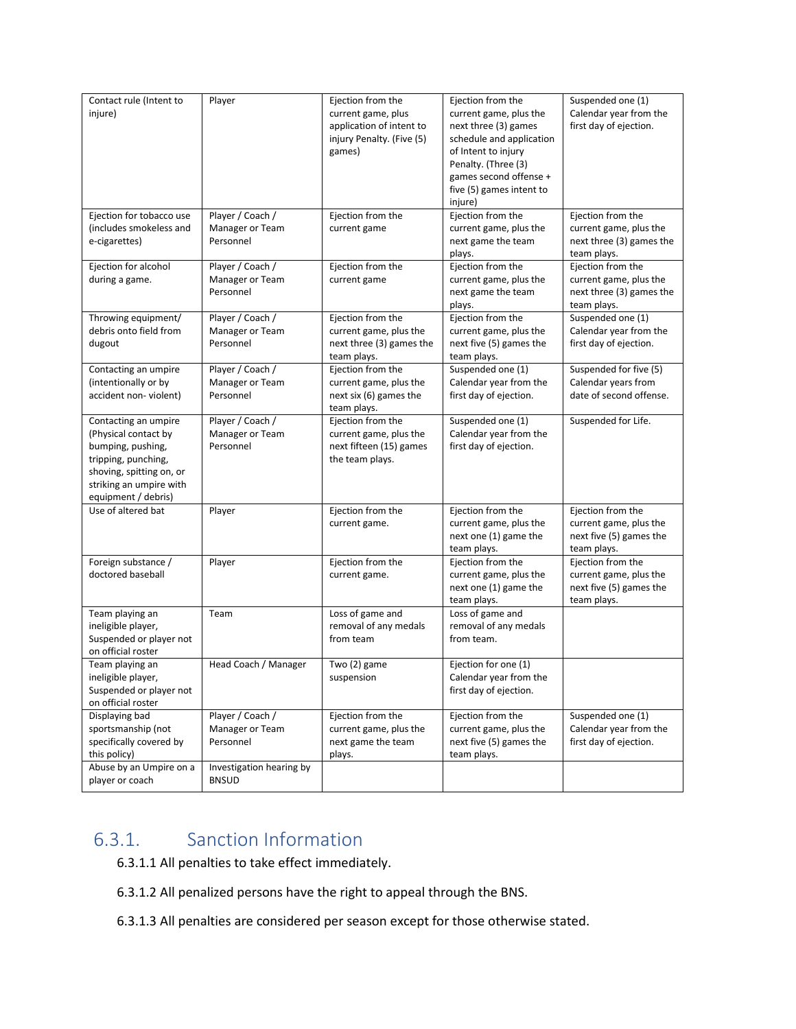| Contact rule (Intent to injure) | Player | Ejection from the current game, plus application of intent to injury Penalty. (Five (5) games) | Ejection from the current game, plus the next three (3) games schedule and application of Intent to injury Penalty. (Three (3) games second offense + five (5) games intent to injure) | Suspended one (1) Calendar year from the first day of ejection. |
|---|---|---|---|---|
| Ejection for tobacco use (includes smokeless and e-cigarettes) | Player / Coach / Manager or Team Personnel | Ejection from the current game | Ejection from the current game, plus the next game the team plays. | Ejection from the current game, plus the next three (3) games the team plays. |
| Ejection for alcohol during a game. | Player / Coach / Manager or Team Personnel | Ejection from the current game | Ejection from the current game, plus the next game the team plays. | Ejection from the current game, plus the next three (3) games the team plays. |
| Throwing equipment/ debris onto field from dugout | Player / Coach / Manager or Team Personnel | Ejection from the current game, plus the next three (3) games the team plays. | Ejection from the current game, plus the next five (5) games the team plays. | Suspended one (1) Calendar year from the first day of ejection. |
| Contacting an umpire (intentionally or by accident non- violent) | Player / Coach / Manager or Team Personnel | Ejection from the current game, plus the next six (6) games the team plays. | Suspended one (1) Calendar year from the first day of ejection. | Suspended for five (5) Calendar years from date of second offense. |
| Contacting an umpire (Physical contact by bumping, pushing, tripping, punching, shoving, spitting on, or striking an umpire with equipment / debris) | Player / Coach / Manager or Team Personnel | Ejection from the current game, plus the next fifteen (15) games the team plays. | Suspended one (1) Calendar year from the first day of ejection. | Suspended for Life. |
| Use of altered bat | Player | Ejection from the current game. | Ejection from the current game, plus the next one (1) game the team plays. | Ejection from the current game, plus the next five (5) games the team plays. |
| Foreign substance / doctored baseball | Player | Ejection from the current game. | Ejection from the current game, plus the next one (1) game the team plays. | Ejection from the current game, plus the next five (5) games the team plays. |
| Team playing an ineligible player, Suspended or player not on official roster | Team | Loss of game and removal of any medals from team | Loss of game and removal of any medals from team. | |
| Team playing an ineligible player, Suspended or player not on official roster | Head Coach / Manager | Two (2) game suspension | Ejection for one (1) Calendar year from the first day of ejection. | |
| Displaying bad sportsmanship (not specifically covered by this policy) | Player / Coach / Manager or Team Personnel | Ejection from the current game, plus the next game the team plays. | Ejection from the current game, plus the next five (5) games the team plays. | Suspended one (1) Calendar year from the first day of ejection. |
| Abuse by an Umpire on a player or coach | Investigation hearing by BNSUD | | | |

## 6.3.1. Sanction Information

6.3.1.1 All penalties to take effect immediately.

6.3.1.2 All penalized persons have the right to appeal through the BNS.

6.3.1.3 All penalties are considered per season except for those otherwise stated.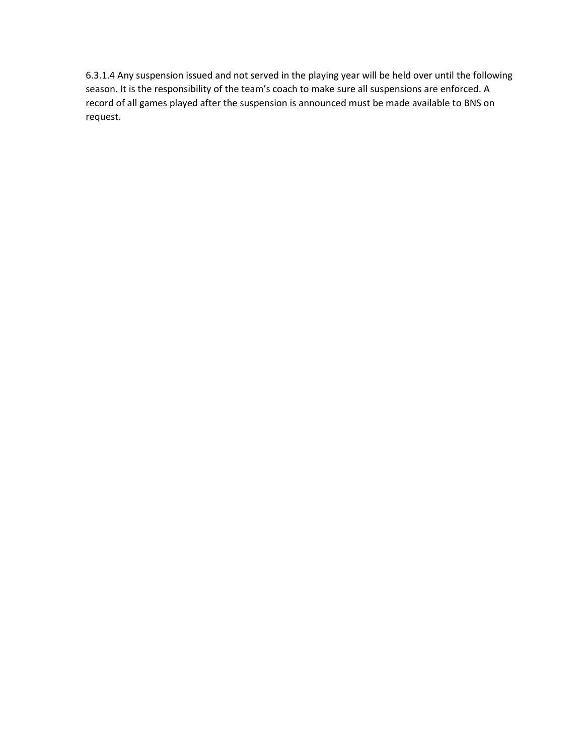6.3.1.4 Any suspension issued and not served in the playing year will be held over until the following season. It is the responsibility of the team’s coach to make sure all suspensions are enforced. A record of all games played after the suspension is announced must be made available to BNS on request.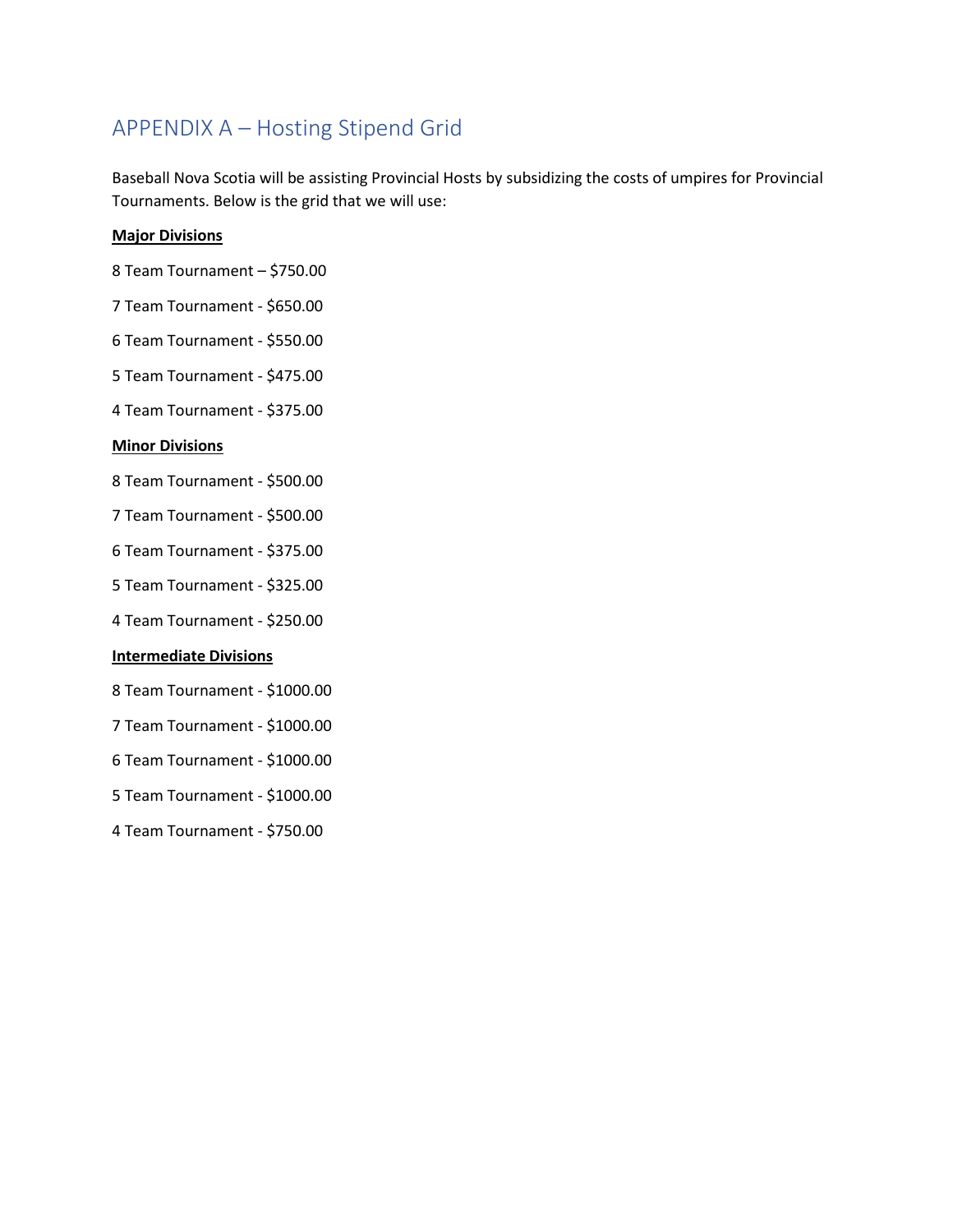## APPENDIX A – Hosting Stipend Grid

Baseball Nova Scotia will be assisting Provincial Hosts by subsidizing the costs of umpires for Provincial Tournaments. Below is the grid that we will use:

**Major Divisions**

8 Team Tournament – $750.00

7 Team Tournament - $650.00

6 Team Tournament - $550.00

5 Team Tournament - $475.00

4 Team Tournament - $375.00

**Minor Divisions**

8 Team Tournament - $500.00

7 Team Tournament - $500.00

6 Team Tournament - $375.00

5 Team Tournament - $325.00

4 Team Tournament - $250.00

**Intermediate Divisions**

8 Team Tournament - $1000.00

7 Team Tournament - $1000.00

6 Team Tournament - $1000.00

5 Team Tournament - $1000.00

4 Team Tournament - $750.00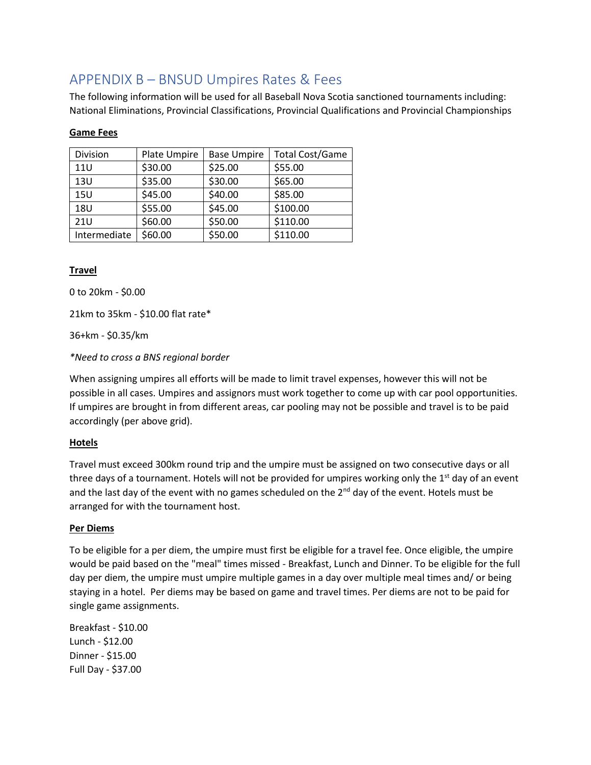# APPENDIX B – BNSUD Umpires Rates & Fees

The following information will be used for all Baseball Nova Scotia sanctioned tournaments including: National Eliminations, Provincial Classifications, Provincial Qualifications and Provincial Championships

**Game Fees**

| Division | Plate Umpire | Base Umpire | Total Cost/Game |
|---|---|---|---|
| 11U | $30.00 | $25.00 | $55.00 |
| 13U | $35.00 | $30.00 | $65.00 |
| 15U | $45.00 | $40.00 | $85.00 |
| 18U | $55.00 | $45.00 | $100.00 |
| 21U | $60.00 | $50.00 | $110.00 |
| Intermediate | $60.00 | $50.00 | $110.00 |

**Travel**

0 to 20km - $0.00

21km to 35km - $10.00 flat rate*

36+km - $0.35/km

*\*Need to cross a BNS regional border*

When assigning umpires all efforts will be made to limit travel expenses, however this will not be possible in all cases. Umpires and assignors must work together to come up with car pool opportunities. If umpires are brought in from different areas, car pooling may not be possible and travel is to be paid accordingly (per above grid).

**Hotels**

Travel must exceed 300km round trip and the umpire must be assigned on two consecutive days or all three days of a tournament. Hotels will not be provided for umpires working only the 1st day of an event and the last day of the event with no games scheduled on the 2nd day of the event. Hotels must be arranged for with the tournament host.

**Per Diems**

To be eligible for a per diem, the umpire must first be eligible for a travel fee. Once eligible, the umpire would be paid based on the "meal" times missed - Breakfast, Lunch and Dinner. To be eligible for the full day per diem, the umpire must umpire multiple games in a day over multiple meal times and/ or being staying in a hotel. Per diems may be based on game and travel times. Per diems are not to be paid for single game assignments.

Breakfast - $10.00  
Lunch - $12.00  
Dinner - $15.00  
Full Day - $37.00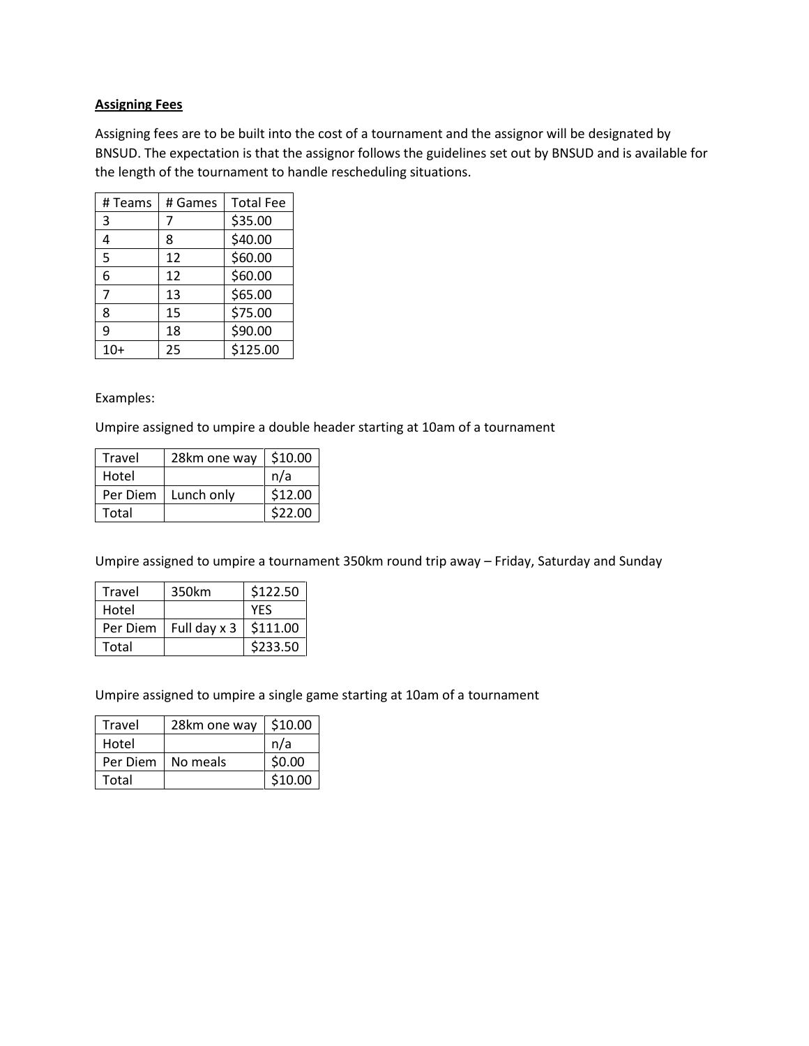**Assigning Fees**

Assigning fees are to be built into the cost of a tournament and the assignor will be designated by BNSUD. The expectation is that the assignor follows the guidelines set out by BNSUD and is available for the length of the tournament to handle rescheduling situations.

| # Teams | # Games | Total Fee |
|---|---|---|
| 3 | 7 | $35.00 |
| 4 | 8 | $40.00 |
| 5 | 12 | $60.00 |
| 6 | 12 | $60.00 |
| 7 | 13 | $65.00 |
| 8 | 15 | $75.00 |
| 9 | 18 | $90.00 |
| 10+ | 25 | $125.00 |

Examples:

Umpire assigned to umpire a double header starting at 10am of a tournament

| | | |
|---|---|---|
| Travel | 28km one way | $10.00 |
| Hotel | | n/a |
| Per Diem | Lunch only | $12.00 |
| Total | | $22.00 |

Umpire assigned to umpire a tournament 350km round trip away – Friday, Saturday and Sunday

| | | |
|---|---|---|
| Travel | 350km | $122.50 |
| Hotel | | YES |
| Per Diem | Full day x 3 | $111.00 |
| Total | | $233.50 |

Umpire assigned to umpire a single game starting at 10am of a tournament

| | | |
|---|---|---|
| Travel | 28km one way | $10.00 |
| Hotel | | n/a |
| Per Diem | No meals | $0.00 |
| Total | | $10.00 |